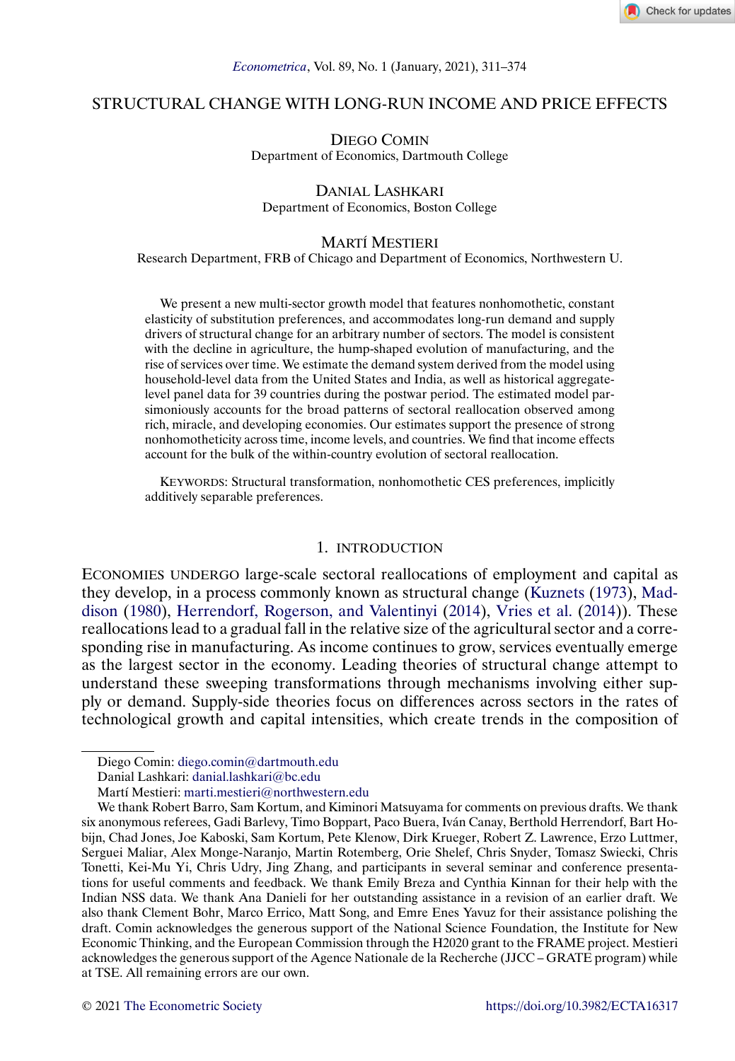# STRUCTURAL CHANGE WITH LONG-RUN INCOME AND PRICE EFFECTS

DIEGO COMIN
Department of Economics, Dartmouth College

DANIAL LASHKARI
Department of Economics, Boston College

MARTÍ MESTIERI
Research Department, FRB of Chicago and Department of Economics, Northwestern U.

We present a new multi-sector growth model that features nonhomothetic, constant elasticity of substitution preferences, and accommodates long-run demand and supply drivers of structural change for an arbitrary number of sectors. The model is consistent with the decline in agriculture, the hump-shaped evolution of manufacturing, and the rise of services over time. We estimate the demand system derived from the model using household-level data from the United States and India, as well as historical aggregate-level panel data for 39 countries during the postwar period. The estimated model parsimoniously accounts for the broad patterns of sectoral reallocation observed among rich, miracle, and developing economies. Our estimates support the presence of strong nonhomotheticity across time, income levels, and countries. We find that income effects account for the bulk of the within-country evolution of sectoral reallocation.

KEYWORDS: Structural transformation, nonhomothetic CES preferences, implicitly additively separable preferences.

## 1. INTRODUCTION

ECONOMIES UNDERGO large-scale sectoral reallocations of employment and capital as they develop, in a process commonly known as structural change (Kuznets (1973), Maddison (1980), Herrendorf, Rogerson, and Valentinyi (2014), Vries et al. (2014)). These reallocations lead to a gradual fall in the relative size of the agricultural sector and a corresponding rise in manufacturing. As income continues to grow, services eventually emerge as the largest sector in the economy. Leading theories of structural change attempt to understand these sweeping transformations through mechanisms involving either supply or demand. Supply-side theories focus on differences across sectors in the rates of technological growth and capital intensities, which create trends in the composition of

---

Diego Comin: diego.comin@dartmouth.edu
Danial Lashkari: danial.lashkari@bc.edu
Martí Mestieri: marti.mestieri@northwestern.edu

We thank Robert Barro, Sam Kortum, and Kiminori Matsuyama for comments on previous drafts. We thank six anonymous referees, Gadi Barlevy, Timo Boppart, Paco Buera, Iván Canay, Berthold Herrendorf, Bart Hobijn, Chad Jones, Joe Kaboski, Sam Kortum, Pete Klenow, Dirk Krueger, Robert Z. Lawrence, Erzo Luttmer, Serguei Maliar, Alex Monge-Naranjo, Martin Rotemberg, Orie Shelef, Chris Snyder, Tomasz Swiecki, Chris Tonetti, Kei-Mu Yi, Chris Udry, Jing Zhang, and participants in several seminar and conference presentations for useful comments and feedback. We thank Emily Breza and Cynthia Kinnan for their help with the Indian NSS data. We thank Ana Danieli for her outstanding assistance in a revision of an earlier draft. We also thank Clement Bohr, Marco Errico, Matt Song, and Emre Enes Yavuz for their assistance polishing the draft. Comin acknowledges the generous support of the National Science Foundation, the Institute for New Economic Thinking, and the European Commission through the H2020 grant to the FRAME project. Mestieri acknowledges the generous support of the Agence Nationale de la Recherche (JJCC – GRATE program) while at TSE. All remaining errors are our own.

© 2021 The Econometric Society https://doi.org/10.3982/ECTA16317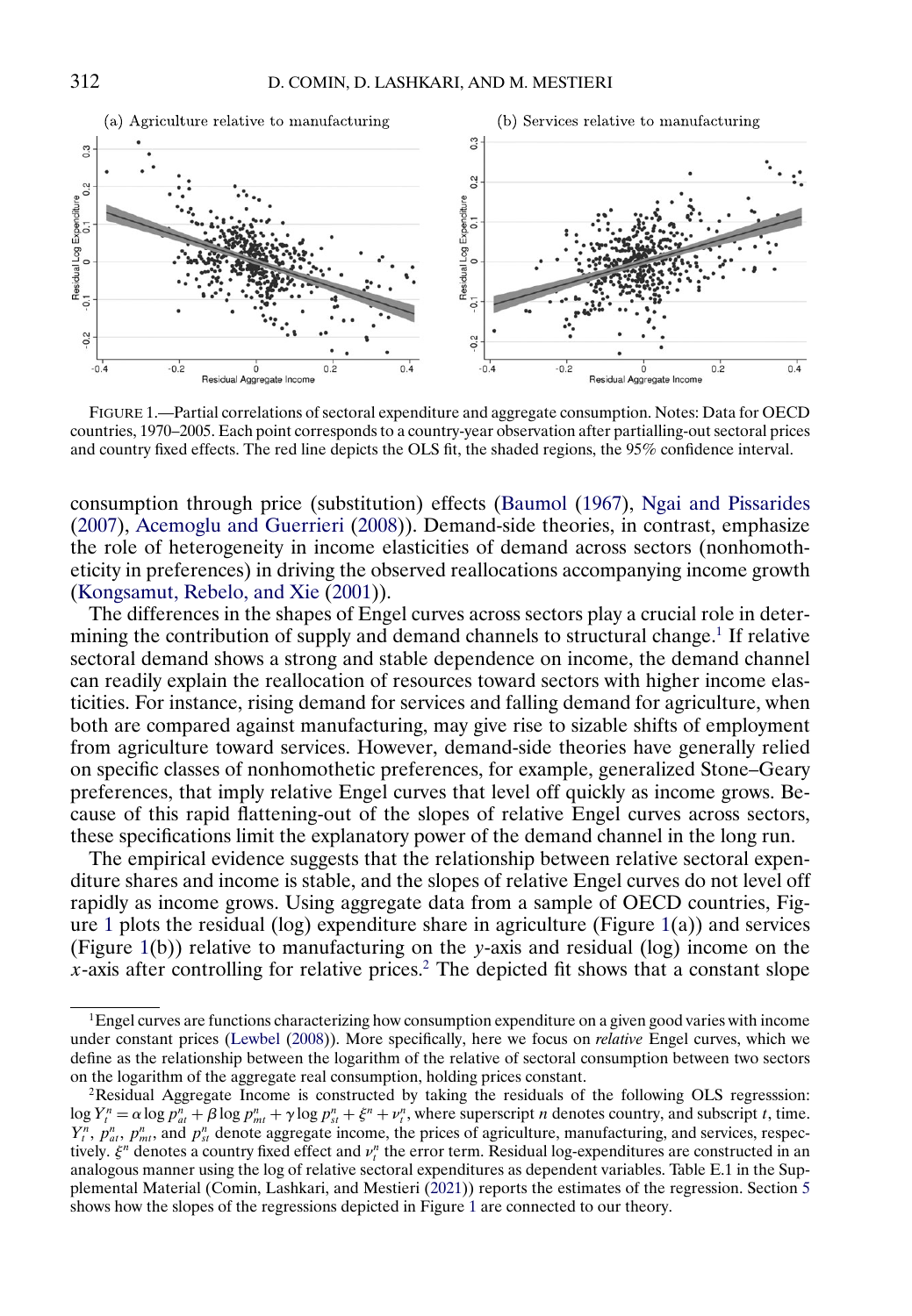FIGURE 1.—Partial correlations of sectoral expenditure and aggregate consumption. Notes: Data for OECD countries, 1970–2005. Each point corresponds to a country-year observation after partialling-out sectoral prices and country fixed effects. The red line depicts the OLS fit, the shaded regions, the 95% confidence interval.

consumption through price (substitution) effects (Baumol (1967), Ngai and Pissarides (2007), Acemoglu and Guerrieri (2008)). Demand-side theories, in contrast, emphasize the role of heterogeneity in income elasticities of demand across sectors (nonhomotheticity in preferences) in driving the observed reallocations accompanying income growth (Kongsamut, Rebelo, and Xie (2001)).

The differences in the shapes of Engel curves across sectors play a crucial role in determining the contribution of supply and demand channels to structural change.[1] If relative sectoral demand shows a strong and stable dependence on income, the demand channel can readily explain the reallocation of resources toward sectors with higher income elasticities. For instance, rising demand for services and falling demand for agriculture, when both are compared against manufacturing, may give rise to sizable shifts of employment from agriculture toward services. However, demand-side theories have generally relied on specific classes of nonhomothetic preferences, for example, generalized Stone–Geary preferences, that imply relative Engel curves that level off quickly as income grows. Because of this rapid flattening-out of the slopes of relative Engel curves across sectors, these specifications limit the explanatory power of the demand channel in the long run.

The empirical evidence suggests that the relationship between relative sectoral expenditure shares and income is stable, and the slopes of relative Engel curves do not level off rapidly as income grows. Using aggregate data from a sample of OECD countries, Figure 1 plots the residual (log) expenditure share in agriculture (Figure 1(a)) and services (Figure 1(b)) relative to manufacturing on the $y$-axis and residual (log) income on the $x$-axis after controlling for relative prices.[2] The depicted fit shows that a constant slope

[1] Engel curves are functions characterizing how consumption expenditure on a given good varies with income under constant prices (Lewbel (2008)). More specifically, here we focus on *relative* Engel curves, which we define as the relationship between the logarithm of the relative of sectoral consumption between two sectors on the logarithm of the aggregate real consumption, holding prices constant.

[2] Residual Aggregate Income is constructed by taking the residuals of the following OLS regresssion: $\log Y_t^n = \alpha \log p_{at}^n + \beta \log p_{mt}^n + \gamma \log p_{st}^n + \xi^n + \nu_t^n$, where superscript $n$ denotes country, and subscript $t$, time. $Y_t^n$, $p_{at}^n$, $p_{mt}^n$, and $p_{st}^n$ denote aggregate income, the prices of agriculture, manufacturing, and services, respectively. $\xi^n$ denotes a country fixed effect and $\nu_t^n$ the error term. Residual log-expenditures are constructed in an analogous manner using the log of relative sectoral expenditures as dependent variables. Table E.1 in the Supplemental Material (Comin, Lashkari, and Mestieri (2021)) reports the estimates of the regression. Section 5 shows how the slopes of the regressions depicted in Figure 1 are connected to our theory.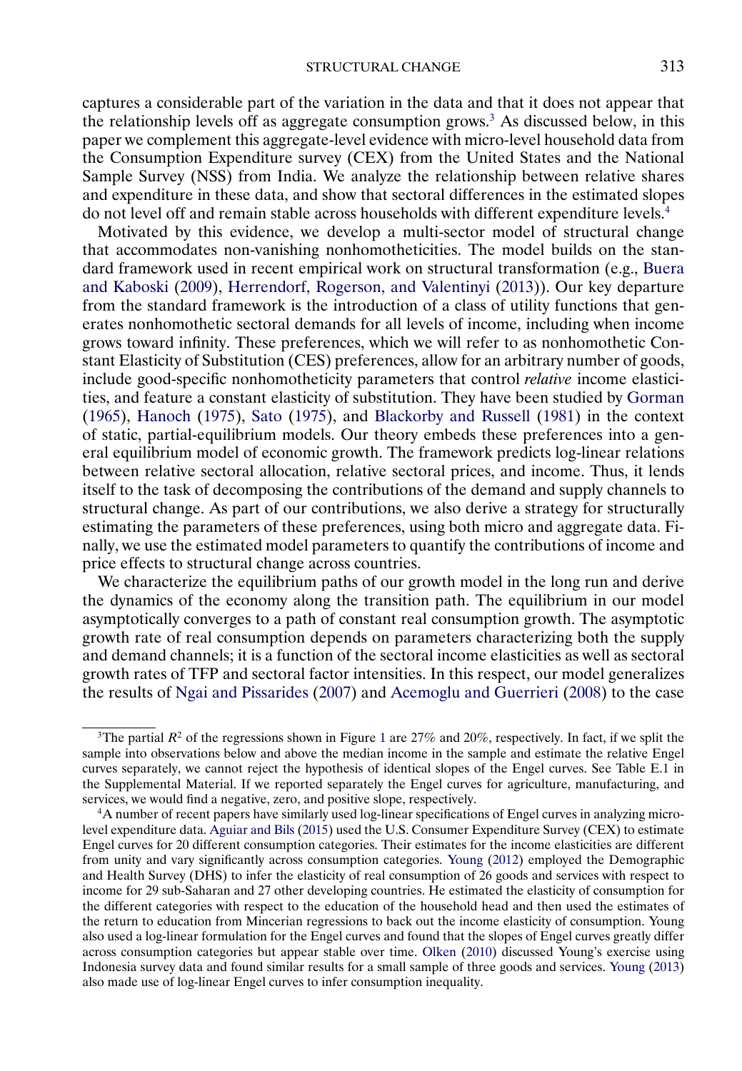captures a considerable part of the variation in the data and that it does not appear that the relationship levels off as aggregate consumption grows.[3] As discussed below, in this paper we complement this aggregate-level evidence with micro-level household data from the Consumption Expenditure survey (CEX) from the United States and the National Sample Survey (NSS) from India. We analyze the relationship between relative shares and expenditure in these data, and show that sectoral differences in the estimated slopes do not level off and remain stable across households with different expenditure levels.[4]

Motivated by this evidence, we develop a multi-sector model of structural change that accommodates non-vanishing nonhomotheticities. The model builds on the standard framework used in recent empirical work on structural transformation (e.g., Buera and Kaboski (2009), Herrendorf, Rogerson, and Valentinyi (2013)). Our key departure from the standard framework is the introduction of a class of utility functions that generates nonhomothetic sectoral demands for all levels of income, including when income grows toward infinity. These preferences, which we will refer to as nonhomothetic Constant Elasticity of Substitution (CES) preferences, allow for an arbitrary number of goods, include good-specific nonhomotheticity parameters that control *relative* income elasticities, and feature a constant elasticity of substitution. They have been studied by Gorman (1965), Hanoch (1975), Sato (1975), and Blackorby and Russell (1981) in the context of static, partial-equilibrium models. Our theory embeds these preferences into a general equilibrium model of economic growth. The framework predicts log-linear relations between relative sectoral allocation, relative sectoral prices, and income. Thus, it lends itself to the task of decomposing the contributions of the demand and supply channels to structural change. As part of our contributions, we also derive a strategy for structurally estimating the parameters of these preferences, using both micro and aggregate data. Finally, we use the estimated model parameters to quantify the contributions of income and price effects to structural change across countries.

We characterize the equilibrium paths of our growth model in the long run and derive the dynamics of the economy along the transition path. The equilibrium in our model asymptotically converges to a path of constant real consumption growth. The asymptotic growth rate of real consumption depends on parameters characterizing both the supply and demand channels; it is a function of the sectoral income elasticities as well as sectoral growth rates of TFP and sectoral factor intensities. In this respect, our model generalizes the results of Ngai and Pissarides (2007) and Acemoglu and Guerrieri (2008) to the case

---

[3]The partial $R^2$ of the regressions shown in Figure 1 are 27% and 20%, respectively. In fact, if we split the sample into observations below and above the median income in the sample and estimate the relative Engel curves separately, we cannot reject the hypothesis of identical slopes of the Engel curves. See Table E.1 in the Supplemental Material. If we reported separately the Engel curves for agriculture, manufacturing, and services, we would find a negative, zero, and positive slope, respectively.

[4]A number of recent papers have similarly used log-linear specifications of Engel curves in analyzing micro-level expenditure data. Aguiar and Bils (2015) used the U.S. Consumer Expenditure Survey (CEX) to estimate Engel curves for 20 different consumption categories. Their estimates for the income elasticities are different from unity and vary significantly across consumption categories. Young (2012) employed the Demographic and Health Survey (DHS) to infer the elasticity of real consumption of 26 goods and services with respect to income for 29 sub-Saharan and 27 other developing countries. He estimated the elasticity of consumption for the different categories with respect to the education of the household head and then used the estimates of the return to education from Mincerian regressions to back out the income elasticity of consumption. Young also used a log-linear formulation for the Engel curves and found that the slopes of Engel curves greatly differ across consumption categories but appear stable over time. Olken (2010) discussed Young's exercise using Indonesia survey data and found similar results for a small sample of three goods and services. Young (2013) also made use of log-linear Engel curves to infer consumption inequality.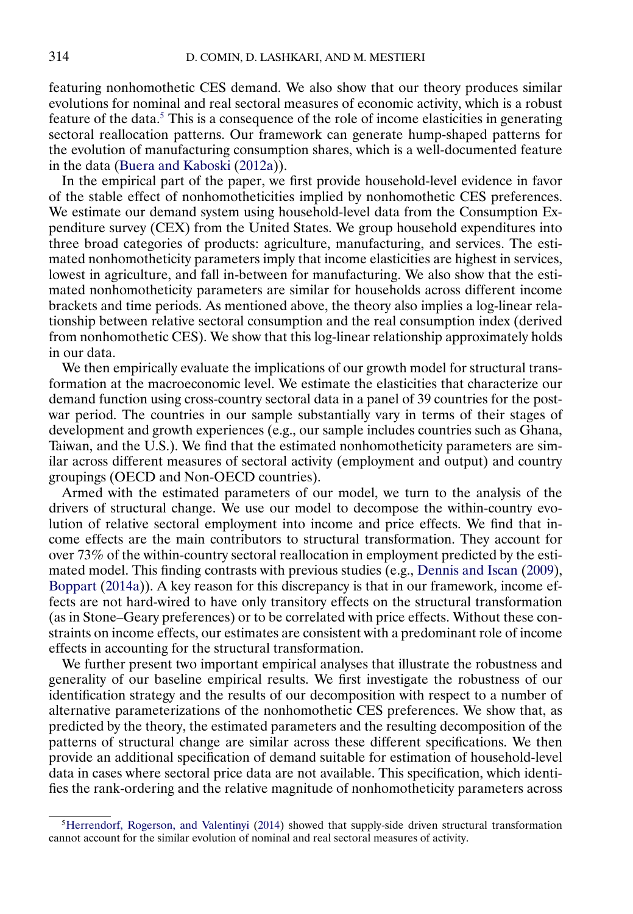featuring nonhomothetic CES demand. We also show that our theory produces similar evolutions for nominal and real sectoral measures of economic activity, which is a robust feature of the data.[5] This is a consequence of the role of income elasticities in generating sectoral reallocation patterns. Our framework can generate hump-shaped patterns for the evolution of manufacturing consumption shares, which is a well-documented feature in the data (Buera and Kaboski (2012a)).

In the empirical part of the paper, we first provide household-level evidence in favor of the stable effect of nonhomotheticities implied by nonhomothetic CES preferences. We estimate our demand system using household-level data from the Consumption Expenditure survey (CEX) from the United States. We group household expenditures into three broad categories of products: agriculture, manufacturing, and services. The estimated nonhomotheticity parameters imply that income elasticities are highest in services, lowest in agriculture, and fall in-between for manufacturing. We also show that the estimated nonhomotheticity parameters are similar for households across different income brackets and time periods. As mentioned above, the theory also implies a log-linear relationship between relative sectoral consumption and the real consumption index (derived from nonhomothetic CES). We show that this log-linear relationship approximately holds in our data.

We then empirically evaluate the implications of our growth model for structural transformation at the macroeconomic level. We estimate the elasticities that characterize our demand function using cross-country sectoral data in a panel of 39 countries for the postwar period. The countries in our sample substantially vary in terms of their stages of development and growth experiences (e.g., our sample includes countries such as Ghana, Taiwan, and the U.S.). We find that the estimated nonhomotheticity parameters are similar across different measures of sectoral activity (employment and output) and country groupings (OECD and Non-OECD countries).

Armed with the estimated parameters of our model, we turn to the analysis of the drivers of structural change. We use our model to decompose the within-country evolution of relative sectoral employment into income and price effects. We find that income effects are the main contributors to structural transformation. They account for over 73% of the within-country sectoral reallocation in employment predicted by the estimated model. This finding contrasts with previous studies (e.g., Dennis and Iscan (2009), Boppart (2014a)). A key reason for this discrepancy is that in our framework, income effects are not hard-wired to have only transitory effects on the structural transformation (as in Stone–Geary preferences) or to be correlated with price effects. Without these constraints on income effects, our estimates are consistent with a predominant role of income effects in accounting for the structural transformation.

We further present two important empirical analyses that illustrate the robustness and generality of our baseline empirical results. We first investigate the robustness of our identification strategy and the results of our decomposition with respect to a number of alternative parameterizations of the nonhomothetic CES preferences. We show that, as predicted by the theory, the estimated parameters and the resulting decomposition of the patterns of structural change are similar across these different specifications. We then provide an additional specification of demand suitable for estimation of household-level data in cases where sectoral price data are not available. This specification, which identifies the rank-ordering and the relative magnitude of nonhomotheticity parameters across

[5] Herrendorf, Rogerson, and Valentinyi (2014) showed that supply-side driven structural transformation cannot account for the similar evolution of nominal and real sectoral measures of activity.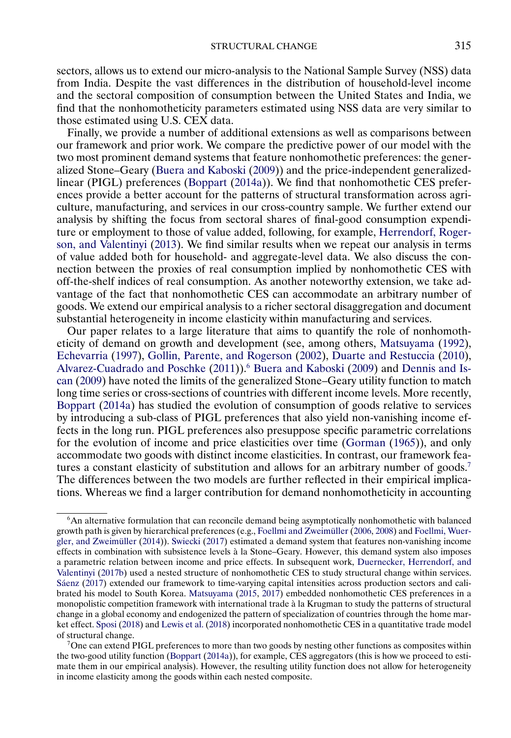sectors, allows us to extend our micro-analysis to the National Sample Survey (NSS) data from India. Despite the vast differences in the distribution of household-level income and the sectoral composition of consumption between the United States and India, we find that the nonhomotheticity parameters estimated using NSS data are very similar to those estimated using U.S. CEX data.

Finally, we provide a number of additional extensions as well as comparisons between our framework and prior work. We compare the predictive power of our model with the two most prominent demand systems that feature nonhomothetic preferences: the generalized Stone–Geary (Buera and Kaboski (2009)) and the price-independent generalized-linear (PIGL) preferences (Boppart (2014a)). We find that nonhomothetic CES preferences provide a better account for the patterns of structural transformation across agriculture, manufacturing, and services in our cross-country sample. We further extend our analysis by shifting the focus from sectoral shares of final-good consumption expenditure or employment to those of value added, following, for example, Herrendorf, Rogerson, and Valentinyi (2013). We find similar results when we repeat our analysis in terms of value added both for household- and aggregate-level data. We also discuss the connection between the proxies of real consumption implied by nonhomothetic CES with off-the-shelf indices of real consumption. As another noteworthy extension, we take advantage of the fact that nonhomothetic CES can accommodate an arbitrary number of goods. We extend our empirical analysis to a richer sectoral disaggregation and document substantial heterogeneity in income elasticity within manufacturing and services.

Our paper relates to a large literature that aims to quantify the role of nonhomotheticity of demand on growth and development (see, among others, Matsuyama (1992), Echevarria (1997), Gollin, Parente, and Rogerson (2002), Duarte and Restuccia (2010), Alvarez-Cuadrado and Poschke (2011)).[6] Buera and Kaboski (2009) and Dennis and Iscan (2009) have noted the limits of the generalized Stone–Geary utility function to match long time series or cross-sections of countries with different income levels. More recently, Boppart (2014a) has studied the evolution of consumption of goods relative to services by introducing a sub-class of PIGL preferences that also yield non-vanishing income effects in the long run. PIGL preferences also presuppose specific parametric correlations for the evolution of income and price elasticities over time (Gorman (1965)), and only accommodate two goods with distinct income elasticities. In contrast, our framework features a constant elasticity of substitution and allows for an arbitrary number of goods.[7] The differences between the two models are further reflected in their empirical implications. Whereas we find a larger contribution for demand nonhomotheticity in accounting

---

[6] An alternative formulation that can reconcile demand being asymptotically nonhomothetic with balanced growth path is given by hierarchical preferences (e.g., Foellmi and Zweimüller (2006, 2008) and Foellmi, Wuergler, and Zweimüller (2014)). Swiecki (2017) estimated a demand system that features non-vanishing income effects in combination with subsistence levels à la Stone–Geary. However, this demand system also imposes a parametric relation between income and price effects. In subsequent work, Duernecker, Herrendorf, and Valentinyi (2017b) used a nested structure of nonhomothetic CES to study structural change within services. Sáenz (2017) extended our framework to time-varying capital intensities across production sectors and calibrated his model to South Korea. Matsuyama (2015, 2017) embedded nonhomothetic CES preferences in a monopolistic competition framework with international trade à la Krugman to study the patterns of structural change in a global economy and endogenized the pattern of specialization of countries through the home market effect. Sposi (2018) and Lewis et al. (2018) incorporated nonhomothetic CES in a quantitative trade model of structural change.

[7] One can extend PIGL preferences to more than two goods by nesting other functions as composites within the two-good utility function (Boppart (2014a)), for example, CES aggregators (this is how we proceed to estimate them in our empirical analysis). However, the resulting utility function does not allow for heterogeneity in income elasticity among the goods within each nested composite.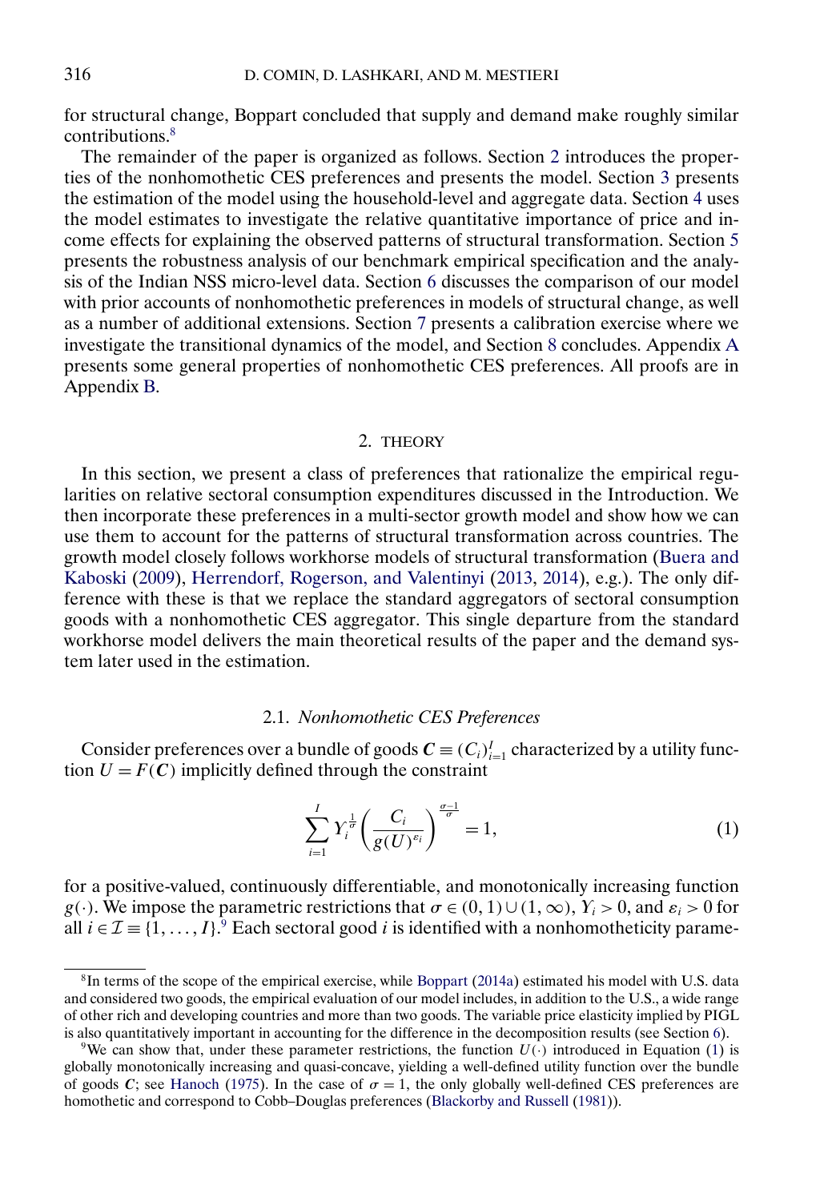for structural change, Boppart concluded that supply and demand make roughly similar contributions.[8]

The remainder of the paper is organized as follows. Section 2 introduces the properties of the nonhomothetic CES preferences and presents the model. Section 3 presents the estimation of the model using the household-level and aggregate data. Section 4 uses the model estimates to investigate the relative quantitative importance of price and income effects for explaining the observed patterns of structural transformation. Section 5 presents the robustness analysis of our benchmark empirical specification and the analysis of the Indian NSS micro-level data. Section 6 discusses the comparison of our model with prior accounts of nonhomothetic preferences in models of structural change, as well as a number of additional extensions. Section 7 presents a calibration exercise where we investigate the transitional dynamics of the model, and Section 8 concludes. Appendix A presents some general properties of nonhomothetic CES preferences. All proofs are in Appendix B.

## 2. THEORY

In this section, we present a class of preferences that rationalize the empirical regularities on relative sectoral consumption expenditures discussed in the Introduction. We then incorporate these preferences in a multi-sector growth model and show how we can use them to account for the patterns of structural transformation across countries. The growth model closely follows workhorse models of structural transformation (Buera and Kaboski (2009), Herrendorf, Rogerson, and Valentinyi (2013, 2014), e.g.). The only difference with these is that we replace the standard aggregators of sectoral consumption goods with a nonhomothetic CES aggregator. This single departure from the standard workhorse model delivers the main theoretical results of the paper and the demand system later used in the estimation.

### 2.1. *Nonhomothetic CES Preferences*

Consider preferences over a bundle of goods $\boldsymbol{C} \equiv (C_i)_{i=1}^{I}$ characterized by a utility function $U = F(\boldsymbol{C})$ implicitly defined through the constraint

$$\sum_{i=1}^{I} \Upsilon_i^{\frac{1}{\sigma}} \left( \frac{C_i}{g(U)^{\varepsilon_i}} \right)^{\frac{\sigma-1}{\sigma}} = 1, \tag{1}$$

for a positive-valued, continuously differentiable, and monotonically increasing function $g(\cdot)$. We impose the parametric restrictions that $\sigma \in (0,1) \cup (1,\infty)$, $\Upsilon_i > 0$, and $\varepsilon_i > 0$ for all $i \in \mathcal{I} \equiv \{1, \ldots, I\}$.[9] Each sectoral good $i$ is identified with a nonhomotheticity parame-

[8]In terms of the scope of the empirical exercise, while Boppart (2014a) estimated his model with U.S. data and considered two goods, the empirical evaluation of our model includes, in addition to the U.S., a wide range of other rich and developing countries and more than two goods. The variable price elasticity implied by PIGL is also quantitatively important in accounting for the difference in the decomposition results (see Section 6).

[9]We can show that, under these parameter restrictions, the function $U(\cdot)$ introduced in Equation (1) is globally monotonically increasing and quasi-concave, yielding a well-defined utility function over the bundle of goods $\boldsymbol{C}$; see Hanoch (1975). In the case of $\sigma = 1$, the only globally well-defined CES preferences are homothetic and correspond to Cobb–Douglas preferences (Blackorby and Russell (1981)).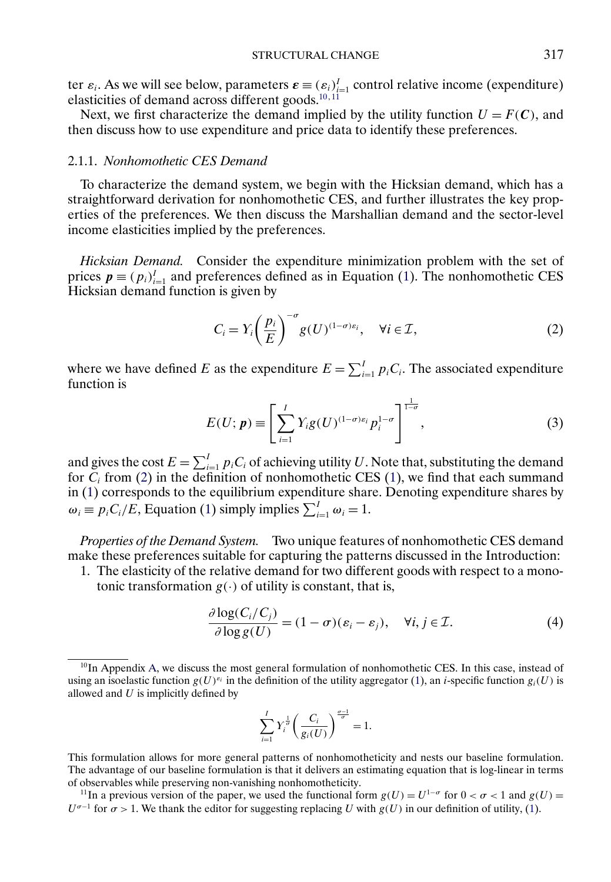ter $\varepsilon_i$. As we will see below, parameters $\boldsymbol{\varepsilon} \equiv (\varepsilon_i)_{i=1}^I$ control relative income (expenditure) elasticities of demand across different goods.[10,11]

Next, we first characterize the demand implied by the utility function $U = F(\boldsymbol{C})$, and then discuss how to use expenditure and price data to identify these preferences.

### 2.1.1. *Nonhomothetic CES Demand*

To characterize the demand system, we begin with the Hicksian demand, which has a straightforward derivation for nonhomothetic CES, and further illustrates the key properties of the preferences. We then discuss the Marshallian demand and the sector-level income elasticities implied by the preferences.

*Hicksian Demand.* Consider the expenditure minimization problem with the set of prices $\boldsymbol{p} \equiv (p_i)_{i=1}^I$ and preferences defined as in Equation (1). The nonhomothetic CES Hicksian demand function is given by

$$C_i = Y_i \left( \frac{p_i}{E} \right)^{-\sigma} g(U)^{(1-\sigma)\varepsilon_i}, \quad \forall i \in \mathcal{I}, \tag{2}$$

where we have defined $E$ as the expenditure $E = \sum_{i=1}^I p_i C_i$. The associated expenditure function is

$$E(U; \boldsymbol{p}) \equiv \left[ \sum_{i=1}^I Y_i g(U)^{(1-\sigma)\varepsilon_i} p_i^{1-\sigma} \right]^{\frac{1}{1-\sigma}}, \tag{3}$$

and gives the cost $E = \sum_{i=1}^I p_i C_i$ of achieving utility $U$. Note that, substituting the demand for $C_i$ from (2) in the definition of nonhomothetic CES (1), we find that each summand in (1) corresponds to the equilibrium expenditure share. Denoting expenditure shares by $\omega_i \equiv p_i C_i / E$, Equation (1) simply implies $\sum_{i=1}^I \omega_i = 1$.

*Properties of the Demand System.* Two unique features of nonhomothetic CES demand make these preferences suitable for capturing the patterns discussed in the Introduction:

1. The elasticity of the relative demand for two different goods with respect to a monotonic transformation $g(\cdot)$ of utility is constant, that is,

$$\frac{\partial \log(C_i / C_j)}{\partial \log g(U)} = (1-\sigma)(\varepsilon_i - \varepsilon_j), \quad \forall i, j \in \mathcal{I}. \tag{4}$$

---

[10] In Appendix A, we discuss the most general formulation of nonhomothetic CES. In this case, instead of using an isoelastic function $g(U)^{\varepsilon_i}$ in the definition of the utility aggregator (1), an $i$-specific function $g_i(U)$ is allowed and $U$ is implicitly defined by

$$\sum_{i=1}^I Y_i^{\frac{1}{\sigma}} \left( \frac{C_i}{g_i(U)} \right)^{\frac{\sigma-1}{\sigma}} = 1.$$

This formulation allows for more general patterns of nonhomotheticity and nests our baseline formulation. The advantage of our baseline formulation is that it delivers an estimating equation that is log-linear in terms of observables while preserving non-vanishing nonhomotheticity.

[11] In a previous version of the paper, we used the functional form $g(U) = U^{1-\sigma}$ for $0 < \sigma < 1$ and $g(U) = U^{\sigma-1}$ for $\sigma > 1$. We thank the editor for suggesting replacing $U$ with $g(U)$ in our definition of utility, (1).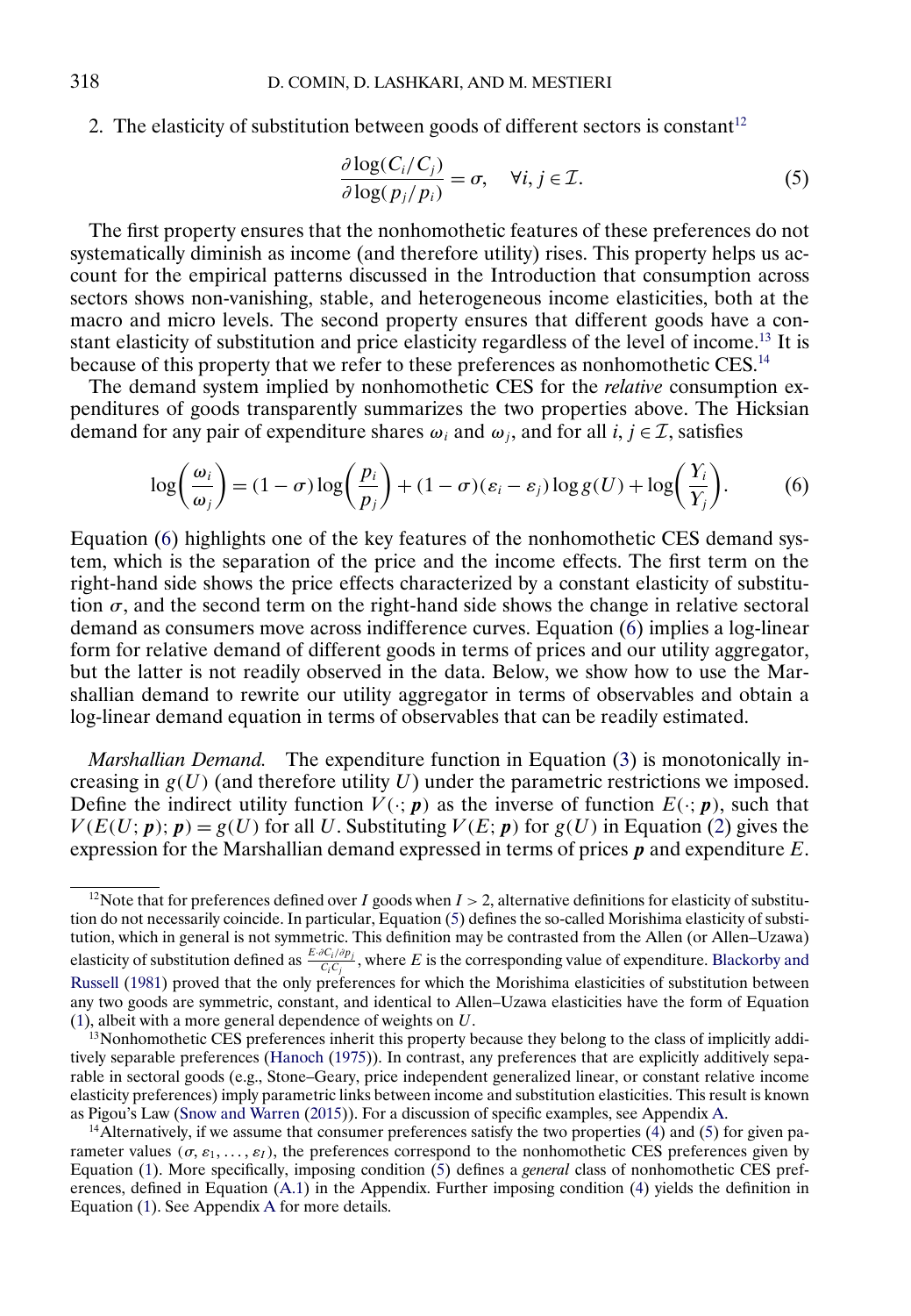2. The elasticity of substitution between goods of different sectors is constant[12]

$$\frac{\partial \log(C_i/C_j)}{\partial \log(p_j/p_i)} = \sigma, \quad \forall i, j \in \mathcal{I}. \tag{5}$$

The first property ensures that the nonhomothetic features of these preferences do not systematically diminish as income (and therefore utility) rises. This property helps us account for the empirical patterns discussed in the Introduction that consumption across sectors shows non-vanishing, stable, and heterogeneous income elasticities, both at the macro and micro levels. The second property ensures that different goods have a constant elasticity of substitution and price elasticity regardless of the level of income.[13] It is because of this property that we refer to these preferences as nonhomothetic CES.[14]

The demand system implied by nonhomothetic CES for the *relative* consumption expenditures of goods transparently summarizes the two properties above. The Hicksian demand for any pair of expenditure shares $\omega_i$ and $\omega_j$, and for all $i, j \in \mathcal{I}$, satisfies

$$\log\left(\frac{\omega_i}{\omega_j}\right) = (1-\sigma)\log\left(\frac{p_i}{p_j}\right) + (1-\sigma)(\varepsilon_i - \varepsilon_j)\log g(U) + \log\left(\frac{Y_i}{Y_j}\right). \tag{6}$$

Equation (6) highlights one of the key features of the nonhomothetic CES demand system, which is the separation of the price and the income effects. The first term on the right-hand side shows the price effects characterized by a constant elasticity of substitution $\sigma$, and the second term on the right-hand side shows the change in relative sectoral demand as consumers move across indifference curves. Equation (6) implies a log-linear form for relative demand of different goods in terms of prices and our utility aggregator, but the latter is not readily observed in the data. Below, we show how to use the Marshallian demand to rewrite our utility aggregator in terms of observables and obtain a log-linear demand equation in terms of observables that can be readily estimated.

*Marshallian Demand.* The expenditure function in Equation (3) is monotonically increasing in $g(U)$ (and therefore utility $U$) under the parametric restrictions we imposed. Define the indirect utility function $V(\cdot; \boldsymbol{p})$ as the inverse of function $E(\cdot; \boldsymbol{p})$, such that $V(E(U; \boldsymbol{p}); \boldsymbol{p}) = g(U)$ for all $U$. Substituting $V(E; \boldsymbol{p})$ for $g(U)$ in Equation (2) gives the expression for the Marshallian demand expressed in terms of prices $\boldsymbol{p}$ and expenditure $E$.

---

[12] Note that for preferences defined over $I$ goods when $I > 2$, alternative definitions for elasticity of substitution do not necessarily coincide. In particular, Equation (5) defines the so-called Morishima elasticity of substitution, which in general is not symmetric. This definition may be contrasted from the Allen (or Allen–Uzawa) elasticity of substitution defined as $\frac{E \cdot \partial C_i / \partial p_j}{C_i C_j}$, where $E$ is the corresponding value of expenditure. Blackorby and Russell (1981) proved that the only preferences for which the Morishima elasticities of substitution between any two goods are symmetric, constant, and identical to Allen–Uzawa elasticities have the form of Equation (1), albeit with a more general dependence of weights on $U$.

[13] Nonhomothetic CES preferences inherit this property because they belong to the class of implicitly additively separable preferences (Hanoch (1975)). In contrast, any preferences that are explicitly additively separable in sectoral goods (e.g., Stone–Geary, price independent generalized linear, or constant relative income elasticity preferences) imply parametric links between income and substitution elasticities. This result is known as Pigou's Law (Snow and Warren (2015)). For a discussion of specific examples, see Appendix A.

[14] Alternatively, if we assume that consumer preferences satisfy the two properties (4) and (5) for given parameter values $(\sigma, \varepsilon_1, \dots, \varepsilon_I)$, the preferences correspond to the nonhomothetic CES preferences given by Equation (1). More specifically, imposing condition (5) defines a *general* class of nonhomothetic CES preferences, defined in Equation (A.1) in the Appendix. Further imposing condition (4) yields the definition in Equation (1). See Appendix A for more details.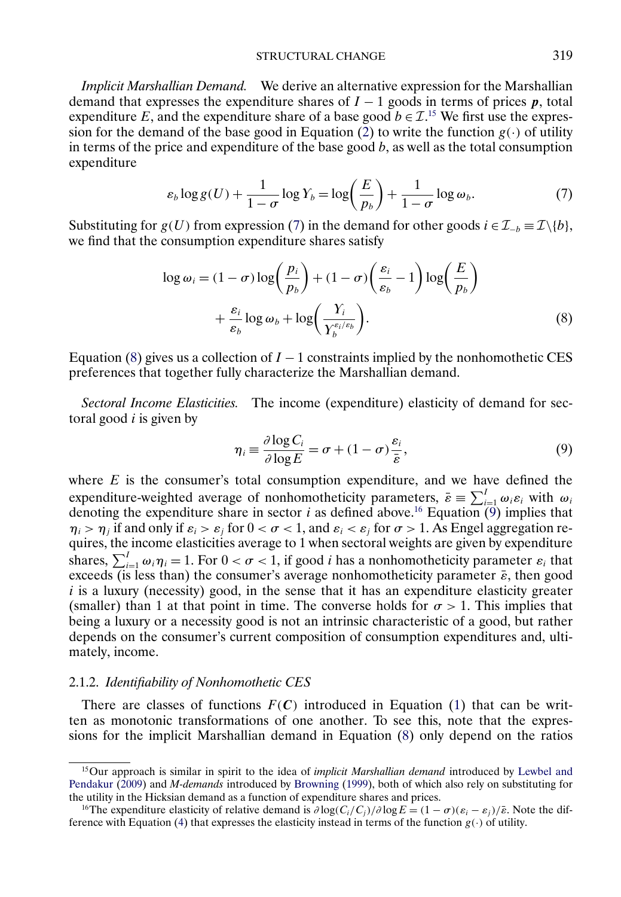*Implicit Marshallian Demand.* We derive an alternative expression for the Marshallian demand that expresses the expenditure shares of $I-1$ goods in terms of prices $\boldsymbol{p}$, total expenditure $E$, and the expenditure share of a base good $b \in \mathcal{I}$.[15] We first use the expression for the demand of the base good in Equation (2) to write the function $g(\cdot)$ of utility in terms of the price and expenditure of the base good $b$, as well as the total consumption expenditure

$$\varepsilon_b \log g(U) + \frac{1}{1-\sigma} \log Y_b = \log\left(\frac{E}{p_b}\right) + \frac{1}{1-\sigma} \log \omega_b. \tag{7}$$

Substituting for $g(U)$ from expression (7) in the demand for other goods $i \in \mathcal{I}_{-b} \equiv \mathcal{I}\backslash\{b\}$, we find that the consumption expenditure shares satisfy

$$\begin{aligned} \log \omega_i = {} & (1-\sigma) \log\left(\frac{p_i}{p_b}\right) + (1-\sigma)\left(\frac{\varepsilon_i}{\varepsilon_b} - 1\right) \log\left(\frac{E}{p_b}\right) \\ & + \frac{\varepsilon_i}{\varepsilon_b} \log \omega_b + \log\left(\frac{Y_i}{Y_b^{\varepsilon_i/\varepsilon_b}}\right). \end{aligned} \tag{8}$$

Equation (8) gives us a collection of $I-1$ constraints implied by the nonhomothetic CES preferences that together fully characterize the Marshallian demand.

*Sectoral Income Elasticities.* The income (expenditure) elasticity of demand for sectoral good $i$ is given by

$$\eta_i \equiv \frac{\partial \log C_i}{\partial \log E} = \sigma + (1-\sigma)\frac{\varepsilon_i}{\bar{\varepsilon}}, \tag{9}$$

where $E$ is the consumer's total consumption expenditure, and we have defined the expenditure-weighted average of nonhomotheticity parameters, $\bar{\varepsilon} \equiv \sum_{i=1}^{I} \omega_i \varepsilon_i$ with $\omega_i$ denoting the expenditure share in sector $i$ as defined above.[16] Equation (9) implies that $\eta_i > \eta_j$ if and only if $\varepsilon_i > \varepsilon_j$ for $0 < \sigma < 1$, and $\varepsilon_i < \varepsilon_j$ for $\sigma > 1$. As Engel aggregation requires, the income elasticities average to 1 when sectoral weights are given by expenditure shares, $\sum_{i=1}^{I} \omega_i \eta_i = 1$. For $0 < \sigma < 1$, if good $i$ has a nonhomotheticity parameter $\varepsilon_i$ that exceeds (is less than) the consumer's average nonhomotheticity parameter $\bar{\varepsilon}$, then good $i$ is a luxury (necessity) good, in the sense that it has an expenditure elasticity greater (smaller) than 1 at that point in time. The converse holds for $\sigma > 1$. This implies that being a luxury or a necessity good is not an intrinsic characteristic of a good, but rather depends on the consumer's current composition of consumption expenditures and, ultimately, income.

### 2.1.2. *Identifiability of Nonhomothetic CES*

There are classes of functions $F(\boldsymbol{C})$ introduced in Equation (1) that can be written as monotonic transformations of one another. To see this, note that the expressions for the implicit Marshallian demand in Equation (8) only depend on the ratios

---

[15] Our approach is similar in spirit to the idea of *implicit Marshallian demand* introduced by Lewbel and Pendakur (2009) and *M-demands* introduced by Browning (1999), both of which also rely on substituting for the utility in the Hicksian demand as a function of expenditure shares and prices.

[16] The expenditure elasticity of relative demand is $\partial \log(C_i/C_j)/\partial \log E = (1-\sigma)(\varepsilon_i - \varepsilon_j)/\bar{\varepsilon}$. Note the difference with Equation (4) that expresses the elasticity instead in terms of the function $g(\cdot)$ of utility.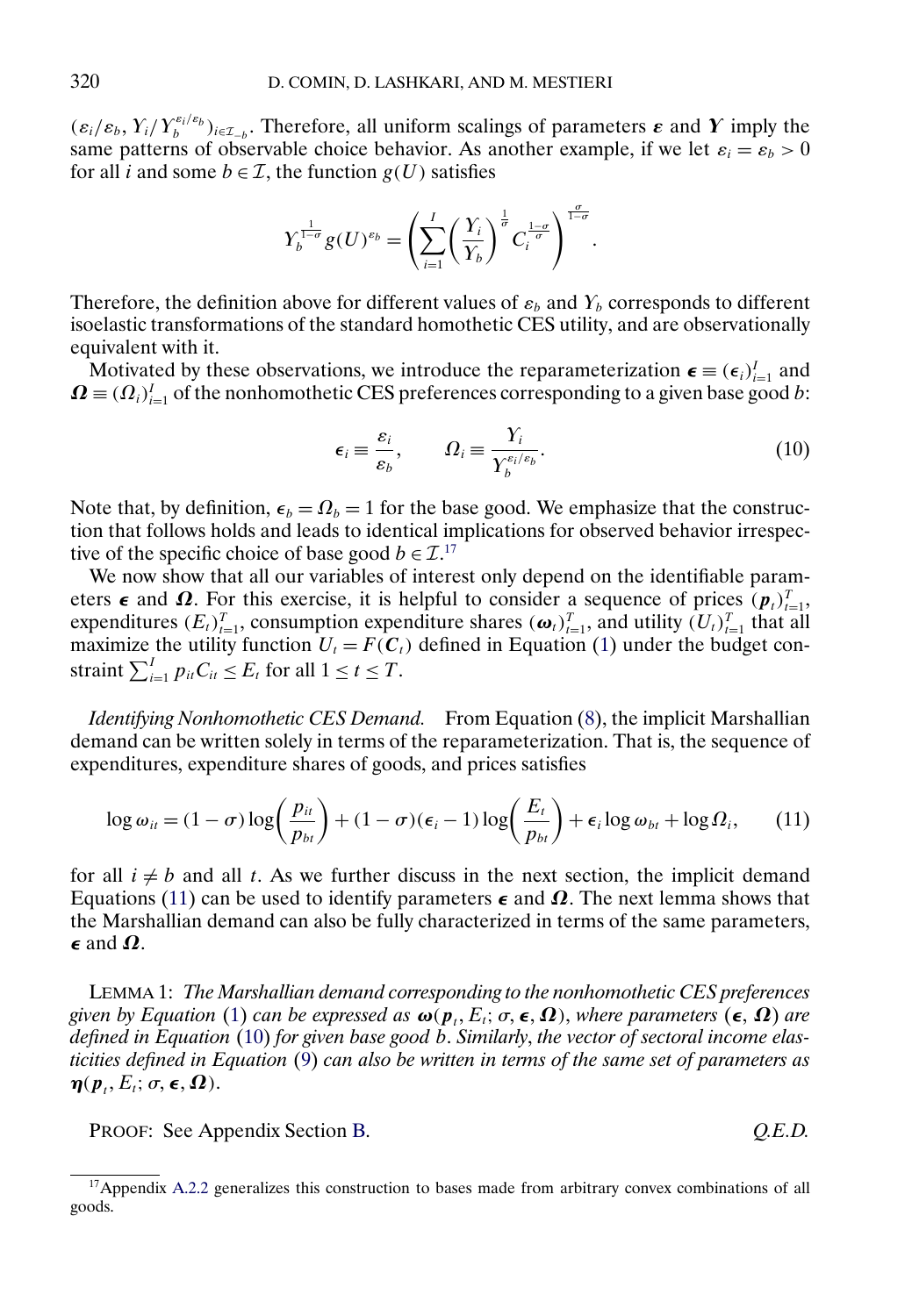$(\varepsilon_i/\varepsilon_b, Y_i/Y_b^{\varepsilon_i/\varepsilon_b})_{i\in\mathcal{I}_{-b}}$. Therefore, all uniform scalings of parameters $\boldsymbol{\varepsilon}$ and $\boldsymbol{Y}$ imply the same patterns of observable choice behavior. As another example, if we let $\varepsilon_i = \varepsilon_b > 0$ for all $i$ and some $b \in \mathcal{I}$, the function $g(U)$ satisfies

$$Y_b^{\frac{1}{1-\sigma}} g(U)^{\varepsilon_b} = \left( \sum_{i=1}^{I} \left( \frac{Y_i}{Y_b} \right)^{\frac{1}{\sigma}} C_i^{\frac{1-\sigma}{\sigma}} \right)^{\frac{\sigma}{1-\sigma}}.$$

Therefore, the definition above for different values of $\varepsilon_b$ and $Y_b$ corresponds to different isoelastic transformations of the standard homothetic CES utility, and are observationally equivalent with it.

Motivated by these observations, we introduce the reparameterization $\boldsymbol{\epsilon} \equiv (\epsilon_i)_{i=1}^{I}$ and $\boldsymbol{\Omega} \equiv (\Omega_i)_{i=1}^{I}$ of the nonhomothetic CES preferences corresponding to a given base good $b$:

$$\epsilon_i \equiv \frac{\varepsilon_i}{\varepsilon_b}, \qquad \Omega_i \equiv \frac{Y_i}{Y_b^{\varepsilon_i/\varepsilon_b}}. \tag{10}$$

Note that, by definition, $\epsilon_b = \Omega_b = 1$ for the base good. We emphasize that the construction that follows holds and leads to identical implications for observed behavior irrespective of the specific choice of base good $b \in \mathcal{I}$.[17]

We now show that all our variables of interest only depend on the identifiable parameters $\boldsymbol{\epsilon}$ and $\boldsymbol{\Omega}$. For this exercise, it is helpful to consider a sequence of prices $(\boldsymbol{p}_t)_{t=1}^{T}$, expenditures $(E_t)_{t=1}^{T}$, consumption expenditure shares $(\boldsymbol{\omega}_t)_{t=1}^{T}$, and utility $(U_t)_{t=1}^{T}$ that all maximize the utility function $U_t = F(\boldsymbol{C}_t)$ defined in Equation (1) under the budget constraint $\sum_{i=1}^{I} p_{it} C_{it} \le E_t$ for all $1 \le t \le T$.

*Identifying Nonhomothetic CES Demand.* From Equation (8), the implicit Marshallian demand can be written solely in terms of the reparameterization. That is, the sequence of expenditures, expenditure shares of goods, and prices satisfies

$$\log \omega_{it} = (1-\sigma)\log\left(\frac{p_{it}}{p_{bt}}\right) + (1-\sigma)(\epsilon_i - 1)\log\left(\frac{E_t}{p_{bt}}\right) + \epsilon_i \log \omega_{bt} + \log \Omega_i, \tag{11}$$

for all $i \neq b$ and all $t$. As we further discuss in the next section, the implicit demand Equations (11) can be used to identify parameters $\boldsymbol{\epsilon}$ and $\boldsymbol{\Omega}$. The next lemma shows that the Marshallian demand can also be fully characterized in terms of the same parameters, $\boldsymbol{\epsilon}$ and $\boldsymbol{\Omega}$.

LEMMA 1: *The Marshallian demand corresponding to the nonhomothetic CES preferences given by Equation* (1) *can be expressed as* $\boldsymbol{\omega}(\boldsymbol{p}_t, E_t; \sigma, \boldsymbol{\epsilon}, \boldsymbol{\Omega})$, *where parameters* $(\boldsymbol{\epsilon}, \boldsymbol{\Omega})$ *are defined in Equation* (10) *for given base good* $b$. *Similarly, the vector of sectoral income elasticities defined in Equation* (9) *can also be written in terms of the same set of parameters as* $\boldsymbol{\eta}(\boldsymbol{p}_t, E_t; \sigma, \boldsymbol{\epsilon}, \boldsymbol{\Omega})$.

PROOF: See Appendix Section B. *Q.E.D.*

[17] Appendix A.2.2 generalizes this construction to bases made from arbitrary convex combinations of all goods.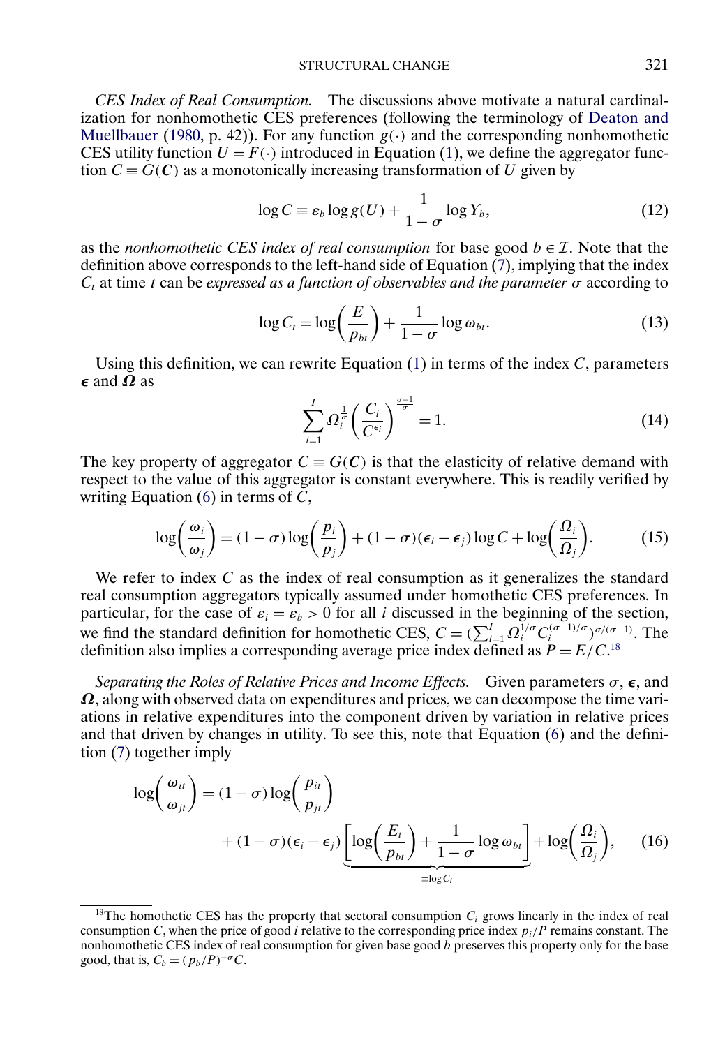*CES Index of Real Consumption.* The discussions above motivate a natural cardinalization for nonhomothetic CES preferences (following the terminology of Deaton and Muellbauer (1980, p. 42)). For any function $g(\cdot)$ and the corresponding nonhomothetic CES utility function $U = F(\cdot)$ introduced in Equation (1), we define the aggregator function $C \equiv G(\boldsymbol{C})$ as a monotonically increasing transformation of $U$ given by

$$\log C \equiv \varepsilon_b \log g(U) + \frac{1}{1-\sigma} \log Y_b, \tag{12}$$

as the *nonhomothetic CES index of real consumption* for base good $b \in \mathcal{I}$. Note that the definition above corresponds to the left-hand side of Equation (7), implying that the index $C_t$ at time $t$ can be *expressed as a function of observables and the parameter* $\sigma$ according to

$$\log C_t = \log\left(\frac{E}{p_{bt}}\right) + \frac{1}{1-\sigma} \log \omega_{bt}. \tag{13}$$

Using this definition, we can rewrite Equation (1) in terms of the index $C$, parameters $\boldsymbol{\epsilon}$ and $\boldsymbol{\Omega}$ as

$$\sum_{i=1}^{I} \Omega_i^{\frac{1}{\sigma}} \left(\frac{C_i}{C^{\epsilon_i}}\right)^{\frac{\sigma-1}{\sigma}} = 1. \tag{14}$$

The key property of aggregator $C \equiv G(\boldsymbol{C})$ is that the elasticity of relative demand with respect to the value of this aggregator is constant everywhere. This is readily verified by writing Equation (6) in terms of $C$,

$$\log\left(\frac{\omega_i}{\omega_j}\right) = (1-\sigma) \log\left(\frac{p_i}{p_j}\right) + (1-\sigma)(\epsilon_i - \epsilon_j) \log C + \log\left(\frac{\Omega_i}{\Omega_j}\right). \tag{15}$$

We refer to index $C$ as the index of real consumption as it generalizes the standard real consumption aggregators typically assumed under homothetic CES preferences. In particular, for the case of $\varepsilon_i = \varepsilon_b > 0$ for all $i$ discussed in the beginning of the section, we find the standard definition for homothetic CES, $C = (\sum_{i=1}^{I} \Omega_i^{1/\sigma} C_i^{(\sigma-1)/\sigma})^{\sigma/(\sigma-1)}$. The definition also implies a corresponding average price index defined as $P = E/C$.[18]

*Separating the Roles of Relative Prices and Income Effects.* Given parameters $\sigma$, $\boldsymbol{\epsilon}$, and $\boldsymbol{\Omega}$, along with observed data on expenditures and prices, we can decompose the time variations in relative expenditures into the component driven by variation in relative prices and that driven by changes in utility. To see this, note that Equation (6) and the definition (7) together imply

$$\log\left(\frac{\omega_{it}}{\omega_{jt}}\right) = (1-\sigma) \log\left(\frac{p_{it}}{p_{jt}}\right) + (1-\sigma)(\epsilon_i - \epsilon_j) \underbrace{\left[\log\left(\frac{E_t}{p_{bt}}\right) + \frac{1}{1-\sigma} \log \omega_{bt}\right]}_{\equiv \log C_t} + \log\left(\frac{\Omega_i}{\Omega_j}\right), \tag{16}$$

---

[18] The homothetic CES has the property that sectoral consumption $C_i$ grows linearly in the index of real consumption $C$, when the price of good $i$ relative to the corresponding price index $p_i/P$ remains constant. The nonhomothetic CES index of real consumption for given base good $b$ preserves this property only for the base good, that is, $C_b = (p_b/P)^{-\sigma} C$.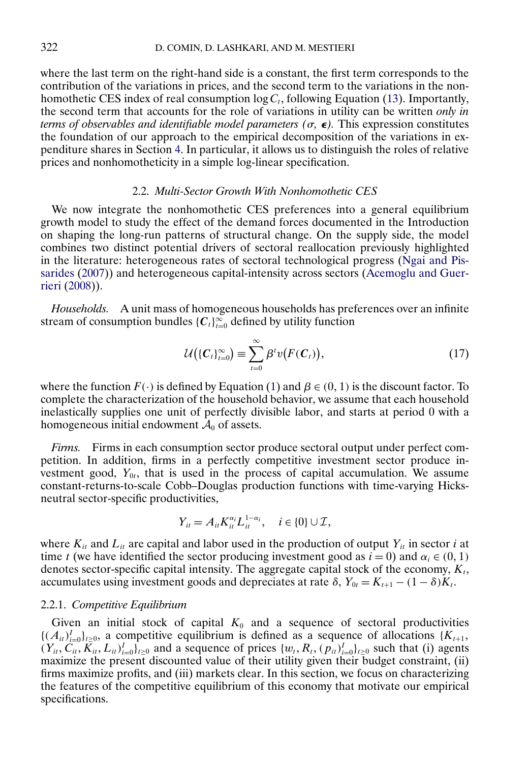where the last term on the right-hand side is a constant, the first term corresponds to the contribution of the variations in prices, and the second term to the variations in the nonhomothetic CES index of real consumption $\log C_t$, following Equation (13). Importantly, the second term that accounts for the role of variations in utility can be written *only in terms of observables and identifiable model parameters ($\sigma$, $\boldsymbol{\epsilon}$).* This expression constitutes the foundation of our approach to the empirical decomposition of the variations in expenditure shares in Section 4. In particular, it allows us to distinguish the roles of relative prices and nonhomotheticity in a simple log-linear specification.

### 2.2. *Multi-Sector Growth With Nonhomothetic CES*

We now integrate the nonhomothetic CES preferences into a general equilibrium growth model to study the effect of the demand forces documented in the Introduction on shaping the long-run patterns of structural change. On the supply side, the model combines two distinct potential drivers of sectoral reallocation previously highlighted in the literature: heterogeneous rates of sectoral technological progress (Ngai and Pissarides (2007)) and heterogeneous capital-intensity across sectors (Acemoglu and Guerrieri (2008)).

*Households.* A unit mass of homogeneous households has preferences over an infinite stream of consumption bundles $\{\mathbf{C}_t\}_{t=0}^{\infty}$ defined by utility function

$$\mathcal{U}\big(\{\mathbf{C}_t\}_{t=0}^{\infty}\big) \equiv \sum_{t=0}^{\infty} \beta^t v\big(F(\mathbf{C}_t)\big), \tag{17}$$

where the function $F(\cdot)$ is defined by Equation (1) and $\beta \in (0, 1)$ is the discount factor. To complete the characterization of the household behavior, we assume that each household inelastically supplies one unit of perfectly divisible labor, and starts at period 0 with a homogeneous initial endowment $\mathcal{A}_0$ of assets.

*Firms.* Firms in each consumption sector produce sectoral output under perfect competition. In addition, firms in a perfectly competitive investment sector produce investment good, $Y_{0t}$, that is used in the process of capital accumulation. We assume constant-returns-to-scale Cobb–Douglas production functions with time-varying Hicks-neutral sector-specific productivities,

$$Y_{it} = A_{it} K_{it}^{\alpha_i} L_{it}^{1-\alpha_i}, \quad i \in \{0\} \cup \mathcal{I},$$

where $K_{it}$ and $L_{it}$ are capital and labor used in the production of output $Y_{it}$ in sector $i$ at time $t$ (we have identified the sector producing investment good as $i = 0$) and $\alpha_i \in (0, 1)$ denotes sector-specific capital intensity. The aggregate capital stock of the economy, $K_t$, accumulates using investment goods and depreciates at rate $\delta$, $Y_{0t} = K_{t+1} - (1 - \delta)K_t$.

#### 2.2.1. *Competitive Equilibrium*

Given an initial stock of capital $K_0$ and a sequence of sectoral productivities $\{(A_{it})_{i=0}^{I}\}_{t\geq 0}$, a competitive equilibrium is defined as a sequence of allocations $\{K_{t+1}, (Y_{it}, C_{it}, K_{it}, L_{it})_{i=0}^{I}\}_{t\geq 0}$ and a sequence of prices $\{w_t, R_t, (p_{it})_{i=0}^{I}\}_{t\geq 0}$ such that (i) agents maximize the present discounted value of their utility given their budget constraint, (ii) firms maximize profits, and (iii) markets clear. In this section, we focus on characterizing the features of the competitive equilibrium of this economy that motivate our empirical specifications.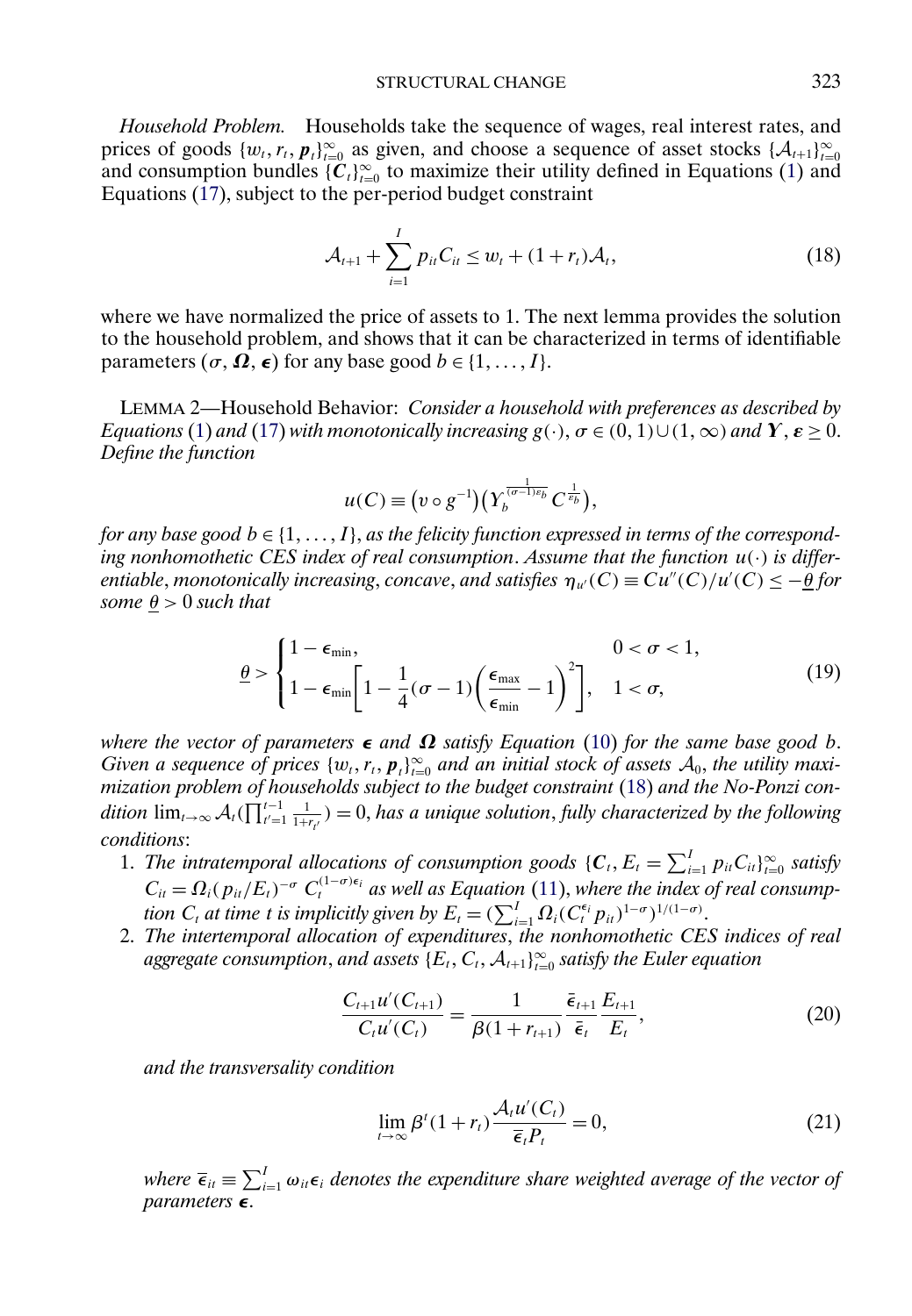*Household Problem.* Households take the sequence of wages, real interest rates, and prices of goods $\{w_t, r_t, \boldsymbol{p}_t\}_{t=0}^{\infty}$ as given, and choose a sequence of asset stocks $\{\mathcal{A}_{t+1}\}_{t=0}^{\infty}$ and consumption bundles $\{\boldsymbol{C}_t\}_{t=0}^{\infty}$ to maximize their utility defined in Equations (1) and Equations (17), subject to the per-period budget constraint

$$\mathcal{A}_{t+1} + \sum_{i=1}^{I} p_{it} C_{it} \leq w_t + (1 + r_t)\mathcal{A}_t, \tag{18}$$

where we have normalized the price of assets to 1. The next lemma provides the solution to the household problem, and shows that it can be characterized in terms of identifiable parameters $(\sigma, \boldsymbol{\Omega}, \boldsymbol{\epsilon})$ for any base good $b \in \{1, \ldots, I\}$.

LEMMA 2—Household Behavior: *Consider a household with preferences as described by Equations* (1) *and* (17) *with monotonically increasing* $g(\cdot)$, $\sigma \in (0, 1) \cup (1, \infty)$ *and* $\boldsymbol{Y}, \boldsymbol{\varepsilon} \geq 0$. *Define the function*

$$u(C) \equiv (v \circ g^{-1})\left(Y_b^{\frac{1}{(\sigma-1)\varepsilon_b}} C^{\frac{1}{\varepsilon_b}}\right),$$

*for any base good* $b \in \{1, \ldots, I\}$, *as the felicity function expressed in terms of the corresponding nonhomothetic CES index of real consumption. Assume that the function* $u(\cdot)$ *is differentiable, monotonically increasing, concave, and satisfies* $\eta_{u'}(C) \equiv Cu''(C)/u'(C) \leq -\underline{\theta}$ *for some* $\underline{\theta} > 0$ *such that*

$$\underline{\theta} > \begin{cases} 1 - \epsilon_{\min}, & 0 < \sigma < 1, \\ 1 - \epsilon_{\min}\left[1 - \dfrac{1}{4}(\sigma - 1)\left(\dfrac{\epsilon_{\max}}{\epsilon_{\min}} - 1\right)^2\right], & 1 < \sigma, \end{cases} \tag{19}$$

*where the vector of parameters* $\boldsymbol{\epsilon}$ *and* $\boldsymbol{\Omega}$ *satisfy Equation* (10) *for the same base good* $b$. *Given a sequence of prices* $\{w_t, r_t, \boldsymbol{p}_t\}_{t=0}^{\infty}$ *and an initial stock of assets* $\mathcal{A}_0$, *the utility maximization problem of households subject to the budget constraint* (18) *and the No-Ponzi condition* $\lim_{t\to\infty} \mathcal{A}_t(\prod_{t'=1}^{t-1} \frac{1}{1+r_{t'}}) = 0$, *has a unique solution, fully characterized by the following conditions*:

1. *The intratemporal allocations of consumption goods* $\{\boldsymbol{C}_t, E_t = \sum_{i=1}^{I} p_{it} C_{it}\}_{t=0}^{\infty}$ *satisfy* $C_{it} = \Omega_i (p_{it}/E_t)^{-\sigma} C_t^{(1-\sigma)\epsilon_i}$ *as well as Equation* (11), *where the index of real consumption* $C_t$ *at time* $t$ *is implicitly given by* $E_t = (\sum_{i=1}^{I} \Omega_i (C_t^{\epsilon_i} p_{it})^{1-\sigma})^{1/(1-\sigma)}$.
2. *The intertemporal allocation of expenditures, the nonhomothetic CES indices of real aggregate consumption, and assets* $\{E_t, C_t, \mathcal{A}_{t+1}\}_{t=0}^{\infty}$ *satisfy the Euler equation*

$$\frac{C_{t+1} u'(C_{t+1})}{C_t u'(C_t)} = \frac{1}{\beta(1 + r_{t+1})} \frac{\bar{\boldsymbol{\epsilon}}_{t+1}}{\bar{\boldsymbol{\epsilon}}_t} \frac{E_{t+1}}{E_t}, \tag{20}$$

*and the transversality condition*

$$\lim_{t\to\infty} \beta^t (1 + r_t) \frac{\mathcal{A}_t u'(C_t)}{\bar{\boldsymbol{\epsilon}}_t P_t} = 0, \tag{21}$$

*where* $\bar{\boldsymbol{\epsilon}}_{it} \equiv \sum_{i=1}^{I} \omega_{it} \boldsymbol{\epsilon}_i$ *denotes the expenditure share weighted average of the vector of parameters* $\boldsymbol{\epsilon}$.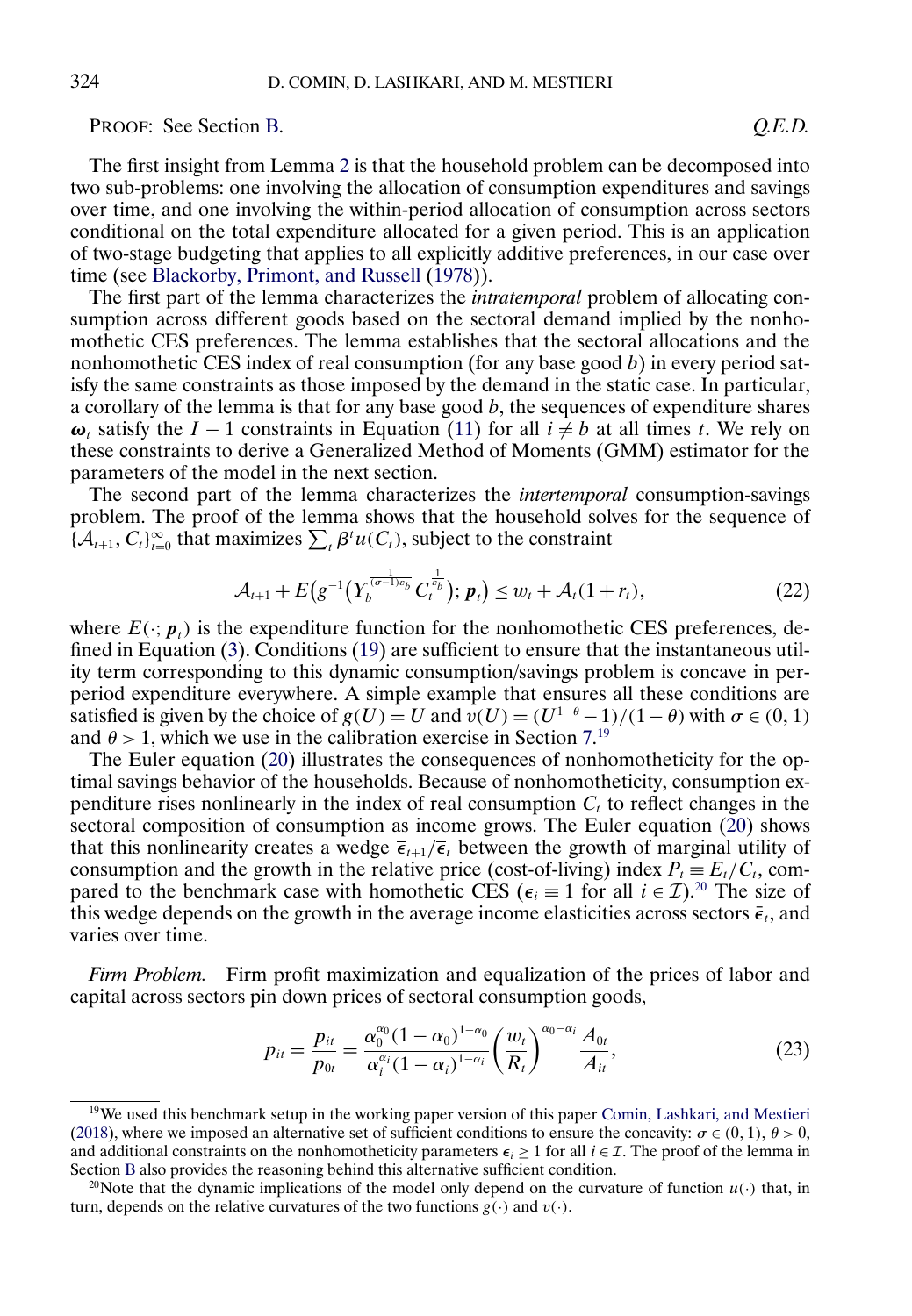PROOF: See Section B. *Q.E.D.*

The first insight from Lemma 2 is that the household problem can be decomposed into two sub-problems: one involving the allocation of consumption expenditures and savings over time, and one involving the within-period allocation of consumption across sectors conditional on the total expenditure allocated for a given period. This is an application of two-stage budgeting that applies to all explicitly additive preferences, in our case over time (see Blackorby, Primont, and Russell (1978)).

The first part of the lemma characterizes the *intratemporal* problem of allocating consumption across different goods based on the sectoral demand implied by the nonhomothetic CES preferences. The lemma establishes that the sectoral allocations and the nonhomothetic CES index of real consumption (for any base good $b$) in every period satisfy the same constraints as those imposed by the demand in the static case. In particular, a corollary of the lemma is that for any base good $b$, the sequences of expenditure shares $\boldsymbol{\omega}_t$ satisfy the $I-1$ constraints in Equation (11) for all $i \neq b$ at all times $t$. We rely on these constraints to derive a Generalized Method of Moments (GMM) estimator for the parameters of the model in the next section.

The second part of the lemma characterizes the *intertemporal* consumption-savings problem. The proof of the lemma shows that the household solves for the sequence of $\{\mathcal{A}_{t+1}, C_t\}_{t=0}^{\infty}$ that maximizes $\sum_t \beta^t u(C_t)$, subject to the constraint

$$\mathcal{A}_{t+1} + E\big(g^{-1}\big(Y_b^{\frac{1}{(\sigma-1)\epsilon_b}} C_t^{\frac{1}{\epsilon_b}}\big); \boldsymbol{p}_t\big) \leq w_t + \mathcal{A}_t(1+r_t), \tag{22}$$

where $E(\cdot; \boldsymbol{p}_t)$ is the expenditure function for the nonhomothetic CES preferences, defined in Equation (3). Conditions (19) are sufficient to ensure that the instantaneous utility term corresponding to this dynamic consumption/savings problem is concave in per-period expenditure everywhere. A simple example that ensures all these conditions are satisfied is given by the choice of $g(U) = U$ and $v(U) = (U^{1-\theta} - 1)/(1-\theta)$ with $\sigma \in (0, 1)$ and $\theta > 1$, which we use in the calibration exercise in Section 7.[19]

The Euler equation (20) illustrates the consequences of nonhomotheticity for the optimal savings behavior of the households. Because of nonhomotheticity, consumption expenditure rises nonlinearly in the index of real consumption $C_t$ to reflect changes in the sectoral composition of consumption as income grows. The Euler equation (20) shows that this nonlinearity creates a wedge $\bar{\epsilon}_{t+1}/\bar{\epsilon}_t$ between the growth of marginal utility of consumption and the growth in the relative price (cost-of-living) index $P_t \equiv E_t/C_t$, compared to the benchmark case with homothetic CES ($\epsilon_i \equiv 1$ for all $i \in \mathcal{I}$).[20] The size of this wedge depends on the growth in the average income elasticities across sectors $\bar{\epsilon}_t$, and varies over time.

*Firm Problem.* Firm profit maximization and equalization of the prices of labor and capital across sectors pin down prices of sectoral consumption goods,

$$p_{it} = \frac{p_{it}}{p_{0t}} = \frac{\alpha_0^{\alpha_0}(1-\alpha_0)^{1-\alpha_0}}{\alpha_i^{\alpha_i}(1-\alpha_i)^{1-\alpha_i}} \left(\frac{w_t}{R_t}\right)^{\alpha_0-\alpha_i} \frac{A_{0t}}{A_{it}}, \tag{23}$$

[19] We used this benchmark setup in the working paper version of this paper Comin, Lashkari, and Mestieri (2018), where we imposed an alternative set of sufficient conditions to ensure the concavity: $\sigma \in (0, 1)$, $\theta > 0$, and additional constraints on the nonhomotheticity parameters $\epsilon_i \geq 1$ for all $i \in \mathcal{I}$. The proof of the lemma in Section B also provides the reasoning behind this alternative sufficient condition.

[20] Note that the dynamic implications of the model only depend on the curvature of function $u(\cdot)$ that, in turn, depends on the relative curvatures of the two functions $g(\cdot)$ and $v(\cdot)$.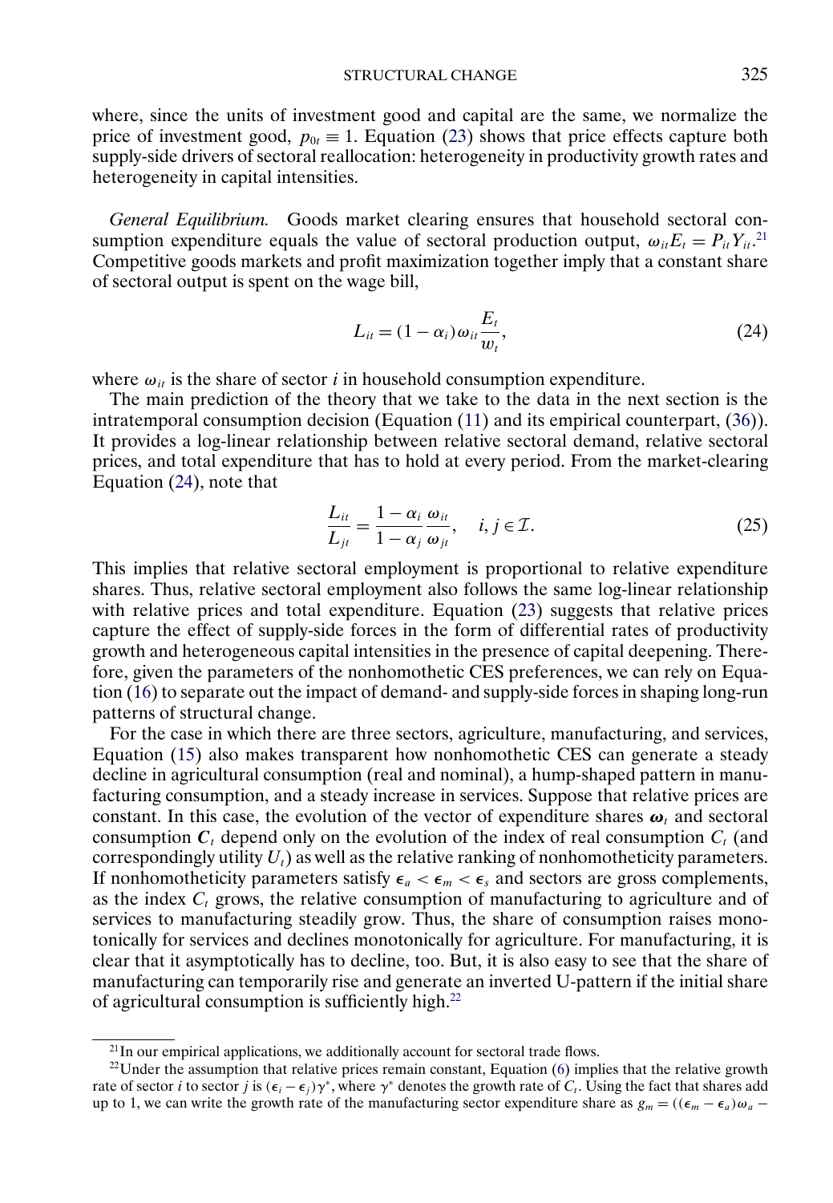where, since the units of investment good and capital are the same, we normalize the price of investment good, $p_{0t} \equiv 1$. Equation (23) shows that price effects capture both supply-side drivers of sectoral reallocation: heterogeneity in productivity growth rates and heterogeneity in capital intensities.

*General Equilibrium.* Goods market clearing ensures that household sectoral consumption expenditure equals the value of sectoral production output, $\omega_{it} E_t = P_{it} Y_{it}$.[21] Competitive goods markets and profit maximization together imply that a constant share of sectoral output is spent on the wage bill,

$$L_{it} = (1 - \alpha_i)\omega_{it} \frac{E_t}{w_t}, \tag{24}$$

where $\omega_{it}$ is the share of sector $i$ in household consumption expenditure.

The main prediction of the theory that we take to the data in the next section is the intratemporal consumption decision (Equation (11) and its empirical counterpart, (36)). It provides a log-linear relationship between relative sectoral demand, relative sectoral prices, and total expenditure that has to hold at every period. From the market-clearing Equation (24), note that

$$\frac{L_{it}}{L_{jt}} = \frac{1 - \alpha_i}{1 - \alpha_j} \frac{\omega_{it}}{\omega_{jt}}, \quad i, j \in \mathcal{I}. \tag{25}$$

This implies that relative sectoral employment is proportional to relative expenditure shares. Thus, relative sectoral employment also follows the same log-linear relationship with relative prices and total expenditure. Equation (23) suggests that relative prices capture the effect of supply-side forces in the form of differential rates of productivity growth and heterogeneous capital intensities in the presence of capital deepening. Therefore, given the parameters of the nonhomothetic CES preferences, we can rely on Equation (16) to separate out the impact of demand- and supply-side forces in shaping long-run patterns of structural change.

For the case in which there are three sectors, agriculture, manufacturing, and services, Equation (15) also makes transparent how nonhomothetic CES can generate a steady decline in agricultural consumption (real and nominal), a hump-shaped pattern in manufacturing consumption, and a steady increase in services. Suppose that relative prices are constant. In this case, the evolution of the vector of expenditure shares $\boldsymbol{\omega}_t$ and sectoral consumption $\boldsymbol{C}_t$ depend only on the evolution of the index of real consumption $C_t$ (and correspondingly utility $U_t$) as well as the relative ranking of nonhomotheticity parameters. If nonhomotheticity parameters satisfy $\epsilon_a < \epsilon_m < \epsilon_s$ and sectors are gross complements, as the index $C_t$ grows, the relative consumption of manufacturing to agriculture and of services to manufacturing steadily grow. Thus, the share of consumption raises monotonically for services and declines monotonically for agriculture. For manufacturing, it is clear that it asymptotically has to decline, too. But, it is also easy to see that the share of manufacturing can temporarily rise and generate an inverted U-pattern if the initial share of agricultural consumption is sufficiently high.[22]

[21] In our empirical applications, we additionally account for sectoral trade flows.

[22] Under the assumption that relative prices remain constant, Equation (6) implies that the relative growth rate of sector $i$ to sector $j$ is $(\epsilon_i - \epsilon_j)\gamma^*$, where $\gamma^*$ denotes the growth rate of $C_t$. Using the fact that shares add up to 1, we can write the growth rate of the manufacturing sector expenditure share as $g_m = ((\epsilon_m - \epsilon_a)\omega_a -$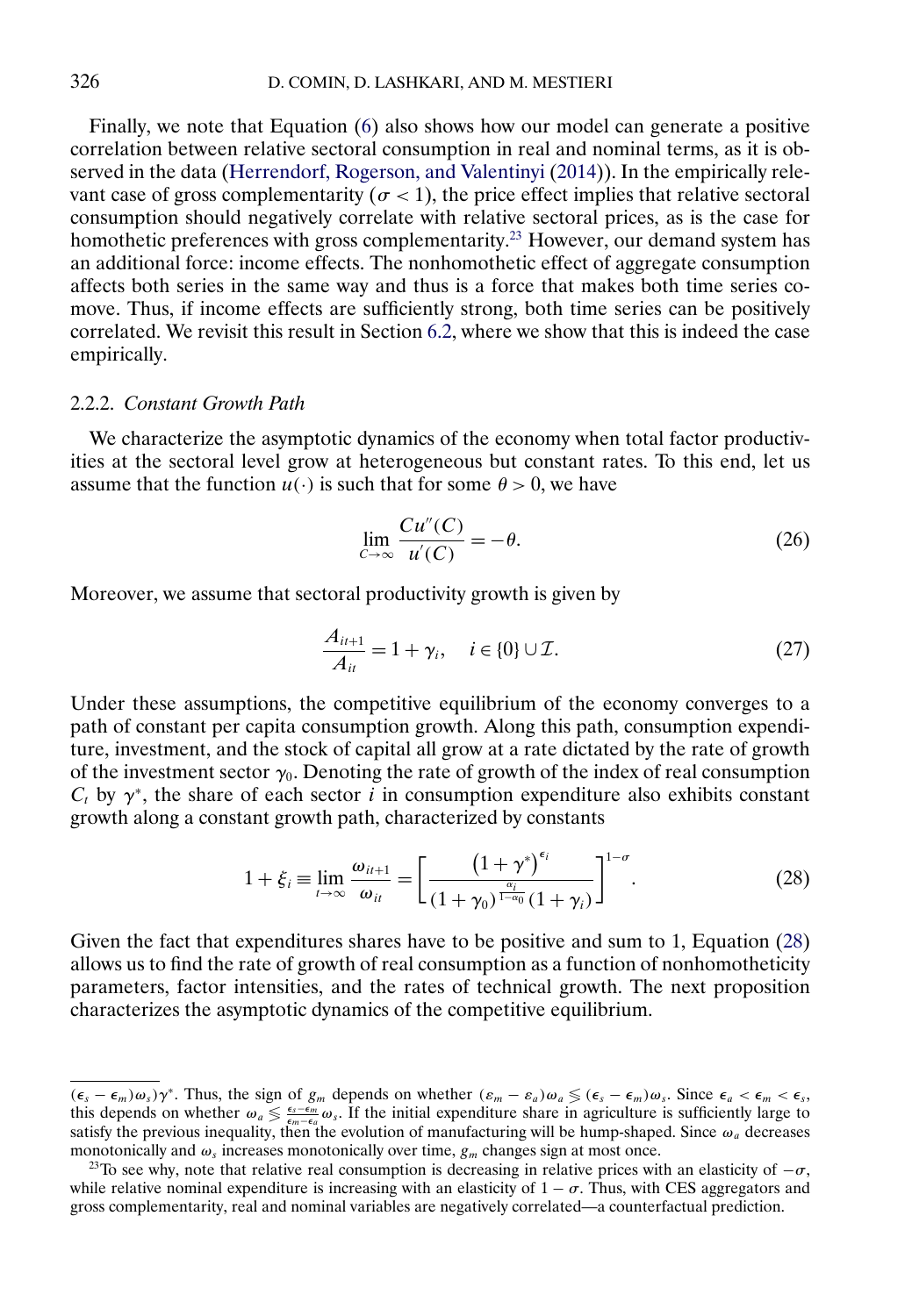Finally, we note that Equation (6) also shows how our model can generate a positive correlation between relative sectoral consumption in real and nominal terms, as it is observed in the data (Herrendorf, Rogerson, and Valentinyi (2014)). In the empirically relevant case of gross complementarity ($\sigma < 1$), the price effect implies that relative sectoral consumption should negatively correlate with relative sectoral prices, as is the case for homothetic preferences with gross complementarity.[23] However, our demand system has an additional force: income effects. The nonhomothetic effect of aggregate consumption affects both series in the same way and thus is a force that makes both time series comove. Thus, if income effects are sufficiently strong, both time series can be positively correlated. We revisit this result in Section 6.2, where we show that this is indeed the case empirically.

### 2.2.2. *Constant Growth Path*

We characterize the asymptotic dynamics of the economy when total factor productivities at the sectoral level grow at heterogeneous but constant rates. To this end, let us assume that the function $u(\cdot)$ is such that for some $\theta > 0$, we have

$$\lim_{C\to\infty} \frac{Cu''(C)}{u'(C)} = -\theta. \tag{26}$$

Moreover, we assume that sectoral productivity growth is given by

$$\frac{A_{it+1}}{A_{it}} = 1 + \gamma_i, \quad i \in \{0\} \cup \mathcal{I}. \tag{27}$$

Under these assumptions, the competitive equilibrium of the economy converges to a path of constant per capita consumption growth. Along this path, consumption expenditure, investment, and the stock of capital all grow at a rate dictated by the rate of growth of the investment sector $\gamma_0$. Denoting the rate of growth of the index of real consumption $C_t$ by $\gamma^*$, the share of each sector $i$ in consumption expenditure also exhibits constant growth along a constant growth path, characterized by constants

$$1 + \xi_i \equiv \lim_{t\to\infty} \frac{\omega_{it+1}}{\omega_{it}} = \left[ \frac{\left(1+\gamma^*\right)^{\epsilon_i}}{(1+\gamma_0)^{\frac{\alpha_i}{1-\alpha_0}}(1+\gamma_i)} \right]^{1-\sigma}. \tag{28}$$

Given the fact that expenditures shares have to be positive and sum to 1, Equation (28) allows us to find the rate of growth of real consumption as a function of nonhomotheticity parameters, factor intensities, and the rates of technical growth. The next proposition characterizes the asymptotic dynamics of the competitive equilibrium.

---

$(\epsilon_s - \epsilon_m)\omega_s)\gamma^*$. Thus, the sign of $g_m$ depends on whether $(\varepsilon_m - \varepsilon_a)\omega_a \lesseqgtr (\epsilon_s - \epsilon_m)\omega_s$. Since $\epsilon_a < \epsilon_m < \epsilon_s$, this depends on whether $\omega_a \lesseqgtr \frac{\epsilon_s - \epsilon_m}{\epsilon_m - \epsilon_a}\omega_s$. If the initial expenditure share in agriculture is sufficiently large to satisfy the previous inequality, then the evolution of manufacturing will be hump-shaped. Since $\omega_a$ decreases monotonically and $\omega_s$ increases monotonically over time, $g_m$ changes sign at most once.

[23] To see why, note that relative real consumption is decreasing in relative prices with an elasticity of $-\sigma$, while relative nominal expenditure is increasing with an elasticity of $1 - \sigma$. Thus, with CES aggregators and gross complementarity, real and nominal variables are negatively correlated—a counterfactual prediction.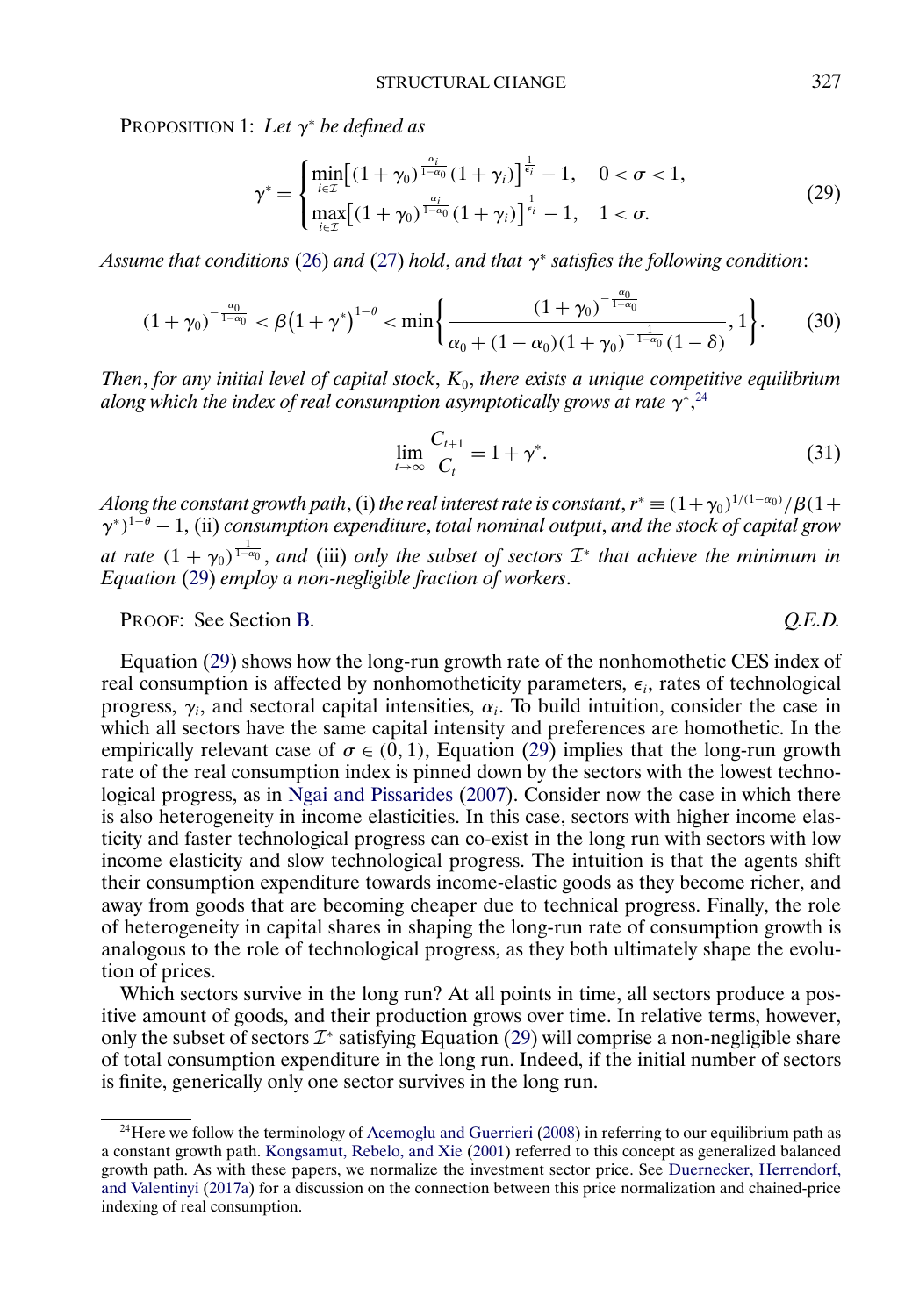PROPOSITION 1: *Let $\gamma^*$ be defined as*

$$\gamma^* = \begin{cases} \min\limits_{i \in \mathcal{I}} \left[ (1+\gamma_0)^{\frac{\alpha_i}{1-\alpha_0}} (1+\gamma_i) \right]^{\frac{1}{\epsilon_i}} - 1, & 0 < \sigma < 1, \\ \max\limits_{i \in \mathcal{I}} \left[ (1+\gamma_0)^{\frac{\alpha_i}{1-\alpha_0}} (1+\gamma_i) \right]^{\frac{1}{\epsilon_i}} - 1, & 1 < \sigma. \end{cases} \tag{29}$$

*Assume that conditions* (26) *and* (27) *hold, and that $\gamma^*$ satisfies the following condition*:

$$(1+\gamma_0)^{-\frac{\alpha_0}{1-\alpha_0}} < \beta (1+\gamma^*)^{1-\theta} < \min\left\{ \frac{(1+\gamma_0)^{-\frac{\alpha_0}{1-\alpha_0}}}{\alpha_0 + (1-\alpha_0)(1+\gamma_0)^{-\frac{1}{1-\alpha_0}}(1-\delta)}, 1 \right\}. \tag{30}$$

*Then, for any initial level of capital stock, $K_0$, there exists a unique competitive equilibrium along which the index of real consumption asymptotically grows at rate $\gamma^*$,*[24]

$$\lim_{t \to \infty} \frac{C_{t+1}}{C_t} = 1 + \gamma^*. \tag{31}$$

*Along the constant growth path,* (i) *the real interest rate is constant, $r^* \equiv (1+\gamma_0)^{1/(1-\alpha_0)}/\beta(1+\gamma^*)^{1-\theta} - 1$,* (ii) *consumption expenditure, total nominal output, and the stock of capital grow at rate $(1+\gamma_0)^{\frac{1}{1-\alpha_0}}$, and* (iii) *only the subset of sectors $\mathcal{I}^*$ that achieve the minimum in Equation* (29) *employ a non-negligible fraction of workers.*

PROOF: See Section B. *Q.E.D.*

Equation (29) shows how the long-run growth rate of the nonhomothetic CES index of real consumption is affected by nonhomotheticity parameters, $\epsilon_i$, rates of technological progress, $\gamma_i$, and sectoral capital intensities, $\alpha_i$. To build intuition, consider the case in which all sectors have the same capital intensity and preferences are homothetic. In the empirically relevant case of $\sigma \in (0, 1)$, Equation (29) implies that the long-run growth rate of the real consumption index is pinned down by the sectors with the lowest technological progress, as in Ngai and Pissarides (2007). Consider now the case in which there is also heterogeneity in income elasticities. In this case, sectors with higher income elasticity and faster technological progress can co-exist in the long run with sectors with low income elasticity and slow technological progress. The intuition is that the agents shift their consumption expenditure towards income-elastic goods as they become richer, and away from goods that are becoming cheaper due to technical progress. Finally, the role of heterogeneity in capital shares in shaping the long-run rate of consumption growth is analogous to the role of technological progress, as they both ultimately shape the evolution of prices.

Which sectors survive in the long run? At all points in time, all sectors produce a positive amount of goods, and their production grows over time. In relative terms, however, only the subset of sectors $\mathcal{I}^*$ satisfying Equation (29) will comprise a non-negligible share of total consumption expenditure in the long run. Indeed, if the initial number of sectors is finite, generically only one sector survives in the long run.

[24]Here we follow the terminology of Acemoglu and Guerrieri (2008) in referring to our equilibrium path as a constant growth path. Kongsamut, Rebelo, and Xie (2001) referred to this concept as generalized balanced growth path. As with these papers, we normalize the investment sector price. See Duernecker, Herrendorf, and Valentinyi (2017a) for a discussion on the connection between this price normalization and chained-price indexing of real consumption.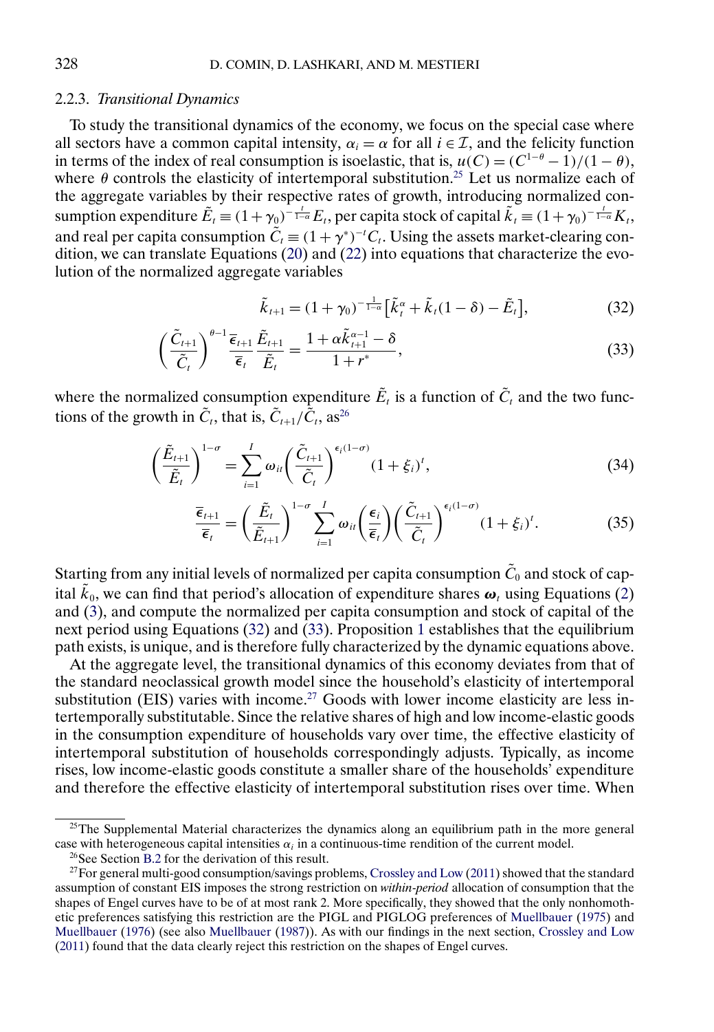### 2.2.3. *Transitional Dynamics*

To study the transitional dynamics of the economy, we focus on the special case where all sectors have a common capital intensity, $\alpha_i = \alpha$ for all $i \in \mathcal{I}$, and the felicity function in terms of the index of real consumption is isoelastic, that is, $u(C) = (C^{1-\theta} - 1)/(1-\theta)$, where $\theta$ controls the elasticity of intertemporal substitution.[25] Let us normalize each of the aggregate variables by their respective rates of growth, introducing normalized consumption expenditure $\tilde{E}_t \equiv (1+\gamma_0)^{-\frac{t}{1-\alpha}} E_t$, per capita stock of capital $\tilde{k}_t \equiv (1+\gamma_0)^{-\frac{t}{1-\alpha}} K_t$, and real per capita consumption $\tilde{C}_t \equiv (1+\gamma^*)^{-t} C_t$. Using the assets market-clearing condition, we can translate Equations (20) and (22) into equations that characterize the evolution of the normalized aggregate variables

$$\tilde{k}_{t+1} = (1+\gamma_0)^{-\frac{1}{1-\alpha}} \left[ \tilde{k}_t^{\alpha} + \tilde{k}_t(1-\delta) - \tilde{E}_t \right], \tag{32}$$

$$\left( \frac{\tilde{C}_{t+1}}{\tilde{C}_t} \right)^{\theta - 1} \frac{\overline{\epsilon}_{t+1}}{\overline{\epsilon}_t} \frac{\tilde{E}_{t+1}}{\tilde{E}_t} = \frac{1 + \alpha \tilde{k}_{t+1}^{\alpha-1} - \delta}{1 + r^*}, \tag{33}$$

where the normalized consumption expenditure $\tilde{E}_t$ is a function of $\tilde{C}_t$ and the two functions of the growth in $\tilde{C}_t$, that is, $\tilde{C}_{t+1}/\tilde{C}_t$, as[26]

$$\left( \frac{\tilde{E}_{t+1}}{\tilde{E}_t} \right)^{1-\sigma} = \sum_{i=1}^{I} \omega_{it} \left( \frac{\tilde{C}_{t+1}}{\tilde{C}_t} \right)^{\epsilon_i (1-\sigma)} (1+\xi_i)^t, \tag{34}$$

$$\frac{\overline{\epsilon}_{t+1}}{\overline{\epsilon}_t} = \left( \frac{\tilde{E}_t}{\tilde{E}_{t+1}} \right)^{1-\sigma} \sum_{i=1}^{I} \omega_{it} \left( \frac{\epsilon_i}{\overline{\epsilon}_t} \right) \left( \frac{\tilde{C}_{t+1}}{\tilde{C}_t} \right)^{\epsilon_i (1-\sigma)} (1+\xi_i)^t. \tag{35}$$

Starting from any initial levels of normalized per capita consumption $\tilde{C}_0$ and stock of capital $\tilde{k}_0$, we can find that period's allocation of expenditure shares $\boldsymbol{\omega}_t$ using Equations (2) and (3), and compute the normalized per capita consumption and stock of capital of the next period using Equations (32) and (33). Proposition 1 establishes that the equilibrium path exists, is unique, and is therefore fully characterized by the dynamic equations above.

At the aggregate level, the transitional dynamics of this economy deviates from that of the standard neoclassical growth model since the household's elasticity of intertemporal substitution (EIS) varies with income.[27] Goods with lower income elasticity are less intertemporally substitutable. Since the relative shares of high and low income-elastic goods in the consumption expenditure of households vary over time, the effective elasticity of intertemporal substitution of households correspondingly adjusts. Typically, as income rises, low income-elastic goods constitute a smaller share of the households' expenditure and therefore the effective elasticity of intertemporal substitution rises over time. When

---

[25] The Supplemental Material characterizes the dynamics along an equilibrium path in the more general case with heterogeneous capital intensities $\alpha_i$ in a continuous-time rendition of the current model.

[26] See Section B.2 for the derivation of this result.

[27] For general multi-good consumption/savings problems, Crossley and Low (2011) showed that the standard assumption of constant EIS imposes the strong restriction on *within-period* allocation of consumption that the shapes of Engel curves have to be of at most rank 2. More specifically, they showed that the only nonhomothetic preferences satisfying this restriction are the PIGL and PIGLOG preferences of Muellbauer (1975) and Muellbauer (1976) (see also Muellbauer (1987)). As with our findings in the next section, Crossley and Low (2011) found that the data clearly reject this restriction on the shapes of Engel curves.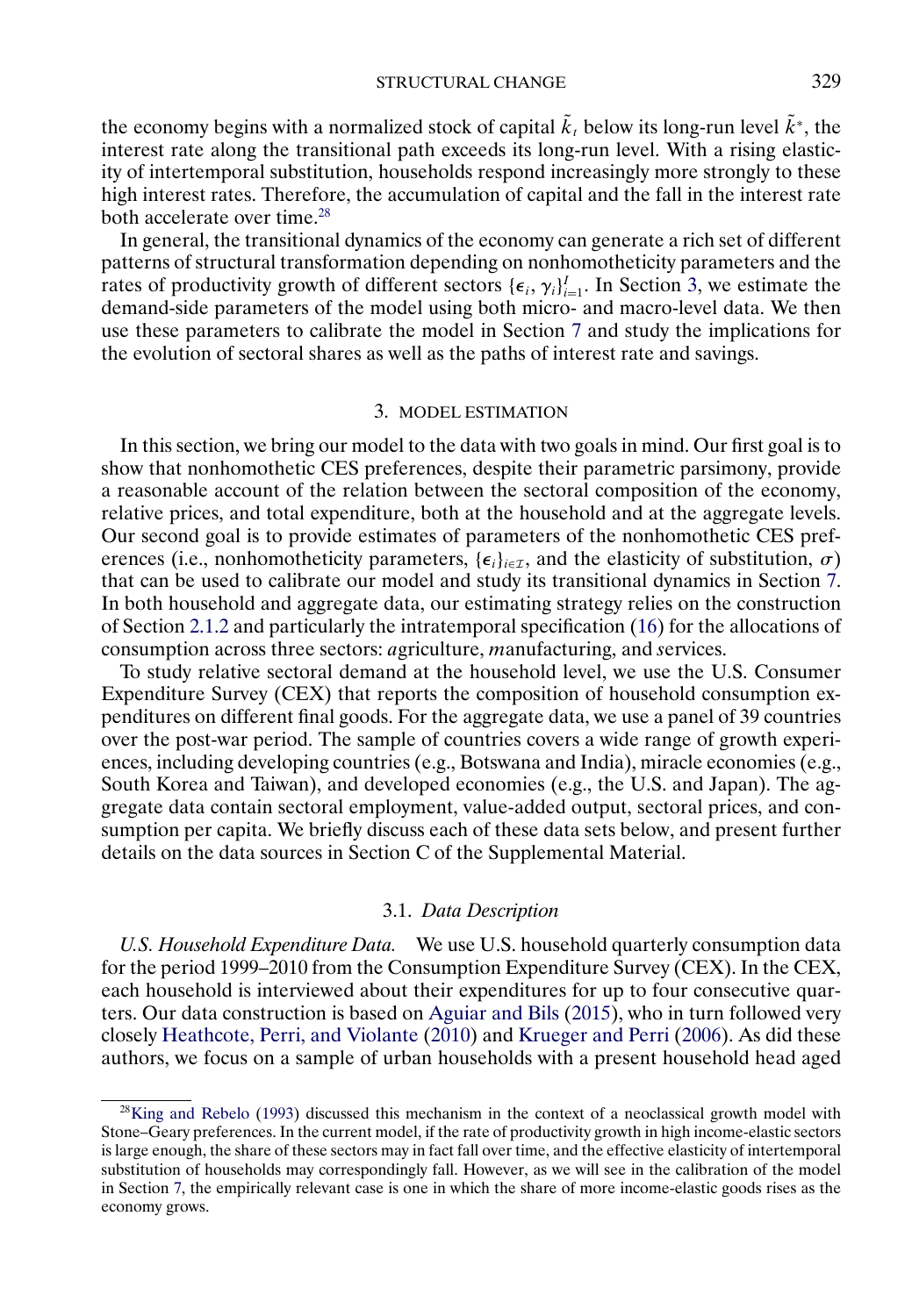the economy begins with a normalized stock of capital $\tilde{k}_t$ below its long-run level $\tilde{k}^*$, the interest rate along the transitional path exceeds its long-run level. With a rising elasticity of intertemporal substitution, households respond increasingly more strongly to these high interest rates. Therefore, the accumulation of capital and the fall in the interest rate both accelerate over time.[28]

In general, the transitional dynamics of the economy can generate a rich set of different patterns of structural transformation depending on nonhomotheticity parameters and the rates of productivity growth of different sectors $\{\epsilon_i, \gamma_i\}_{i=1}^{I}$. In Section 3, we estimate the demand-side parameters of the model using both micro- and macro-level data. We then use these parameters to calibrate the model in Section 7 and study the implications for the evolution of sectoral shares as well as the paths of interest rate and savings.

## 3. MODEL ESTIMATION

In this section, we bring our model to the data with two goals in mind. Our first goal is to show that nonhomothetic CES preferences, despite their parametric parsimony, provide a reasonable account of the relation between the sectoral composition of the economy, relative prices, and total expenditure, both at the household and at the aggregate levels. Our second goal is to provide estimates of parameters of the nonhomothetic CES preferences (i.e., nonhomotheticity parameters, $\{\epsilon_i\}_{i\in\mathcal{I}}$, and the elasticity of substitution, $\sigma$) that can be used to calibrate our model and study its transitional dynamics in Section 7. In both household and aggregate data, our estimating strategy relies on the construction of Section 2.1.2 and particularly the intratemporal specification (16) for the allocations of consumption across three sectors: *a*griculture, *m*anufacturing, and *s*ervices.

To study relative sectoral demand at the household level, we use the U.S. Consumer Expenditure Survey (CEX) that reports the composition of household consumption expenditures on different final goods. For the aggregate data, we use a panel of 39 countries over the post-war period. The sample of countries covers a wide range of growth experiences, including developing countries (e.g., Botswana and India), miracle economies (e.g., South Korea and Taiwan), and developed economies (e.g., the U.S. and Japan). The aggregate data contain sectoral employment, value-added output, sectoral prices, and consumption per capita. We briefly discuss each of these data sets below, and present further details on the data sources in Section C of the Supplemental Material.

### 3.1. *Data Description*

*U.S. Household Expenditure Data.* We use U.S. household quarterly consumption data for the period 1999–2010 from the Consumption Expenditure Survey (CEX). In the CEX, each household is interviewed about their expenditures for up to four consecutive quarters. Our data construction is based on Aguiar and Bils (2015), who in turn followed very closely Heathcote, Perri, and Violante (2010) and Krueger and Perri (2006). As did these authors, we focus on a sample of urban households with a present household head aged

---

[28] King and Rebelo (1993) discussed this mechanism in the context of a neoclassical growth model with Stone–Geary preferences. In the current model, if the rate of productivity growth in high income-elastic sectors is large enough, the share of these sectors may in fact fall over time, and the effective elasticity of intertemporal substitution of households may correspondingly fall. However, as we will see in the calibration of the model in Section 7, the empirically relevant case is one in which the share of more income-elastic goods rises as the economy grows.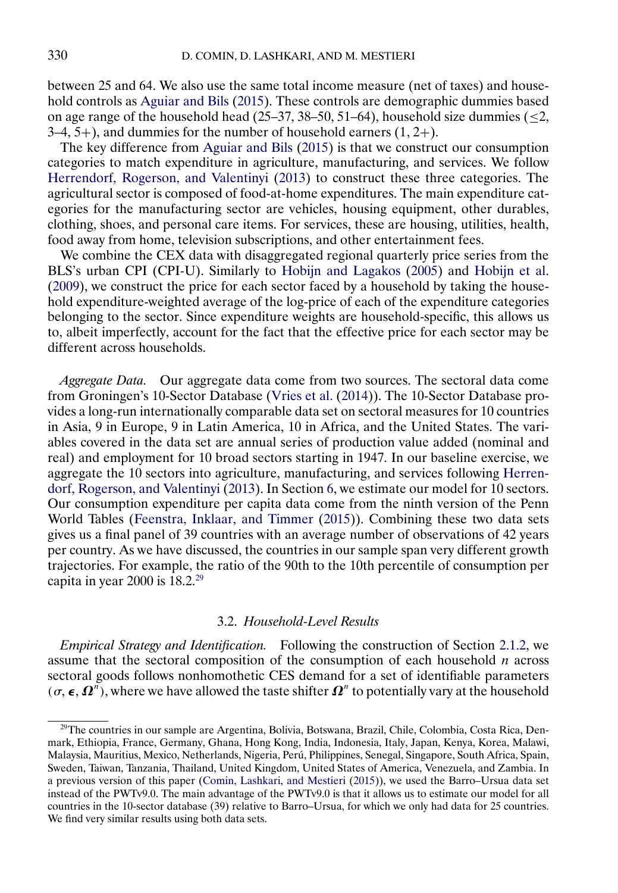between 25 and 64. We also use the same total income measure (net of taxes) and household controls as Aguiar and Bils (2015). These controls are demographic dummies based on age range of the household head (25–37, 38–50, 51–64), household size dummies ($\leq 2$, 3–4, 5+), and dummies for the number of household earners (1, 2+).

The key difference from Aguiar and Bils (2015) is that we construct our consumption categories to match expenditure in agriculture, manufacturing, and services. We follow Herrendorf, Rogerson, and Valentinyi (2013) to construct these three categories. The agricultural sector is composed of food-at-home expenditures. The main expenditure categories for the manufacturing sector are vehicles, housing equipment, other durables, clothing, shoes, and personal care items. For services, these are housing, utilities, health, food away from home, television subscriptions, and other entertainment fees.

We combine the CEX data with disaggregated regional quarterly price series from the BLS's urban CPI (CPI-U). Similarly to Hobijn and Lagakos (2005) and Hobijn et al. (2009), we construct the price for each sector faced by a household by taking the household expenditure-weighted average of the log-price of each of the expenditure categories belonging to the sector. Since expenditure weights are household-specific, this allows us to, albeit imperfectly, account for the fact that the effective price for each sector may be different across households.

*Aggregate Data.* Our aggregate data come from two sources. The sectoral data come from Groningen's 10-Sector Database (Vries et al. (2014)). The 10-Sector Database provides a long-run internationally comparable data set on sectoral measures for 10 countries in Asia, 9 in Europe, 9 in Latin America, 10 in Africa, and the United States. The variables covered in the data set are annual series of production value added (nominal and real) and employment for 10 broad sectors starting in 1947. In our baseline exercise, we aggregate the 10 sectors into agriculture, manufacturing, and services following Herrendorf, Rogerson, and Valentinyi (2013). In Section 6, we estimate our model for 10 sectors. Our consumption expenditure per capita data come from the ninth version of the Penn World Tables (Feenstra, Inklaar, and Timmer (2015)). Combining these two data sets gives us a final panel of 39 countries with an average number of observations of 42 years per country. As we have discussed, the countries in our sample span very different growth trajectories. For example, the ratio of the 90th to the 10th percentile of consumption per capita in year 2000 is 18.2.[29]

### 3.2. *Household-Level Results*

*Empirical Strategy and Identification.* Following the construction of Section 2.1.2, we assume that the sectoral composition of the consumption of each household $n$ across sectoral goods follows nonhomothetic CES demand for a set of identifiable parameters $(\sigma, \boldsymbol{\epsilon}, \boldsymbol{\Omega}^n)$, where we have allowed the taste shifter $\boldsymbol{\Omega}^n$ to potentially vary at the household

[29]The countries in our sample are Argentina, Bolivia, Botswana, Brazil, Chile, Colombia, Costa Rica, Denmark, Ethiopia, France, Germany, Ghana, Hong Kong, India, Indonesia, Italy, Japan, Kenya, Korea, Malawi, Malaysia, Mauritius, Mexico, Netherlands, Nigeria, Perú, Philippines, Senegal, Singapore, South Africa, Spain, Sweden, Taiwan, Tanzania, Thailand, United Kingdom, United States of America, Venezuela, and Zambia. In a previous version of this paper (Comin, Lashkari, and Mestieri (2015)), we used the Barro–Ursua data set instead of the PWTv9.0. The main advantage of the PWTv9.0 is that it allows us to estimate our model for all countries in the 10-sector database (39) relative to Barro–Ursua, for which we only had data for 25 countries. We find very similar results using both data sets.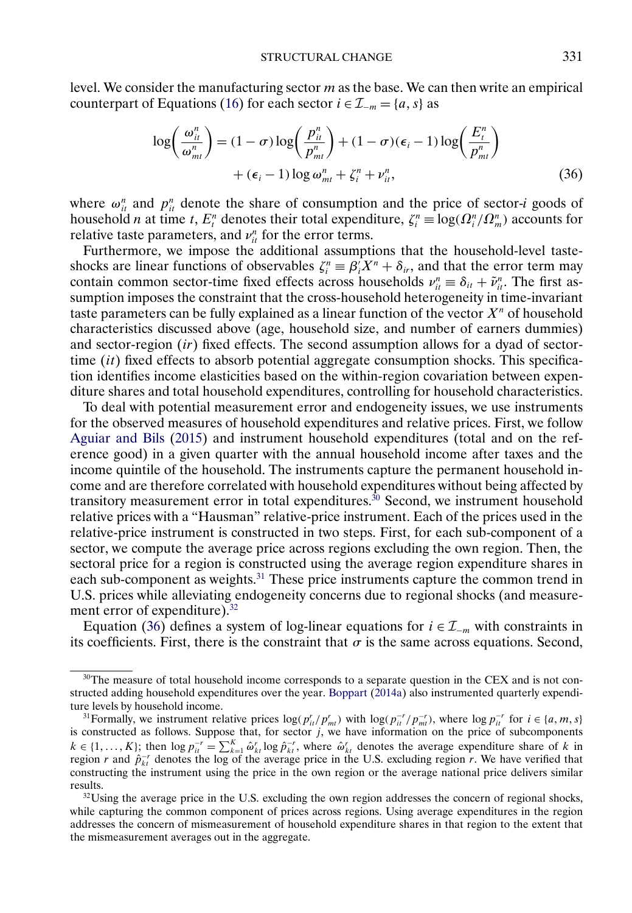level. We consider the manufacturing sector $m$ as the base. We can then write an empirical counterpart of Equations (16) for each sector $i \in \mathcal{I}_{-m} = \{a, s\}$ as

$$
\begin{aligned}
\log\left(\frac{\omega_{it}^n}{\omega_{mt}^n}\right) = {} & (1-\sigma)\log\left(\frac{p_{it}^n}{p_{mt}^n}\right) + (1-\sigma)(\epsilon_i - 1)\log\left(\frac{E_t^n}{p_{mt}^n}\right) \\
& + (\epsilon_i - 1)\log \omega_{mt}^n + \zeta_i^n + \nu_{it}^n,
\end{aligned}
\tag{36}
$$

where $\omega_{it}^n$ and $p_{it}^n$ denote the share of consumption and the price of sector-$i$ goods of household $n$ at time $t$, $E_t^n$ denotes their total expenditure, $\zeta_i^n \equiv \log(\Omega_i^n/\Omega_m^n)$ accounts for relative taste parameters, and $\nu_{it}^n$ for the error terms.

Furthermore, we impose the additional assumptions that the household-level taste-shocks are linear functions of observables $\zeta_i^n \equiv \beta_i' X^n + \delta_{ir}$, and that the error term may contain common sector-time fixed effects across households $\nu_{it}^n \equiv \delta_{it} + \tilde{\nu}_{it}^n$. The first assumption imposes the constraint that the cross-household heterogeneity in time-invariant taste parameters can be fully explained as a linear function of the vector $X^n$ of household characteristics discussed above (age, household size, and number of earners dummies) and sector-region ($ir$) fixed effects. The second assumption allows for a dyad of sector-time ($it$) fixed effects to absorb potential aggregate consumption shocks. This specification identifies income elasticities based on the within-region covariation between expenditure shares and total household expenditures, controlling for household characteristics.

To deal with potential measurement error and endogeneity issues, we use instruments for the observed measures of household expenditures and relative prices. First, we follow Aguiar and Bils (2015) and instrument household expenditures (total and on the reference good) in a given quarter with the annual household income after taxes and the income quintile of the household. The instruments capture the permanent household income and are therefore correlated with household expenditures without being affected by transitory measurement error in total expenditures.[30] Second, we instrument household relative prices with a "Hausman" relative-price instrument. Each of the prices used in the relative-price instrument is constructed in two steps. First, for each sub-component of a sector, we compute the average price across regions excluding the own region. Then, the sectoral price for a region is constructed using the average region expenditure shares in each sub-component as weights.[31] These price instruments capture the common trend in U.S. prices while alleviating endogeneity concerns due to regional shocks (and measurement error of expenditure).[32]

Equation (36) defines a system of log-linear equations for $i \in \mathcal{I}_{-m}$ with constraints in its coefficients. First, there is the constraint that $\sigma$ is the same across equations. Second,

[30]The measure of total household income corresponds to a separate question in the CEX and is not constructed adding household expenditures over the year. Boppart (2014a) also instrumented quarterly expenditure levels by household income.

[31]Formally, we instrument relative prices $\log(p_{it}^r/p_{mt}^r)$ with $\log(p_{it}^{-r}/p_{mt}^{-r})$, where $\log p_{it}^{-r}$ for $i \in \{a, m, s\}$ is constructed as follows. Suppose that, for sector $j$, we have information on the price of subcomponents $k \in \{1, \dots, K\}$; then $\log p_{it}^{-r} = \sum_{k=1}^{K} \hat{\omega}_{kt}^r \log \hat{p}_{kt}^{-r}$, where $\hat{\omega}_{kt}^r$ denotes the average expenditure share of $k$ in region $r$ and $\hat{p}_{kt}^{-r}$ denotes the log of the average price in the U.S. excluding region $r$. We have verified that constructing the instrument using the price in the own region or the average national price delivers similar results.

[32]Using the average price in the U.S. excluding the own region addresses the concern of regional shocks, while capturing the common component of prices across regions. Using average expenditures in the region addresses the concern of mismeasurement of household expenditure shares in that region to the extent that the mismeasurement averages out in the aggregate.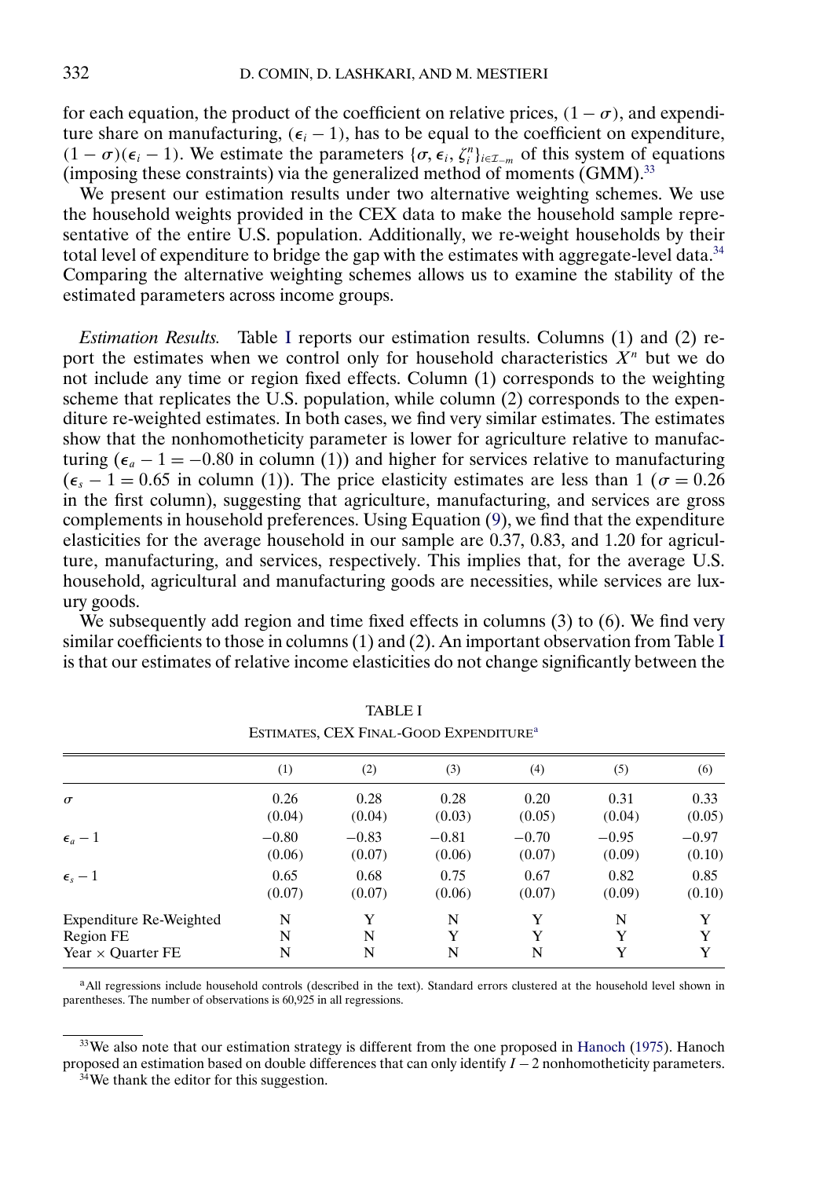for each equation, the product of the coefficient on relative prices, $(1-\sigma)$, and expenditure share on manufacturing, $(\epsilon_i - 1)$, has to be equal to the coefficient on expenditure, $(1-\sigma)(\epsilon_i - 1)$. We estimate the parameters $\{\sigma, \epsilon_i, \zeta_i^n\}_{i\in\mathcal{I}_{-m}}$ of this system of equations (imposing these constraints) via the generalized method of moments (GMM).[33]

We present our estimation results under two alternative weighting schemes. We use the household weights provided in the CEX data to make the household sample representative of the entire U.S. population. Additionally, we re-weight households by their total level of expenditure to bridge the gap with the estimates with aggregate-level data.[34] Comparing the alternative weighting schemes allows us to examine the stability of the estimated parameters across income groups.

*Estimation Results.* Table I reports our estimation results. Columns (1) and (2) report the estimates when we control only for household characteristics $X^n$ but we do not include any time or region fixed effects. Column (1) corresponds to the weighting scheme that replicates the U.S. population, while column (2) corresponds to the expenditure re-weighted estimates. In both cases, we find very similar estimates. The estimates show that the nonhomotheticity parameter is lower for agriculture relative to manufacturing ($\epsilon_a - 1 = -0.80$ in column (1)) and higher for services relative to manufacturing ($\epsilon_s - 1 = 0.65$ in column (1)). The price elasticity estimates are less than 1 ($\sigma = 0.26$ in the first column), suggesting that agriculture, manufacturing, and services are gross complements in household preferences. Using Equation (9), we find that the expenditure elasticities for the average household in our sample are 0.37, 0.83, and 1.20 for agriculture, manufacturing, and services, respectively. This implies that, for the average U.S. household, agricultural and manufacturing goods are necessities, while services are luxury goods.

We subsequently add region and time fixed effects in columns (3) to (6). We find very similar coefficients to those in columns (1) and (2). An important observation from Table I is that our estimates of relative income elasticities do not change significantly between the

TABLE I
ESTIMATES, CEX FINAL-GOOD EXPENDITURE[a]

| | (1) | (2) | (3) | (4) | (5) | (6) |
|---|---|---|---|---|---|---|
| $\sigma$ | 0.26 | 0.28 | 0.28 | 0.20 | 0.31 | 0.33 |
| | (0.04) | (0.04) | (0.03) | (0.05) | (0.04) | (0.05) |
| $\epsilon_a - 1$ | −0.80 | −0.83 | −0.81 | −0.70 | −0.95 | −0.97 |
| | (0.06) | (0.07) | (0.06) | (0.07) | (0.09) | (0.10) |
| $\epsilon_s - 1$ | 0.65 | 0.68 | 0.75 | 0.67 | 0.82 | 0.85 |
| | (0.07) | (0.07) | (0.06) | (0.07) | (0.09) | (0.10) |
| Expenditure Re-Weighted | N | Y | N | Y | N | Y |
| Region FE | N | N | Y | Y | Y | Y |
| Year × Quarter FE | N | N | N | N | Y | Y |

[a]All regressions include household controls (described in the text). Standard errors clustered at the household level shown in parentheses. The number of observations is 60,925 in all regressions.

[33]We also note that our estimation strategy is different from the one proposed in Hanoch (1975). Hanoch proposed an estimation based on double differences that can only identify $I-2$ nonhomotheticity parameters.

[34]We thank the editor for this suggestion.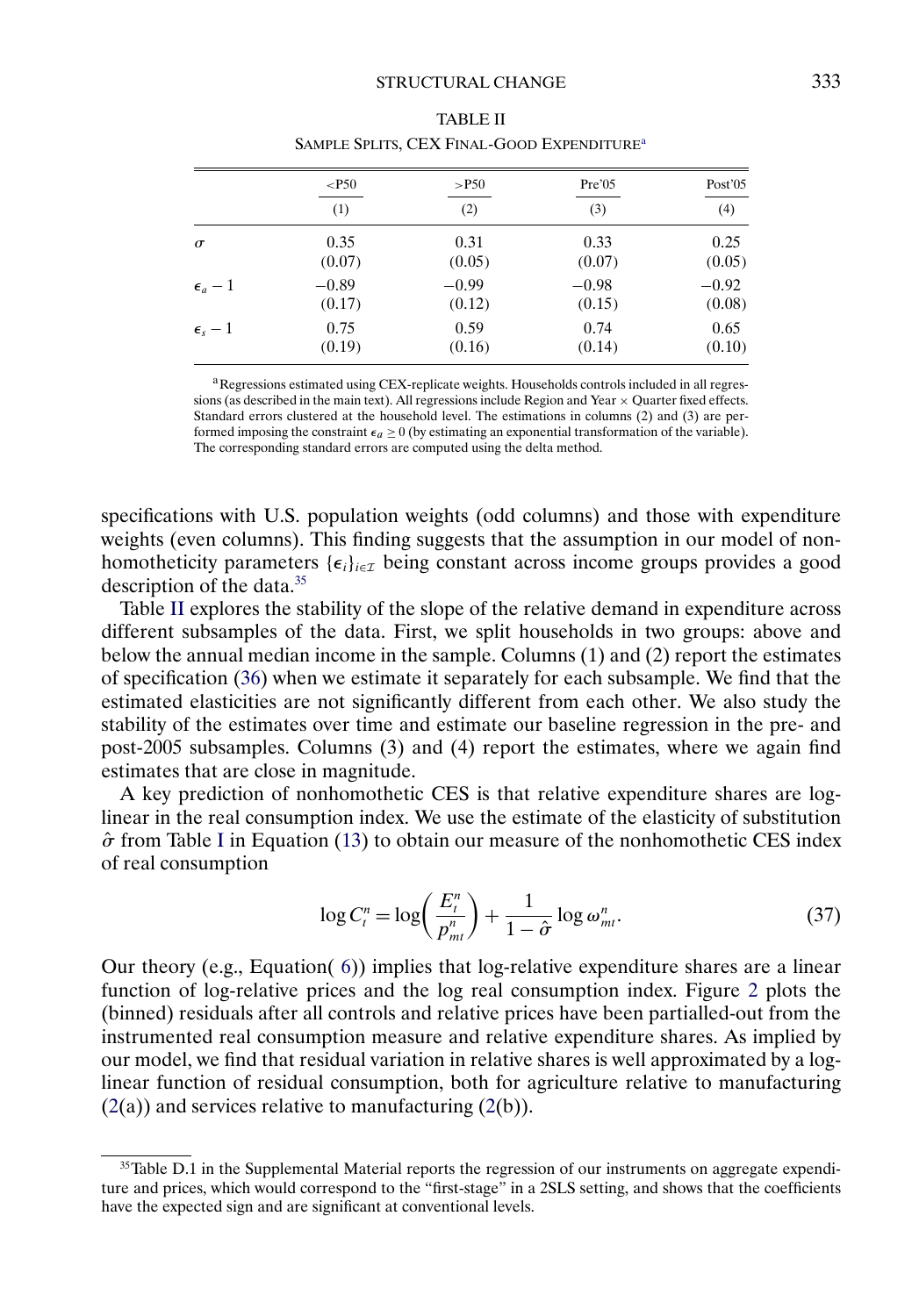TABLE II

SAMPLE SPLITS, CEX FINAL-GOOD EXPENDITURE[a]

| | <P50 | >P50 | Pre'05 | Post'05 |
|---|---|---|---|---|
| | (1) | (2) | (3) | (4) |
| $\sigma$ | 0.35 | 0.31 | 0.33 | 0.25 |
| | (0.07) | (0.05) | (0.07) | (0.05) |
| $\epsilon_a - 1$ | −0.89 | −0.99 | −0.98 | −0.92 |
| | (0.17) | (0.12) | (0.15) | (0.08) |
| $\epsilon_s - 1$ | 0.75 | 0.59 | 0.74 | 0.65 |
| | (0.19) | (0.16) | (0.14) | (0.10) |

[a]Regressions estimated using CEX-replicate weights. Households controls included in all regressions (as described in the main text). All regressions include Region and Year × Quarter fixed effects. Standard errors clustered at the household level. The estimations in columns (2) and (3) are performed imposing the constraint $\epsilon_a \geq 0$ (by estimating an exponential transformation of the variable). The corresponding standard errors are computed using the delta method.

specifications with U.S. population weights (odd columns) and those with expenditure weights (even columns). This finding suggests that the assumption in our model of nonhomotheticity parameters $\{\epsilon_i\}_{i\in\mathcal{I}}$ being constant across income groups provides a good description of the data.[35]

Table II explores the stability of the slope of the relative demand in expenditure across different subsamples of the data. First, we split households in two groups: above and below the annual median income in the sample. Columns (1) and (2) report the estimates of specification (36) when we estimate it separately for each subsample. We find that the estimated elasticities are not significantly different from each other. We also study the stability of the estimates over time and estimate our baseline regression in the pre- and post-2005 subsamples. Columns (3) and (4) report the estimates, where we again find estimates that are close in magnitude.

A key prediction of nonhomothetic CES is that relative expenditure shares are log-linear in the real consumption index. We use the estimate of the elasticity of substitution $\hat{\sigma}$ from Table I in Equation (13) to obtain our measure of the nonhomothetic CES index of real consumption

$$\log C_t^n = \log\left(\frac{E_t^n}{p_{mt}^n}\right) + \frac{1}{1-\hat{\sigma}}\log \omega_{mt}^n. \tag{37}$$

Our theory (e.g., Equation( 6)) implies that log-relative expenditure shares are a linear function of log-relative prices and the log real consumption index. Figure 2 plots the (binned) residuals after all controls and relative prices have been partialled-out from the instrumented real consumption measure and relative expenditure shares. As implied by our model, we find that residual variation in relative shares is well approximated by a log-linear function of residual consumption, both for agriculture relative to manufacturing (2(a)) and services relative to manufacturing (2(b)).

[35]Table D.1 in the Supplemental Material reports the regression of our instruments on aggregate expenditure and prices, which would correspond to the "first-stage" in a 2SLS setting, and shows that the coefficients have the expected sign and are significant at conventional levels.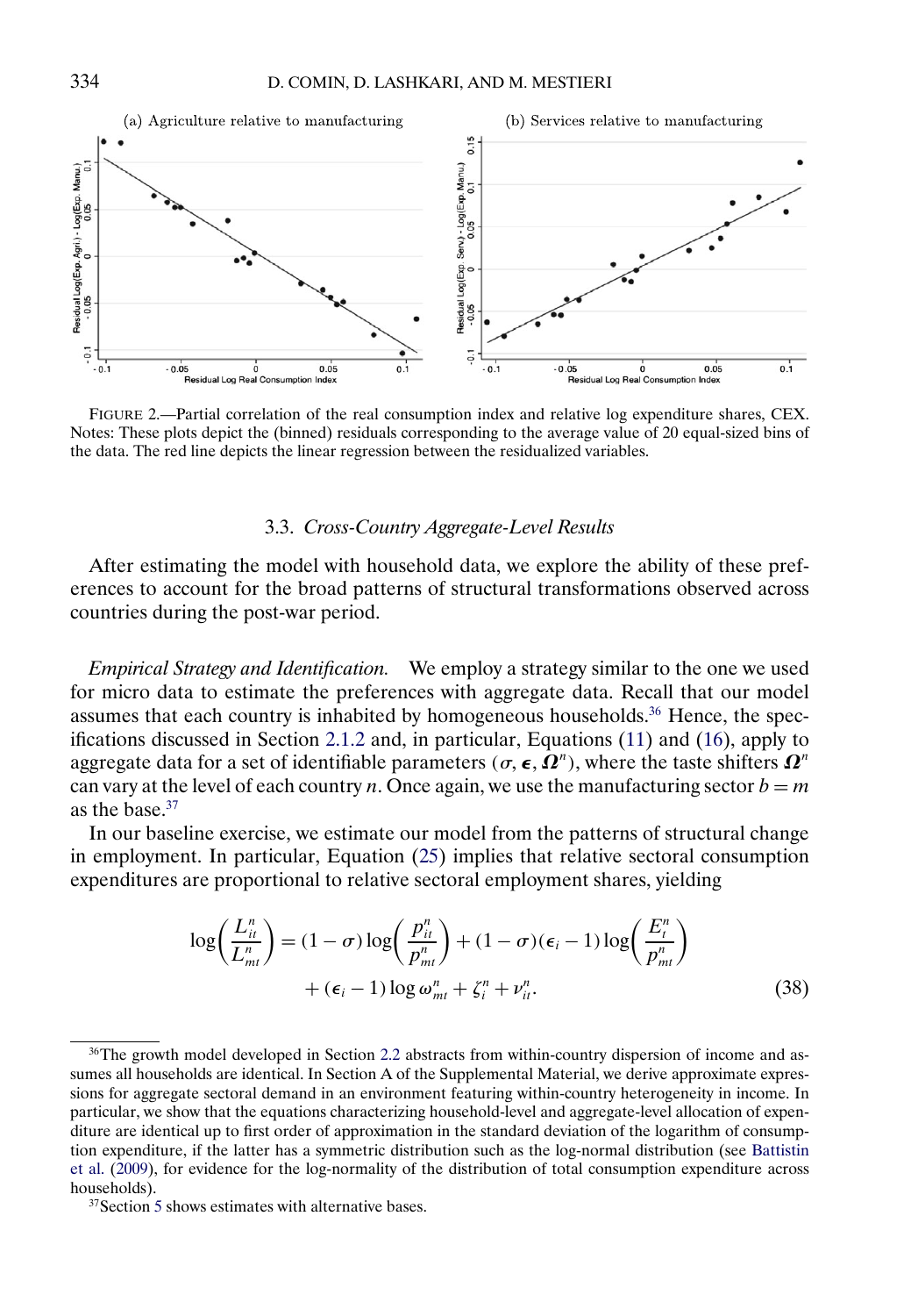FIGURE 2.—Partial correlation of the real consumption index and relative log expenditure shares, CEX. Notes: These plots depict the (binned) residuals corresponding to the average value of 20 equal-sized bins of the data. The red line depicts the linear regression between the residualized variables.

### 3.3. *Cross-Country Aggregate-Level Results*

After estimating the model with household data, we explore the ability of these preferences to account for the broad patterns of structural transformations observed across countries during the post-war period.

*Empirical Strategy and Identification.* We employ a strategy similar to the one we used for micro data to estimate the preferences with aggregate data. Recall that our model assumes that each country is inhabited by homogeneous households.[36] Hence, the specifications discussed in Section 2.1.2 and, in particular, Equations (11) and (16), apply to aggregate data for a set of identifiable parameters $(\sigma, \boldsymbol{\epsilon}, \boldsymbol{\Omega}^n)$, where the taste shifters $\boldsymbol{\Omega}^n$ can vary at the level of each country $n$. Once again, we use the manufacturing sector $b = m$ as the base.[37]

In our baseline exercise, we estimate our model from the patterns of structural change in employment. In particular, Equation (25) implies that relative sectoral consumption expenditures are proportional to relative sectoral employment shares, yielding

$$\log\left(\frac{L_{it}^n}{L_{mt}^n}\right) = (1-\sigma)\log\left(\frac{p_{it}^n}{p_{mt}^n}\right) + (1-\sigma)(\epsilon_i - 1)\log\left(\frac{E_t^n}{p_{mt}^n}\right) + (\epsilon_i - 1)\log \omega_{mt}^n + \zeta_i^n + \nu_{it}^n. \tag{38}$$

[36] The growth model developed in Section 2.2 abstracts from within-country dispersion of income and assumes all households are identical. In Section A of the Supplemental Material, we derive approximate expressions for aggregate sectoral demand in an environment featuring within-country heterogeneity in income. In particular, we show that the equations characterizing household-level and aggregate-level allocation of expenditure are identical up to first order of approximation in the standard deviation of the logarithm of consumption expenditure, if the latter has a symmetric distribution such as the log-normal distribution (see Battistin et al. (2009), for evidence for the log-normality of the distribution of total consumption expenditure across households).

[37] Section 5 shows estimates with alternative bases.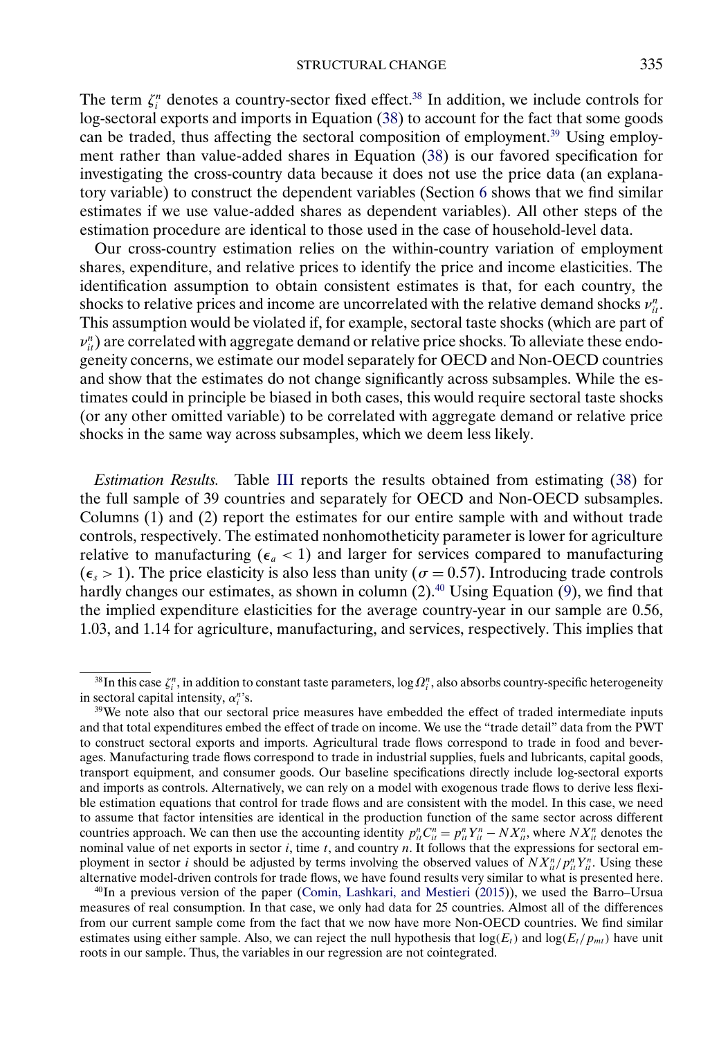The term $\zeta_i^n$ denotes a country-sector fixed effect.[38] In addition, we include controls for log-sectoral exports and imports in Equation (38) to account for the fact that some goods can be traded, thus affecting the sectoral composition of employment.[39] Using employment rather than value-added shares in Equation (38) is our favored specification for investigating the cross-country data because it does not use the price data (an explanatory variable) to construct the dependent variables (Section 6 shows that we find similar estimates if we use value-added shares as dependent variables). All other steps of the estimation procedure are identical to those used in the case of household-level data.

Our cross-country estimation relies on the within-country variation of employment shares, expenditure, and relative prices to identify the price and income elasticities. The identification assumption to obtain consistent estimates is that, for each country, the shocks to relative prices and income are uncorrelated with the relative demand shocks $\nu_{it}^n$. This assumption would be violated if, for example, sectoral taste shocks (which are part of $\nu_{it}^n$) are correlated with aggregate demand or relative price shocks. To alleviate these endogeneity concerns, we estimate our model separately for OECD and Non-OECD countries and show that the estimates do not change significantly across subsamples. While the estimates could in principle be biased in both cases, this would require sectoral taste shocks (or any other omitted variable) to be correlated with aggregate demand or relative price shocks in the same way across subsamples, which we deem less likely.

*Estimation Results.* Table III reports the results obtained from estimating (38) for the full sample of 39 countries and separately for OECD and Non-OECD subsamples. Columns (1) and (2) report the estimates for our entire sample with and without trade controls, respectively. The estimated nonhomotheticity parameter is lower for agriculture relative to manufacturing ($\epsilon_a < 1$) and larger for services compared to manufacturing ($\epsilon_s > 1$). The price elasticity is also less than unity ($\sigma = 0.57$). Introducing trade controls hardly changes our estimates, as shown in column (2).[40] Using Equation (9), we find that the implied expenditure elasticities for the average country-year in our sample are 0.56, 1.03, and 1.14 for agriculture, manufacturing, and services, respectively. This implies that

[38] In this case $\zeta_i^n$, in addition to constant taste parameters, $\log \Omega_i^n$, also absorbs country-specific heterogeneity in sectoral capital intensity, $\alpha_i^n$'s.

[39] We note also that our sectoral price measures have embedded the effect of traded intermediate inputs and that total expenditures embed the effect of trade on income. We use the "trade detail" data from the PWT to construct sectoral exports and imports. Agricultural trade flows correspond to trade in food and beverages. Manufacturing trade flows correspond to trade in industrial supplies, fuels and lubricants, capital goods, transport equipment, and consumer goods. Our baseline specifications directly include log-sectoral exports and imports as controls. Alternatively, we can rely on a model with exogenous trade flows to derive less flexible estimation equations that control for trade flows and are consistent with the model. In this case, we need to assume that factor intensities are identical in the production function of the same sector across different countries approach. We can then use the accounting identity $p_{it}^n C_{it}^n = p_{it}^n Y_{it}^n - NX_{it}^n$, where $NX_{it}^n$ denotes the nominal value of net exports in sector $i$, time $t$, and country $n$. It follows that the expressions for sectoral employment in sector $i$ should be adjusted by terms involving the observed values of $NX_{it}^n / p_{it}^n Y_{it}^n$. Using these alternative model-driven controls for trade flows, we have found results very similar to what is presented here.

[40] In a previous version of the paper (Comin, Lashkari, and Mestieri (2015)), we used the Barro–Ursua measures of real consumption. In that case, we only had data for 25 countries. Almost all of the differences from our current sample come from the fact that we now have more Non-OECD countries. We find similar estimates using either sample. Also, we can reject the null hypothesis that $\log(E_t)$ and $\log(E_t/p_{mt})$ have unit roots in our sample. Thus, the variables in our regression are not cointegrated.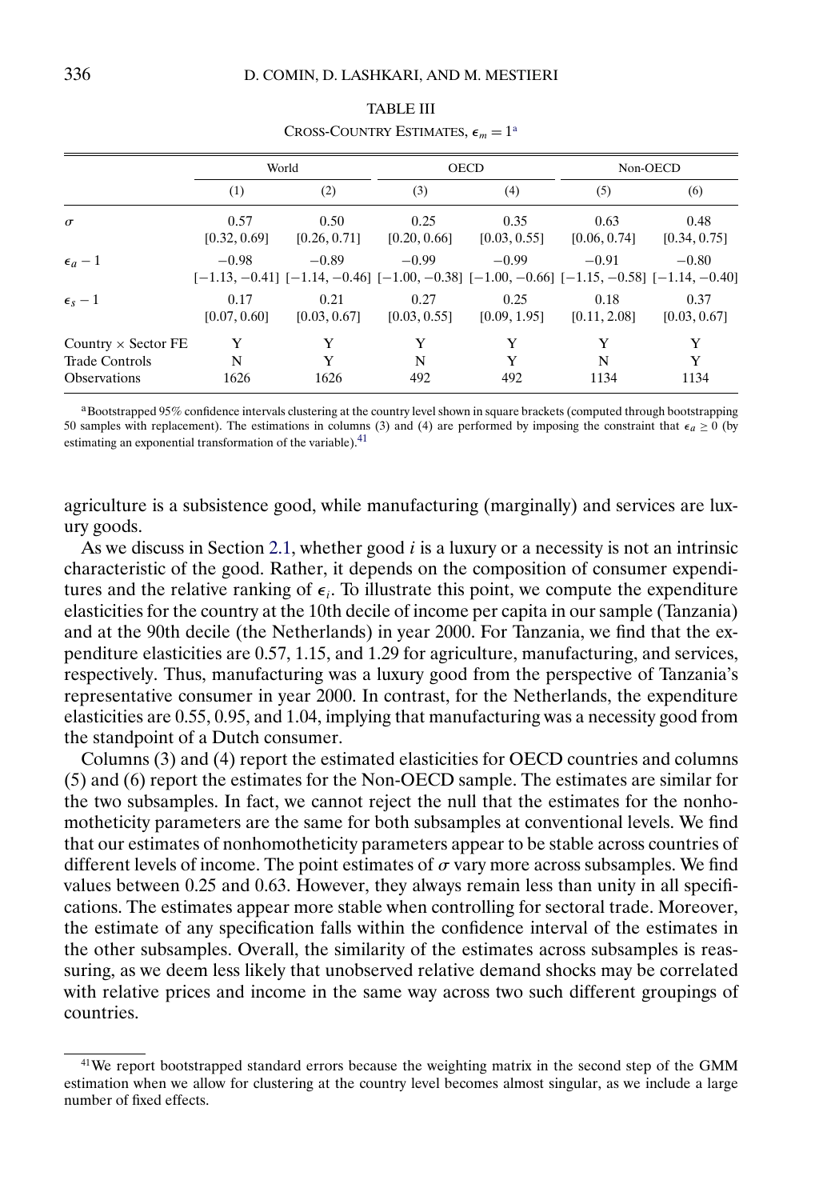TABLE III

CROSS-COUNTRY ESTIMATES, $\epsilon_m = 1$[a]

| | World | | OECD | | Non-OECD | |
|---|---|---|---|---|---|---|
| | (1) | (2) | (3) | (4) | (5) | (6) |
| $\sigma$ | 0.57 | 0.50 | 0.25 | 0.35 | 0.63 | 0.48 |
| | [0.32, 0.69] | [0.26, 0.71] | [0.20, 0.66] | [0.03, 0.55] | [0.06, 0.74] | [0.34, 0.75] |
| $\epsilon_a - 1$ | −0.98 | −0.89 | −0.99 | −0.99 | −0.91 | −0.80 |
| | [−1.13, −0.41] | [−1.14, −0.46] | [−1.00, −0.38] | [−1.00, −0.66] | [−1.15, −0.58] | [−1.14, −0.40] |
| $\epsilon_s - 1$ | 0.17 | 0.21 | 0.27 | 0.25 | 0.18 | 0.37 |
| | [0.07, 0.60] | [0.03, 0.67] | [0.03, 0.55] | [0.09, 1.95] | [0.11, 2.08] | [0.03, 0.67] |
| Country × Sector FE | Y | Y | Y | Y | Y | Y |
| Trade Controls | N | Y | N | Y | N | Y |
| Observations | 1626 | 1626 | 492 | 492 | 1134 | 1134 |

[a]Bootstrapped 95% confidence intervals clustering at the country level shown in square brackets (computed through bootstrapping 50 samples with replacement). The estimations in columns (3) and (4) are performed by imposing the constraint that $\epsilon_a \geq 0$ (by estimating an exponential transformation of the variable).[41]

agriculture is a subsistence good, while manufacturing (marginally) and services are luxury goods.

As we discuss in Section 2.1, whether good $i$ is a luxury or a necessity is not an intrinsic characteristic of the good. Rather, it depends on the composition of consumer expenditures and the relative ranking of $\epsilon_i$. To illustrate this point, we compute the expenditure elasticities for the country at the 10th decile of income per capita in our sample (Tanzania) and at the 90th decile (the Netherlands) in year 2000. For Tanzania, we find that the expenditure elasticities are 0.57, 1.15, and 1.29 for agriculture, manufacturing, and services, respectively. Thus, manufacturing was a luxury good from the perspective of Tanzania's representative consumer in year 2000. In contrast, for the Netherlands, the expenditure elasticities are 0.55, 0.95, and 1.04, implying that manufacturing was a necessity good from the standpoint of a Dutch consumer.

Columns (3) and (4) report the estimated elasticities for OECD countries and columns (5) and (6) report the estimates for the Non-OECD sample. The estimates are similar for the two subsamples. In fact, we cannot reject the null that the estimates for the nonhomotheticity parameters are the same for both subsamples at conventional levels. We find that our estimates of nonhomotheticity parameters appear to be stable across countries of different levels of income. The point estimates of $\sigma$ vary more across subsamples. We find values between 0.25 and 0.63. However, they always remain less than unity in all specifications. The estimates appear more stable when controlling for sectoral trade. Moreover, the estimate of any specification falls within the confidence interval of the estimates in the other subsamples. Overall, the similarity of the estimates across subsamples is reassuring, as we deem less likely that unobserved relative demand shocks may be correlated with relative prices and income in the same way across two such different groupings of countries.

[41]We report bootstrapped standard errors because the weighting matrix in the second step of the GMM estimation when we allow for clustering at the country level becomes almost singular, as we include a large number of fixed effects.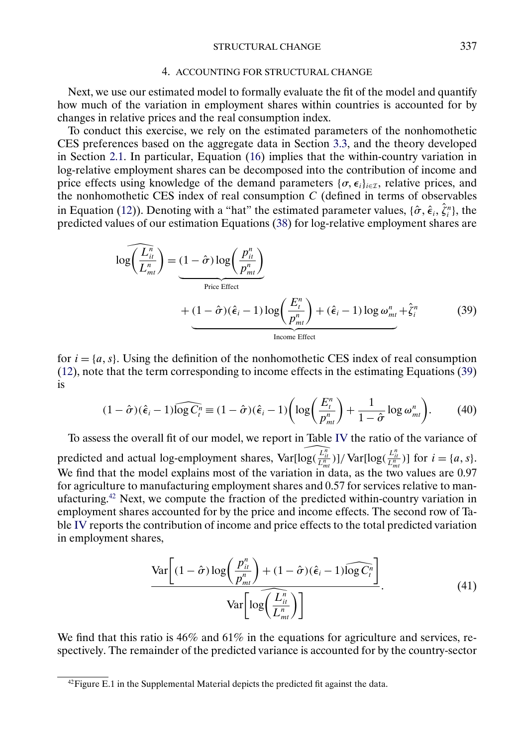## 4. ACCOUNTING FOR STRUCTURAL CHANGE

Next, we use our estimated model to formally evaluate the fit of the model and quantify how much of the variation in employment shares within countries is accounted for by changes in relative prices and the real consumption index.

To conduct this exercise, we rely on the estimated parameters of the nonhomothetic CES preferences based on the aggregate data in Section 3.3, and the theory developed in Section 2.1. In particular, Equation (16) implies that the within-country variation in log-relative employment shares can be decomposed into the contribution of income and price effects using knowledge of the demand parameters $\{\sigma, \epsilon_i\}_{i \in \mathcal{I}}$, relative prices, and the nonhomothetic CES index of real consumption $C$ (defined in terms of observables in Equation (12)). Denoting with a "hat" the estimated parameter values, $\{\hat{\sigma}, \hat{\epsilon}_i, \hat{\zeta}_i^n\}$, the predicted values of our estimation Equations (38) for log-relative employment shares are

$$\widehat{\log\left(\frac{L_{it}^n}{L_{mt}^n}\right)} = \underbrace{(1-\hat{\sigma})\log\left(\frac{p_{it}^n}{p_{mt}^n}\right)}_{\text{Price Effect}} + \underbrace{(1-\hat{\sigma})(\hat{\epsilon}_i - 1)\log\left(\frac{E_t^n}{p_{mt}^n}\right) + (\hat{\epsilon}_i - 1)\log\omega_{mt}^n}_{\text{Income Effect}} + \hat{\zeta}_i^n \tag{39}$$

for $i = \{a, s\}$. Using the definition of the nonhomothetic CES index of real consumption (12), note that the term corresponding to income effects in the estimating Equations (39) is

$$(1-\hat{\sigma})(\hat{\epsilon}_i - 1)\widehat{\log C_t^n} \equiv (1-\hat{\sigma})(\hat{\epsilon}_i - 1)\left(\log\left(\frac{E_t^n}{p_{mt}^n}\right) + \frac{1}{1-\hat{\sigma}}\log\omega_{mt}^n\right). \tag{40}$$

To assess the overall fit of our model, we report in Table IV the ratio of the variance of predicted and actual log-employment shares, $\operatorname{Var}[\widehat{\log(\frac{L_{it}^n}{L_{mt}^n})}]/\operatorname{Var}[\log(\frac{L_{it}^n}{L_{mt}^n})]$ for $i = \{a, s\}$. We find that the model explains most of the variation in data, as the two values are 0.97 for agriculture to manufacturing employment shares and 0.57 for services relative to manufacturing.[42] Next, we compute the fraction of the predicted within-country variation in employment shares accounted for by the price and income effects. The second row of Table IV reports the contribution of income and price effects to the total predicted variation in employment shares,

$$\frac{\operatorname{Var}\left[(1-\hat{\sigma})\log\left(\frac{p_{it}^n}{p_{mt}^n}\right) + (1-\hat{\sigma})(\hat{\epsilon}_i - 1)\widehat{\log C_t^n}\right]}{\operatorname{Var}\left[\widehat{\log\left(\frac{L_{it}^n}{L_{mt}^n}\right)}\right]}. \tag{41}$$

We find that this ratio is 46% and 61% in the equations for agriculture and services, respectively. The remainder of the predicted variance is accounted for by the country-sector

[42] Figure E.1 in the Supplemental Material depicts the predicted fit against the data.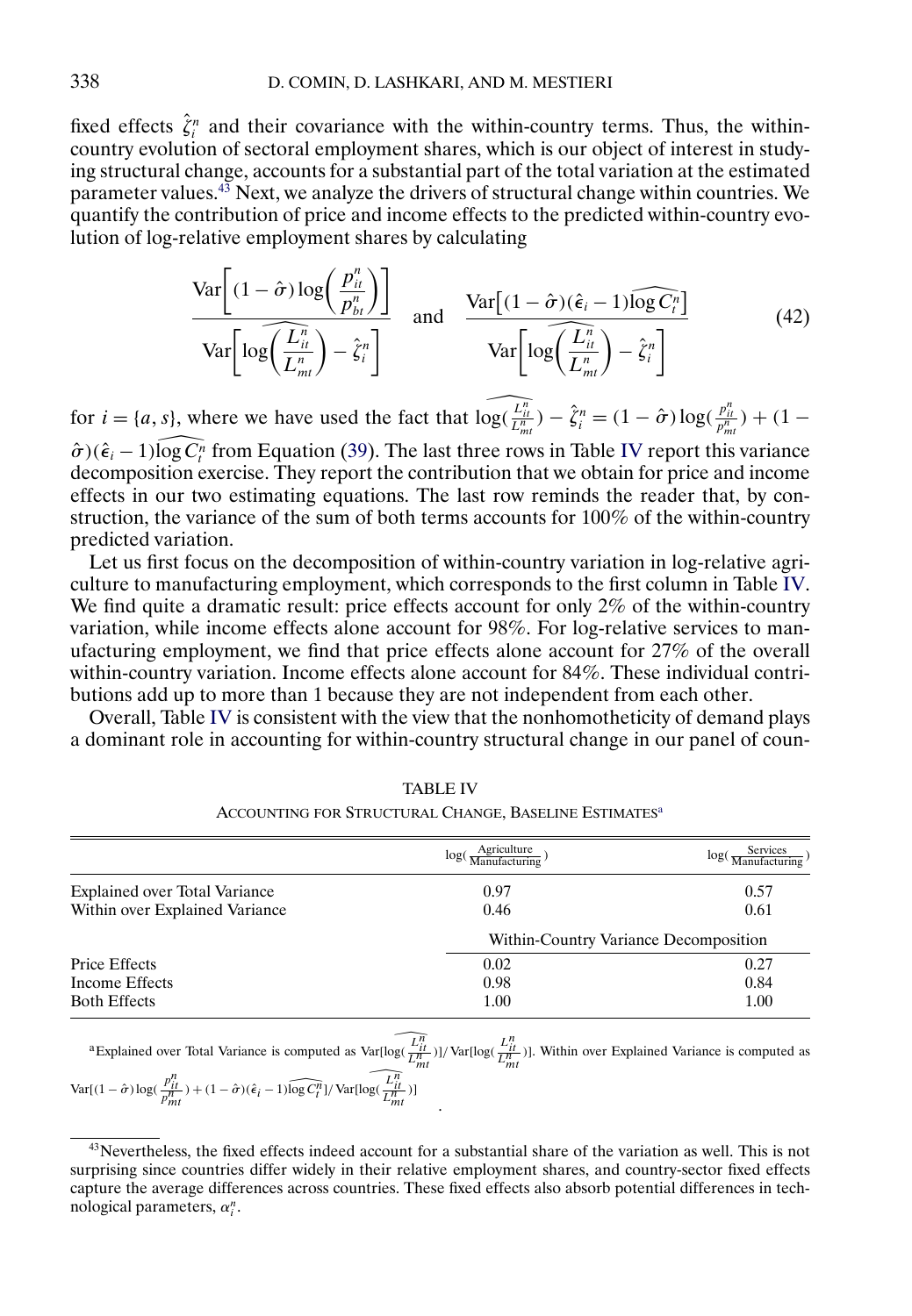fixed effects $\hat{\zeta}_i^n$ and their covariance with the within-country terms. Thus, the within-country evolution of sectoral employment shares, which is our object of interest in studying structural change, accounts for a substantial part of the total variation at the estimated parameter values.[43] Next, we analyze the drivers of structural change within countries. We quantify the contribution of price and income effects to the predicted within-country evolution of log-relative employment shares by calculating

$$\frac{\mathrm{Var}\left[(1-\hat{\sigma})\log\left(\frac{p_{it}^n}{p_{bt}^n}\right)\right]}{\mathrm{Var}\left[\widehat{\log\left(\frac{L_{it}^n}{L_{mt}^n}\right)}-\hat{\zeta}_i^n\right]} \quad \text{and} \quad \frac{\mathrm{Var}\left[(1-\hat{\sigma})(\hat{\epsilon}_i-1)\widehat{\log C_t^n}\right]}{\mathrm{Var}\left[\widehat{\log\left(\frac{L_{it}^n}{L_{mt}^n}\right)}-\hat{\zeta}_i^n\right]} \tag{42}$$

for $i = \{a, s\}$, where we have used the fact that $\widehat{\log(\frac{L_{it}^n}{L_{mt}^n})} - \hat{\zeta}_i^n = (1-\hat{\sigma})\log(\frac{p_{it}^n}{p_{mt}^n}) + (1-\hat{\sigma})(\hat{\epsilon}_i - 1)\widehat{\log C_t^n}$ from Equation (39). The last three rows in Table IV report this variance decomposition exercise. They report the contribution that we obtain for price and income effects in our two estimating equations. The last row reminds the reader that, by construction, the variance of the sum of both terms accounts for 100% of the within-country predicted variation.

Let us first focus on the decomposition of within-country variation in log-relative agriculture to manufacturing employment, which corresponds to the first column in Table IV. We find quite a dramatic result: price effects account for only 2% of the within-country variation, while income effects alone account for 98%. For log-relative services to manufacturing employment, we find that price effects alone account for 27% of the overall within-country variation. Income effects alone account for 84%. These individual contributions add up to more than 1 because they are not independent from each other.

Overall, Table IV is consistent with the view that the nonhomotheticity of demand plays a dominant role in accounting for within-country structural change in our panel of coun-

TABLE IV

ACCOUNTING FOR STRUCTURAL CHANGE, BASELINE ESTIMATES[a]

| | $\log(\frac{\text{Agriculture}}{\text{Manufacturing}})$ | $\log(\frac{\text{Services}}{\text{Manufacturing}})$ |
|---|---|---|
| Explained over Total Variance | 0.97 | 0.57 |
| Within over Explained Variance | 0.46 | 0.61 |
| | Within-Country Variance Decomposition | |
| Price Effects | 0.02 | 0.27 |
| Income Effects | 0.98 | 0.84 |
| Both Effects | 1.00 | 1.00 |

[a]Explained over Total Variance is computed as $\mathrm{Var}[\widehat{\log(\frac{L_{it}^n}{L_{mt}^n})}]/\mathrm{Var}[\log(\frac{L_{it}^n}{L_{mt}^n})]$. Within over Explained Variance is computed as $\mathrm{Var}[(1-\hat{\sigma})\log(\frac{p_{it}^n}{p_{mt}^n}) + (1-\hat{\sigma})(\hat{\epsilon}_i-1)\widehat{\log C_t^n}]/\mathrm{Var}[\widehat{\log(\frac{L_{it}^n}{L_{mt}^n})}]$.

[43]Nevertheless, the fixed effects indeed account for a substantial share of the variation as well. This is not surprising since countries differ widely in their relative employment shares, and country-sector fixed effects capture the average differences across countries. These fixed effects also absorb potential differences in technological parameters, $\alpha_i^n$.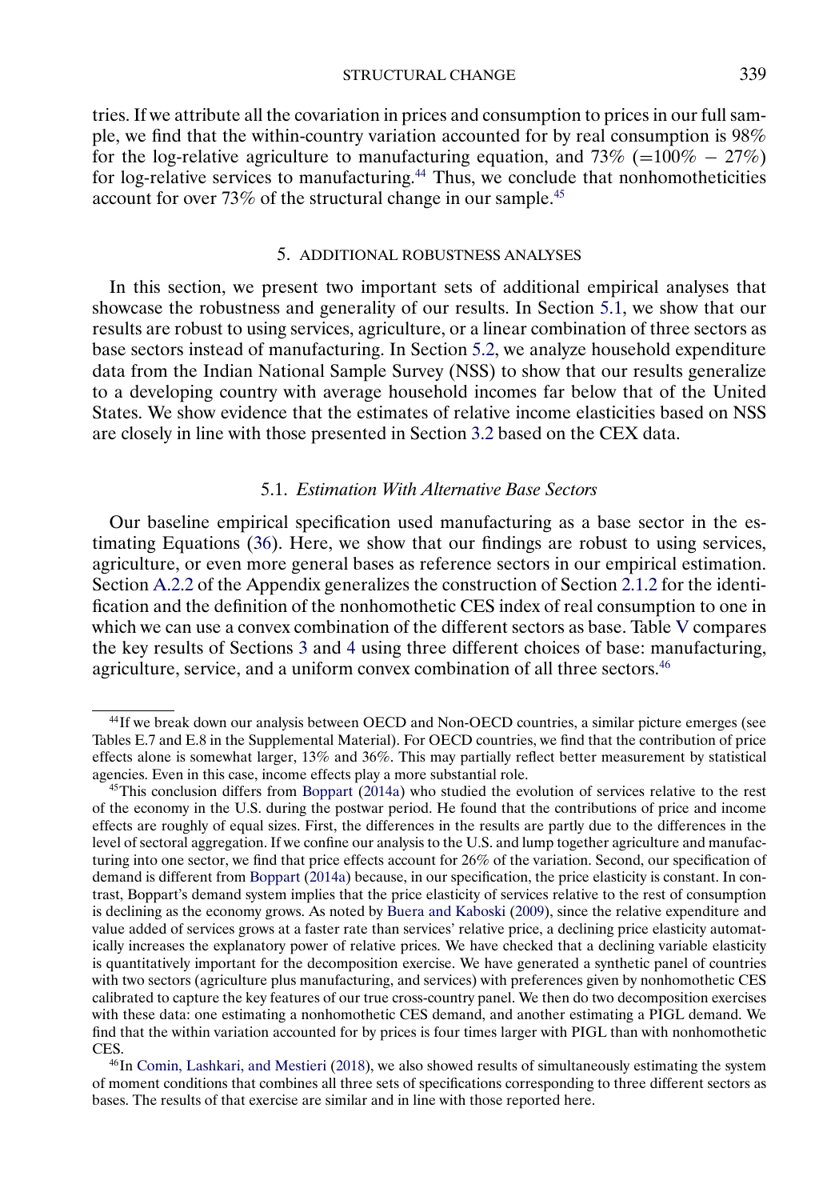tries. If we attribute all the covariation in prices and consumption to prices in our full sample, we find that the within-country variation accounted for by real consumption is 98% for the log-relative agriculture to manufacturing equation, and 73% (=100% − 27%) for log-relative services to manufacturing.[44] Thus, we conclude that nonhomotheticities account for over 73% of the structural change in our sample.[45]

## 5. ADDITIONAL ROBUSTNESS ANALYSES

In this section, we present two important sets of additional empirical analyses that showcase the robustness and generality of our results. In Section 5.1, we show that our results are robust to using services, agriculture, or a linear combination of three sectors as base sectors instead of manufacturing. In Section 5.2, we analyze household expenditure data from the Indian National Sample Survey (NSS) to show that our results generalize to a developing country with average household incomes far below that of the United States. We show evidence that the estimates of relative income elasticities based on NSS are closely in line with those presented in Section 3.2 based on the CEX data.

### 5.1. *Estimation With Alternative Base Sectors*

Our baseline empirical specification used manufacturing as a base sector in the estimating Equations (36). Here, we show that our findings are robust to using services, agriculture, or even more general bases as reference sectors in our empirical estimation. Section A.2.2 of the Appendix generalizes the construction of Section 2.1.2 for the identification and the definition of the nonhomothetic CES index of real consumption to one in which we can use a convex combination of the different sectors as base. Table V compares the key results of Sections 3 and 4 using three different choices of base: manufacturing, agriculture, service, and a uniform convex combination of all three sectors.[46]

---

[44] If we break down our analysis between OECD and Non-OECD countries, a similar picture emerges (see Tables E.7 and E.8 in the Supplemental Material). For OECD countries, we find that the contribution of price effects alone is somewhat larger, 13% and 36%. This may partially reflect better measurement by statistical agencies. Even in this case, income effects play a more substantial role.

[45] This conclusion differs from Boppart (2014a) who studied the evolution of services relative to the rest of the economy in the U.S. during the postwar period. He found that the contributions of price and income effects are roughly of equal sizes. First, the differences in the results are partly due to the differences in the level of sectoral aggregation. If we confine our analysis to the U.S. and lump together agriculture and manufacturing into one sector, we find that price effects account for 26% of the variation. Second, our specification of demand is different from Boppart (2014a) because, in our specification, the price elasticity is constant. In contrast, Boppart's demand system implies that the price elasticity of services relative to the rest of consumption is declining as the economy grows. As noted by Buera and Kaboski (2009), since the relative expenditure and value added of services grows at a faster rate than services' relative price, a declining price elasticity automatically increases the explanatory power of relative prices. We have checked that a declining variable elasticity is quantitatively important for the decomposition exercise. We have generated a synthetic panel of countries with two sectors (agriculture plus manufacturing, and services) with preferences given by nonhomothetic CES calibrated to capture the key features of our true cross-country panel. We then do two decomposition exercises with these data: one estimating a nonhomothetic CES demand, and another estimating a PIGL demand. We find that the within variation accounted for by prices is four times larger with PIGL than with nonhomothetic CES.

[46] In Comin, Lashkari, and Mestieri (2018), we also showed results of simultaneously estimating the system of moment conditions that combines all three sets of specifications corresponding to three different sectors as bases. The results of that exercise are similar and in line with those reported here.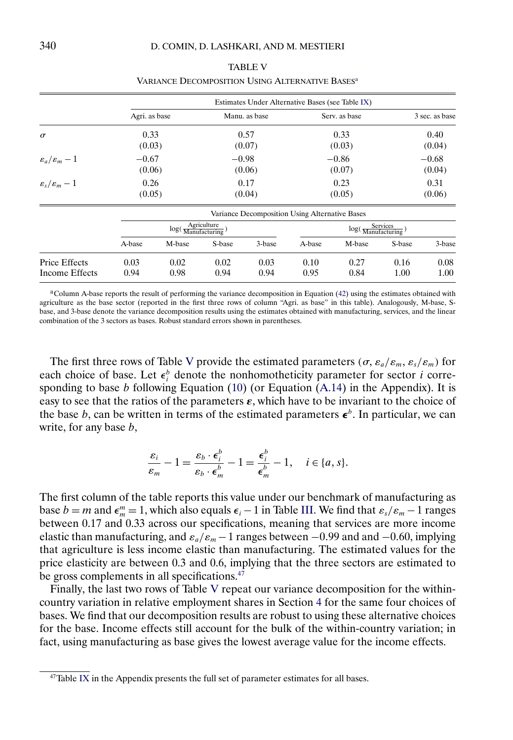TABLE V

VARIANCE DECOMPOSITION USING ALTERNATIVE BASES[a]

| | Estimates Under Alternative Bases (see Table IX) | | | |
|---|---|---|---|---|
| | Agri. as base | Manu. as base | Serv. as base | 3 sec. as base |
| $\sigma$ | 0.33 | 0.57 | 0.33 | 0.40 |
| | (0.03) | (0.07) | (0.03) | (0.04) |
| $\varepsilon_a/\varepsilon_m - 1$ | −0.67 | −0.98 | −0.86 | −0.68 |
| | (0.06) | (0.06) | (0.07) | (0.04) |
| $\varepsilon_s/\varepsilon_m - 1$ | 0.26 | 0.17 | 0.23 | 0.31 |
| | (0.05) | (0.04) | (0.05) | (0.06) |

| | Variance Decomposition Using Alternative Bases | | | | | | | |
|---|---|---|---|---|---|---|---|---|
| | $\log(\frac{\text{Agriculture}}{\text{Manufacturing}})$ | | | | $\log(\frac{\text{Services}}{\text{Manufacturing}})$ | | | |
| | A-base | M-base | S-base | 3-base | A-base | M-base | S-base | 3-base |
| Price Effects | 0.03 | 0.02 | 0.02 | 0.03 | 0.10 | 0.27 | 0.16 | 0.08 |
| Income Effects | 0.94 | 0.98 | 0.94 | 0.94 | 0.95 | 0.84 | 1.00 | 1.00 |

[a]Column A-base reports the result of performing the variance decomposition in Equation (42) using the estimates obtained with agriculture as the base sector (reported in the first three rows of column "Agri. as base" in this table). Analogously, M-base, S-base, and 3-base denote the variance decomposition results using the estimates obtained with manufacturing, services, and the linear combination of the 3 sectors as bases. Robust standard errors shown in parentheses.

The first three rows of Table V provide the estimated parameters ($\sigma$, $\varepsilon_a/\varepsilon_m$, $\varepsilon_s/\varepsilon_m$) for each choice of base. Let $\epsilon_i^b$ denote the nonhomotheticity parameter for sector $i$ corresponding to base $b$ following Equation (10) (or Equation (A.14) in the Appendix). It is easy to see that the ratios of the parameters $\boldsymbol{\varepsilon}$, which have to be invariant to the choice of the base $b$, can be written in terms of the estimated parameters $\boldsymbol{\epsilon}^b$. In particular, we can write, for any base $b$,

$$\frac{\varepsilon_i}{\varepsilon_m} - 1 = \frac{\varepsilon_b \cdot \epsilon_i^b}{\varepsilon_b \cdot \epsilon_m^b} - 1 = \frac{\epsilon_i^b}{\epsilon_m^b} - 1, \quad i \in \{a, s\}.$$

The first column of the table reports this value under our benchmark of manufacturing as base $b = m$ and $\epsilon_m^m = 1$, which also equals $\epsilon_i - 1$ in Table III. We find that $\varepsilon_s/\varepsilon_m - 1$ ranges between 0.17 and 0.33 across our specifications, meaning that services are more income elastic than manufacturing, and $\varepsilon_a/\varepsilon_m - 1$ ranges between −0.99 and and −0.60, implying that agriculture is less income elastic than manufacturing. The estimated values for the price elasticity are between 0.3 and 0.6, implying that the three sectors are estimated to be gross complements in all specifications.[47]

Finally, the last two rows of Table V repeat our variance decomposition for the within-country variation in relative employment shares in Section 4 for the same four choices of bases. We find that our decomposition results are robust to using these alternative choices for the base. Income effects still account for the bulk of the within-country variation; in fact, using manufacturing as base gives the lowest average value for the income effects.

[47]Table IX in the Appendix presents the full set of parameter estimates for all bases.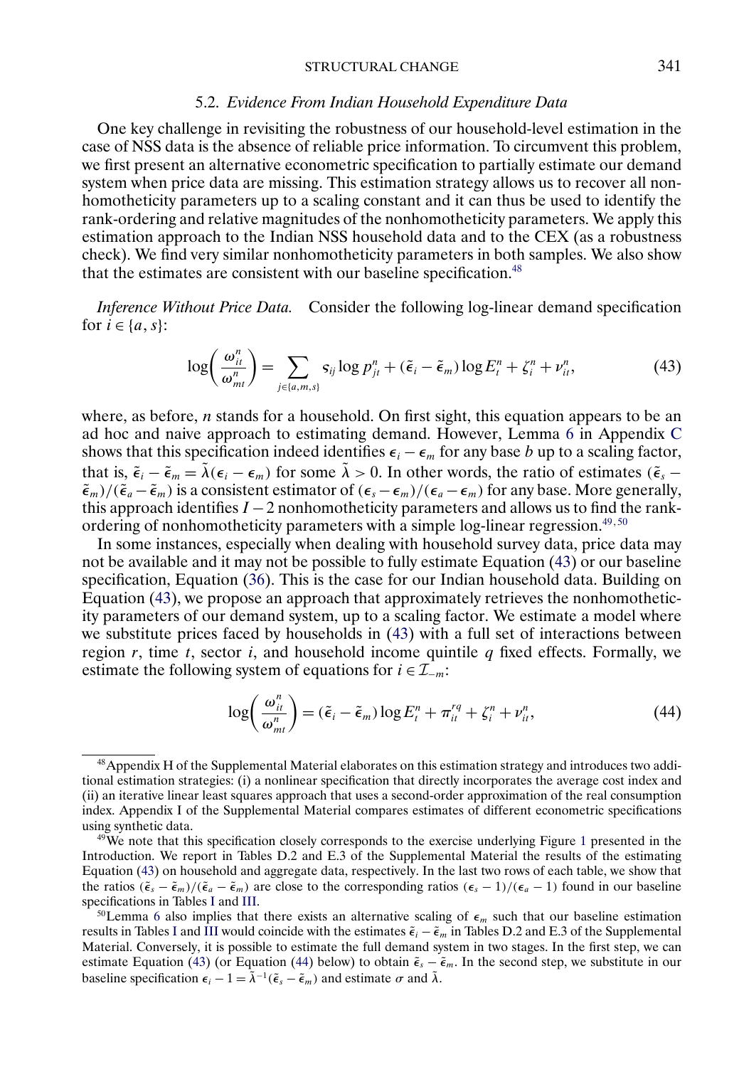### 5.2. *Evidence From Indian Household Expenditure Data*

One key challenge in revisiting the robustness of our household-level estimation in the case of NSS data is the absence of reliable price information. To circumvent this problem, we first present an alternative econometric specification to partially estimate our demand system when price data are missing. This estimation strategy allows us to recover all nonhomotheticity parameters up to a scaling constant and it can thus be used to identify the rank-ordering and relative magnitudes of the nonhomotheticity parameters. We apply this estimation approach to the Indian NSS household data and to the CEX (as a robustness check). We find very similar nonhomotheticity parameters in both samples. We also show that the estimates are consistent with our baseline specification.[48]

*Inference Without Price Data.* Consider the following log-linear demand specification for $i \in \{a, s\}$:

$$\log\left(\frac{\omega_{it}^n}{\omega_{mt}^n}\right) = \sum_{j \in \{a,m,s\}} s_{ij} \log p_{jt}^n + (\tilde{\epsilon}_i - \tilde{\epsilon}_m) \log E_t^n + \zeta_i^n + \nu_{it}^n, \tag{43}$$

where, as before, $n$ stands for a household. On first sight, this equation appears to be an ad hoc and naive approach to estimating demand. However, Lemma 6 in Appendix C shows that this specification indeed identifies $\epsilon_i - \epsilon_m$ for any base $b$ up to a scaling factor, that is, $\tilde{\epsilon}_i - \tilde{\epsilon}_m = \tilde{\lambda}(\epsilon_i - \epsilon_m)$ for some $\tilde{\lambda} > 0$. In other words, the ratio of estimates $(\tilde{\epsilon}_s - \tilde{\epsilon}_m)/(\tilde{\epsilon}_a - \tilde{\epsilon}_m)$ is a consistent estimator of $(\epsilon_s - \epsilon_m)/(\epsilon_a - \epsilon_m)$ for any base. More generally, this approach identifies $I - 2$ nonhomotheticity parameters and allows us to find the rank-ordering of nonhomotheticity parameters with a simple log-linear regression.[49,50]

In some instances, especially when dealing with household survey data, price data may not be available and it may not be possible to fully estimate Equation (43) or our baseline specification, Equation (36). This is the case for our Indian household data. Building on Equation (43), we propose an approach that approximately retrieves the nonhomotheticity parameters of our demand system, up to a scaling factor. We estimate a model where we substitute prices faced by households in (43) with a full set of interactions between region $r$, time $t$, sector $i$, and household income quintile $q$ fixed effects. Formally, we estimate the following system of equations for $i \in \mathcal{I}_{-m}$:

$$\log\left(\frac{\omega_{it}^n}{\omega_{mt}^n}\right) = (\tilde{\epsilon}_i - \tilde{\epsilon}_m) \log E_t^n + \pi_{it}^{rq} + \zeta_i^n + \nu_{it}^n, \tag{44}$$

---

[48] Appendix H of the Supplemental Material elaborates on this estimation strategy and introduces two additional estimation strategies: (i) a nonlinear specification that directly incorporates the average cost index and (ii) an iterative linear least squares approach that uses a second-order approximation of the real consumption index. Appendix I of the Supplemental Material compares estimates of different econometric specifications using synthetic data.

[49] We note that this specification closely corresponds to the exercise underlying Figure 1 presented in the Introduction. We report in Tables D.2 and E.3 of the Supplemental Material the results of the estimating Equation (43) on household and aggregate data, respectively. In the last two rows of each table, we show that the ratios $(\tilde{\epsilon}_s - \tilde{\epsilon}_m)/(\tilde{\epsilon}_a - \tilde{\epsilon}_m)$ are close to the corresponding ratios $(\epsilon_s - 1)/(\epsilon_a - 1)$ found in our baseline specifications in Tables I and III.

[50] Lemma 6 also implies that there exists an alternative scaling of $\epsilon_m$ such that our baseline estimation results in Tables I and III would coincide with the estimates $\tilde{\epsilon}_i - \tilde{\epsilon}_m$ in Tables D.2 and E.3 of the Supplemental Material. Conversely, it is possible to estimate the full demand system in two stages. In the first step, we can estimate Equation (43) (or Equation (44) below) to obtain $\tilde{\epsilon}_s - \tilde{\epsilon}_m$. In the second step, we substitute in our baseline specification $\epsilon_i - 1 = \tilde{\lambda}^{-1}(\tilde{\epsilon}_s - \tilde{\epsilon}_m)$ and estimate $\sigma$ and $\tilde{\lambda}$.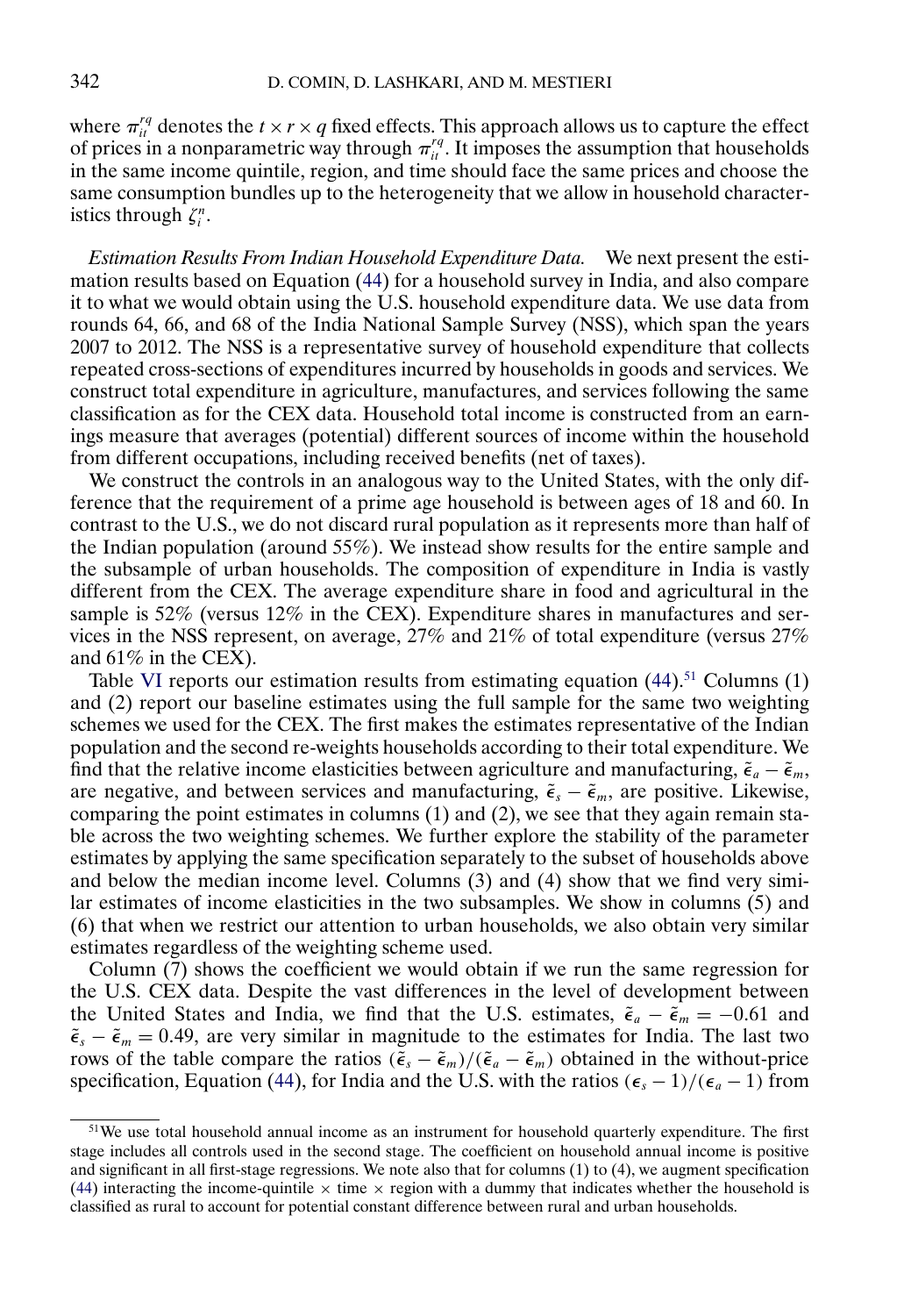where $\pi_{it}^{rq}$ denotes the $t \times r \times q$ fixed effects. This approach allows us to capture the effect of prices in a nonparametric way through $\pi_{it}^{rq}$. It imposes the assumption that households in the same income quintile, region, and time should face the same prices and choose the same consumption bundles up to the heterogeneity that we allow in household characteristics through $\zeta_i^n$.

*Estimation Results From Indian Household Expenditure Data.* We next present the estimation results based on Equation (44) for a household survey in India, and also compare it to what we would obtain using the U.S. household expenditure data. We use data from rounds 64, 66, and 68 of the India National Sample Survey (NSS), which span the years 2007 to 2012. The NSS is a representative survey of household expenditure that collects repeated cross-sections of expenditures incurred by households in goods and services. We construct total expenditure in agriculture, manufactures, and services following the same classification as for the CEX data. Household total income is constructed from an earnings measure that averages (potential) different sources of income within the household from different occupations, including received benefits (net of taxes).

We construct the controls in an analogous way to the United States, with the only difference that the requirement of a prime age household is between ages of 18 and 60. In contrast to the U.S., we do not discard rural population as it represents more than half of the Indian population (around 55%). We instead show results for the entire sample and the subsample of urban households. The composition of expenditure in India is vastly different from the CEX. The average expenditure share in food and agricultural in the sample is 52% (versus 12% in the CEX). Expenditure shares in manufactures and services in the NSS represent, on average, 27% and 21% of total expenditure (versus 27% and 61% in the CEX).

Table VI reports our estimation results from estimating equation (44).[51] Columns (1) and (2) report our baseline estimates using the full sample for the same two weighting schemes we used for the CEX. The first makes the estimates representative of the Indian population and the second re-weights households according to their total expenditure. We find that the relative income elasticities between agriculture and manufacturing, $\tilde{\epsilon}_a - \tilde{\epsilon}_m$, are negative, and between services and manufacturing, $\tilde{\epsilon}_s - \tilde{\epsilon}_m$, are positive. Likewise, comparing the point estimates in columns (1) and (2), we see that they again remain stable across the two weighting schemes. We further explore the stability of the parameter estimates by applying the same specification separately to the subset of households above and below the median income level. Columns (3) and (4) show that we find very similar estimates of income elasticities in the two subsamples. We show in columns (5) and (6) that when we restrict our attention to urban households, we also obtain very similar estimates regardless of the weighting scheme used.

Column (7) shows the coefficient we would obtain if we run the same regression for the U.S. CEX data. Despite the vast differences in the level of development between the United States and India, we find that the U.S. estimates, $\tilde{\epsilon}_a - \tilde{\epsilon}_m = -0.61$ and $\tilde{\epsilon}_s - \tilde{\epsilon}_m = 0.49$, are very similar in magnitude to the estimates for India. The last two rows of the table compare the ratios $(\tilde{\epsilon}_s - \tilde{\epsilon}_m)/(\tilde{\epsilon}_a - \tilde{\epsilon}_m)$ obtained in the without-price specification, Equation (44), for India and the U.S. with the ratios $(\epsilon_s - 1)/(\epsilon_a - 1)$ from

[51] We use total household annual income as an instrument for household quarterly expenditure. The first stage includes all controls used in the second stage. The coefficient on household annual income is positive and significant in all first-stage regressions. We note also that for columns (1) to (4), we augment specification (44) interacting the income-quintile $\times$ time $\times$ region with a dummy that indicates whether the household is classified as rural to account for potential constant difference between rural and urban households.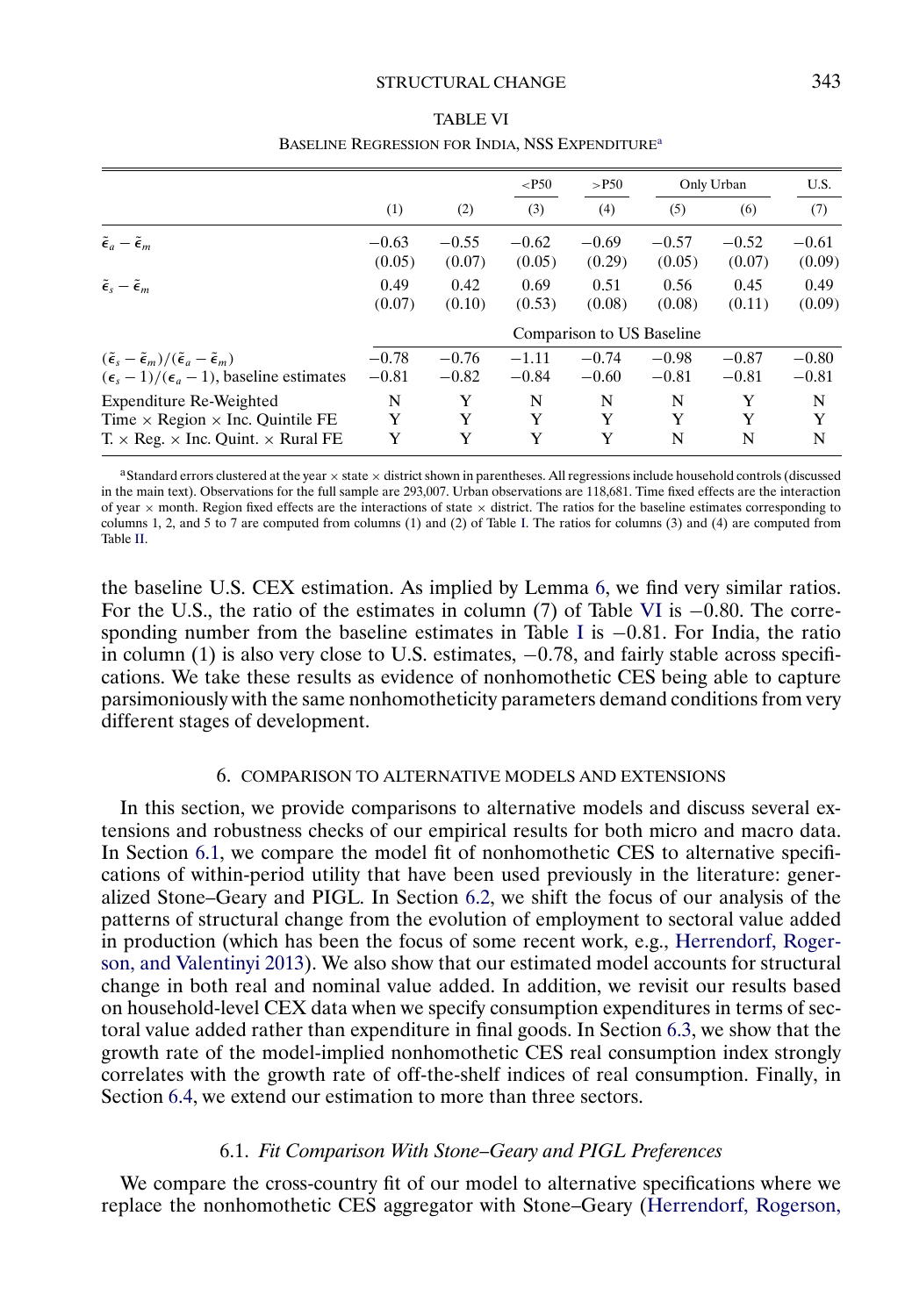TABLE VI

BASELINE REGRESSION FOR INDIA, NSS EXPENDITURE[a]

| | | | <P50 | >P50 | Only Urban | | U.S. |
|---|---|---|---|---|---|---|---|
| | (1) | (2) | (3) | (4) | (5) | (6) | (7) |
| $\tilde{\epsilon}_a - \tilde{\epsilon}_m$ | −0.63 | −0.55 | −0.62 | −0.69 | −0.57 | −0.52 | −0.61 |
| | (0.05) | (0.07) | (0.05) | (0.29) | (0.05) | (0.07) | (0.09) |
| $\tilde{\epsilon}_s - \tilde{\epsilon}_m$ | 0.49 | 0.42 | 0.69 | 0.51 | 0.56 | 0.45 | 0.49 |
| | (0.07) | (0.10) | (0.53) | (0.08) | (0.08) | (0.11) | (0.09) |
| | | | Comparison to US Baseline | | | | |
| $(\tilde{\epsilon}_s - \tilde{\epsilon}_m)/(\tilde{\epsilon}_a - \tilde{\epsilon}_m)$ | −0.78 | −0.76 | −1.11 | −0.74 | −0.98 | −0.87 | −0.80 |
| $(\epsilon_s - 1)/(\epsilon_a - 1)$, baseline estimates | −0.81 | −0.82 | −0.84 | −0.60 | −0.81 | −0.81 | −0.81 |
| Expenditure Re-Weighted | N | Y | N | N | N | Y | N |
| Time × Region × Inc. Quintile FE | Y | Y | Y | Y | Y | Y | Y |
| T. × Reg. × Inc. Quint. × Rural FE | Y | Y | Y | Y | N | N | N |

[a]Standard errors clustered at the year × state × district shown in parentheses. All regressions include household controls (discussed in the main text). Observations for the full sample are 293,007. Urban observations are 118,681. Time fixed effects are the interaction of year × month. Region fixed effects are the interactions of state × district. The ratios for the baseline estimates corresponding to columns 1, 2, and 5 to 7 are computed from columns (1) and (2) of Table I. The ratios for columns (3) and (4) are computed from Table II.

the baseline U.S. CEX estimation. As implied by Lemma 6, we find very similar ratios. For the U.S., the ratio of the estimates in column (7) of Table VI is −0.80. The corresponding number from the baseline estimates in Table I is −0.81. For India, the ratio in column (1) is also very close to U.S. estimates, −0.78, and fairly stable across specifications. We take these results as evidence of nonhomothetic CES being able to capture parsimoniously with the same nonhomotheticity parameters demand conditions from very different stages of development.

## 6. COMPARISON TO ALTERNATIVE MODELS AND EXTENSIONS

In this section, we provide comparisons to alternative models and discuss several extensions and robustness checks of our empirical results for both micro and macro data. In Section 6.1, we compare the model fit of nonhomothetic CES to alternative specifications of within-period utility that have been used previously in the literature: generalized Stone–Geary and PIGL. In Section 6.2, we shift the focus of our analysis of the patterns of structural change from the evolution of employment to sectoral value added in production (which has been the focus of some recent work, e.g., Herrendorf, Rogerson, and Valentinyi 2013). We also show that our estimated model accounts for structural change in both real and nominal value added. In addition, we revisit our results based on household-level CEX data when we specify consumption expenditures in terms of sectoral value added rather than expenditure in final goods. In Section 6.3, we show that the growth rate of the model-implied nonhomothetic CES real consumption index strongly correlates with the growth rate of off-the-shelf indices of real consumption. Finally, in Section 6.4, we extend our estimation to more than three sectors.

### 6.1. *Fit Comparison With Stone–Geary and PIGL Preferences*

We compare the cross-country fit of our model to alternative specifications where we replace the nonhomothetic CES aggregator with Stone–Geary (Herrendorf, Rogerson,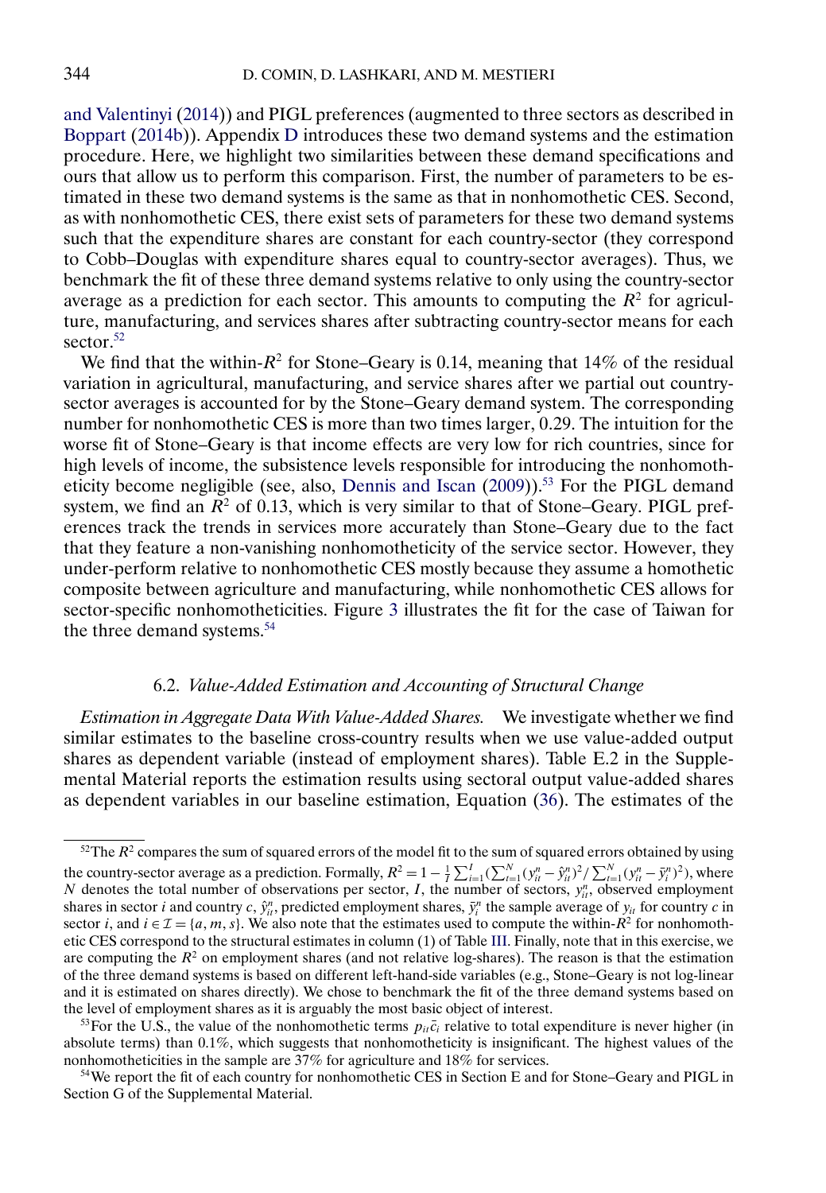and Valentinyi (2014)) and PIGL preferences (augmented to three sectors as described in Boppart (2014b)). Appendix D introduces these two demand systems and the estimation procedure. Here, we highlight two similarities between these demand specifications and ours that allow us to perform this comparison. First, the number of parameters to be estimated in these two demand systems is the same as that in nonhomothetic CES. Second, as with nonhomothetic CES, there exist sets of parameters for these two demand systems such that the expenditure shares are constant for each country-sector (they correspond to Cobb–Douglas with expenditure shares equal to country-sector averages). Thus, we benchmark the fit of these three demand systems relative to only using the country-sector average as a prediction for each sector. This amounts to computing the $R^2$ for agriculture, manufacturing, and services shares after subtracting country-sector means for each sector.[52]

We find that the within-$R^2$ for Stone–Geary is 0.14, meaning that 14% of the residual variation in agricultural, manufacturing, and service shares after we partial out country-sector averages is accounted for by the Stone–Geary demand system. The corresponding number for nonhomothetic CES is more than two times larger, 0.29. The intuition for the worse fit of Stone–Geary is that income effects are very low for rich countries, since for high levels of income, the subsistence levels responsible for introducing the nonhomotheticity become negligible (see, also, Dennis and Iscan (2009)).[53] For the PIGL demand system, we find an $R^2$ of 0.13, which is very similar to that of Stone–Geary. PIGL preferences track the trends in services more accurately than Stone–Geary due to the fact that they feature a non-vanishing nonhomotheticity of the service sector. However, they under-perform relative to nonhomothetic CES mostly because they assume a homothetic composite between agriculture and manufacturing, while nonhomothetic CES allows for sector-specific nonhomotheticities. Figure 3 illustrates the fit for the case of Taiwan for the three demand systems.[54]

### 6.2. *Value-Added Estimation and Accounting of Structural Change*

*Estimation in Aggregate Data With Value-Added Shares.* We investigate whether we find similar estimates to the baseline cross-country results when we use value-added output shares as dependent variable (instead of employment shares). Table E.2 in the Supplemental Material reports the estimation results using sectoral output value-added shares as dependent variables in our baseline estimation, Equation (36). The estimates of the

---

[52] The $R^2$ compares the sum of squared errors of the model fit to the sum of squared errors obtained by using the country-sector average as a prediction. Formally, $R^2 = 1 - \frac{1}{I}\sum_{i=1}^{I}(\sum_{t=1}^{N}(y_{it}^n - \hat{y}_{it}^n)^2/\sum_{t=1}^{N}(y_{it}^n - \bar{y}_i^n)^2)$, where $N$ denotes the total number of observations per sector, $I$, the number of sectors, $y_{it}^n$, observed employment shares in sector $i$ and country $c$, $\hat{y}_{it}^n$, predicted employment shares, $\bar{y}_i^n$ the sample average of $y_{it}$ for country $c$ in sector $i$, and $i \in \mathcal{I} = \{a, m, s\}$. We also note that the estimates used to compute the within-$R^2$ for nonhomothetic CES correspond to the structural estimates in column (1) of Table III. Finally, note that in this exercise, we are computing the $R^2$ on employment shares (and not relative log-shares). The reason is that the estimation of the three demand systems is based on different left-hand-side variables (e.g., Stone–Geary is not log-linear and it is estimated on shares directly). We chose to benchmark the fit of the three demand systems based on the level of employment shares as it is arguably the most basic object of interest.

[53] For the U.S., the value of the nonhomothetic terms $p_{it}\bar{c}_i$ relative to total expenditure is never higher (in absolute terms) than 0.1%, which suggests that nonhomotheticity is insignificant. The highest values of the nonhomotheticities in the sample are 37% for agriculture and 18% for services.

[54] We report the fit of each country for nonhomothetic CES in Section E and for Stone–Geary and PIGL in Section G of the Supplemental Material.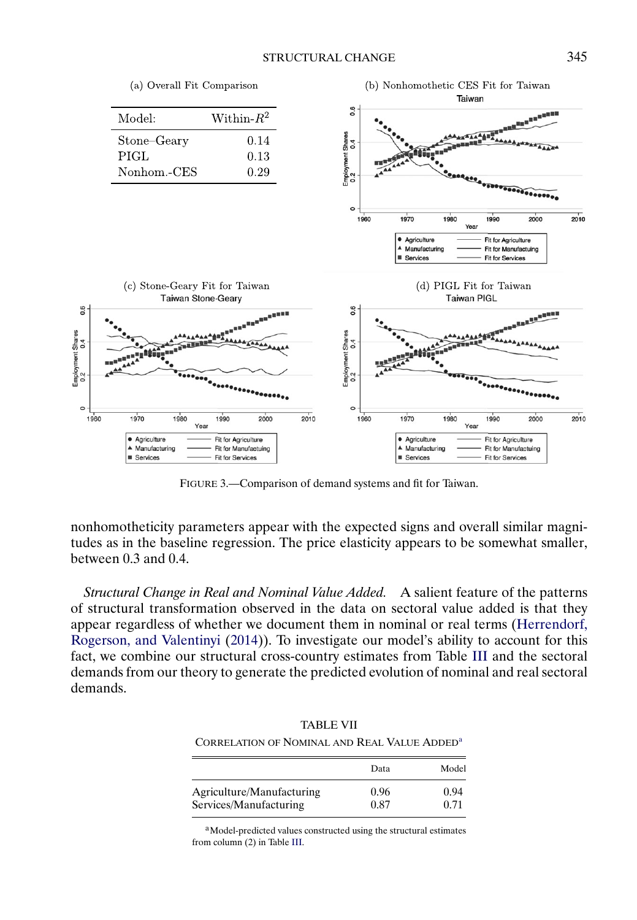(a) Overall Fit Comparison

| Model: | Within-$R^2$ |
|---|---|
| Stone–Geary | 0.14 |
| PIGL | 0.13 |
| Nonhom.-CES | 0.29 |

(b) Nonhomothetic CES Fit for Taiwan

(c) Stone-Geary Fit for Taiwan

(d) PIGL Fit for Taiwan

FIGURE 3.—Comparison of demand systems and fit for Taiwan.

nonhomotheticity parameters appear with the expected signs and overall similar magnitudes as in the baseline regression. The price elasticity appears to be somewhat smaller, between 0.3 and 0.4.

*Structural Change in Real and Nominal Value Added.* A salient feature of the patterns of structural transformation observed in the data on sectoral value added is that they appear regardless of whether we document them in nominal or real terms (Herrendorf, Rogerson, and Valentinyi (2014)). To investigate our model's ability to account for this fact, we combine our structural cross-country estimates from Table III and the sectoral demands from our theory to generate the predicted evolution of nominal and real sectoral demands.

TABLE VII

CORRELATION OF NOMINAL AND REAL VALUE ADDED[a]

| | Data | Model |
|---|---|---|
| Agriculture/Manufacturing | 0.96 | 0.94 |
| Services/Manufacturing | 0.87 | 0.71 |

[a]Model-predicted values constructed using the structural estimates from column (2) in Table III.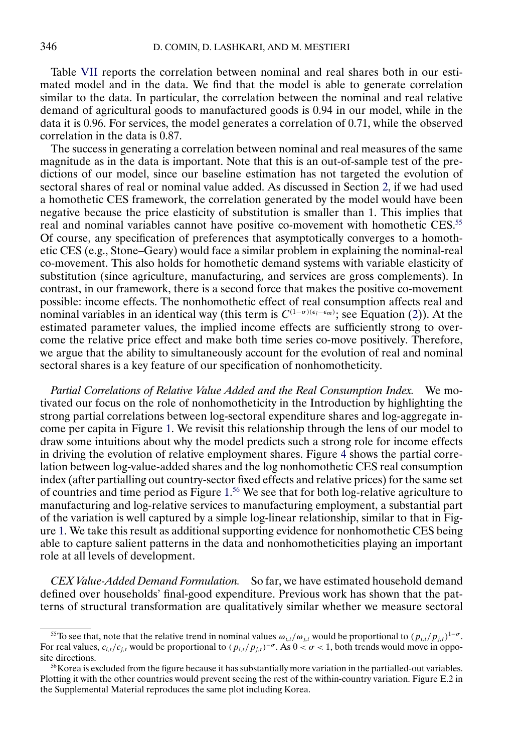Table VII reports the correlation between nominal and real shares both in our estimated model and in the data. We find that the model is able to generate correlation similar to the data. In particular, the correlation between the nominal and real relative demand of agricultural goods to manufactured goods is 0.94 in our model, while in the data it is 0.96. For services, the model generates a correlation of 0.71, while the observed correlation in the data is 0.87.

The success in generating a correlation between nominal and real measures of the same magnitude as in the data is important. Note that this is an out-of-sample test of the predictions of our model, since our baseline estimation has not targeted the evolution of sectoral shares of real or nominal value added. As discussed in Section 2, if we had used a homothetic CES framework, the correlation generated by the model would have been negative because the price elasticity of substitution is smaller than 1. This implies that real and nominal variables cannot have positive co-movement with homothetic CES.[55] Of course, any specification of preferences that asymptotically converges to a homothetic CES (e.g., Stone–Geary) would face a similar problem in explaining the nominal-real co-movement. This also holds for homothetic demand systems with variable elasticity of substitution (since agriculture, manufacturing, and services are gross complements). In contrast, in our framework, there is a second force that makes the positive co-movement possible: income effects. The nonhomothetic effect of real consumption affects real and nominal variables in an identical way (this term is $C^{(1-\sigma)(\epsilon_i-\epsilon_m)}$; see Equation (2)). At the estimated parameter values, the implied income effects are sufficiently strong to overcome the relative price effect and make both time series co-move positively. Therefore, we argue that the ability to simultaneously account for the evolution of real and nominal sectoral shares is a key feature of our specification of nonhomotheticity.

*Partial Correlations of Relative Value Added and the Real Consumption Index.* We motivated our focus on the role of nonhomotheticity in the Introduction by highlighting the strong partial correlations between log-sectoral expenditure shares and log-aggregate income per capita in Figure 1. We revisit this relationship through the lens of our model to draw some intuitions about why the model predicts such a strong role for income effects in driving the evolution of relative employment shares. Figure 4 shows the partial correlation between log-value-added shares and the log nonhomothetic CES real consumption index (after partialling out country-sector fixed effects and relative prices) for the same set of countries and time period as Figure 1.[56] We see that for both log-relative agriculture to manufacturing and log-relative services to manufacturing employment, a substantial part of the variation is well captured by a simple log-linear relationship, similar to that in Figure 1. We take this result as additional supporting evidence for nonhomothetic CES being able to capture salient patterns in the data and nonhomotheticities playing an important role at all levels of development.

*CEX Value-Added Demand Formulation.* So far, we have estimated household demand defined over households' final-good expenditure. Previous work has shown that the patterns of structural transformation are qualitatively similar whether we measure sectoral

[55] To see that, note that the relative trend in nominal values $\omega_{i,t}/\omega_{j,t}$ would be proportional to $(p_{i,t}/p_{j,t})^{1-\sigma}$. For real values, $c_{i,t}/c_{j,t}$ would be proportional to $(p_{i,t}/p_{j,t})^{-\sigma}$. As $0<\sigma<1$, both trends would move in opposite directions.

[56] Korea is excluded from the figure because it has substantially more variation in the partialled-out variables. Plotting it with the other countries would prevent seeing the rest of the within-country variation. Figure E.2 in the Supplemental Material reproduces the same plot including Korea.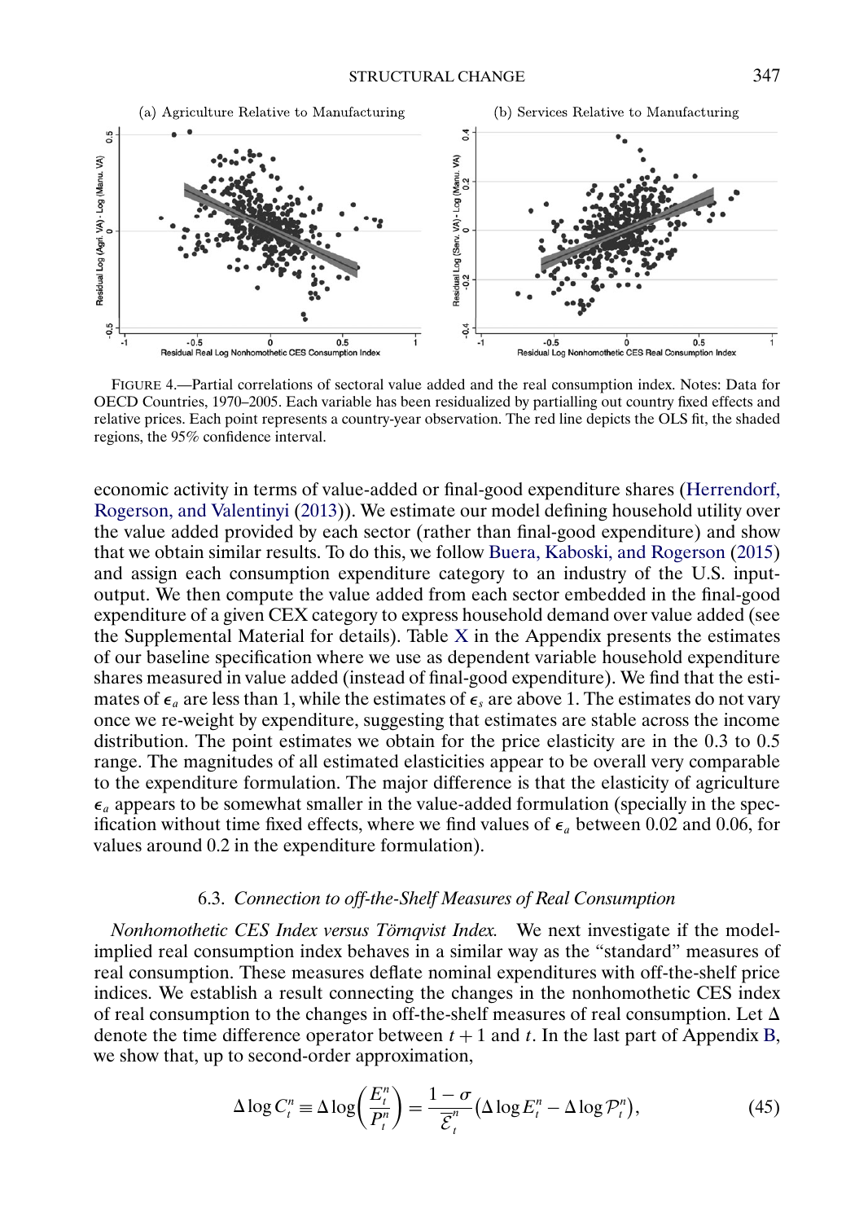FIGURE 4.—Partial correlations of sectoral value added and the real consumption index. Notes: Data for OECD Countries, 1970–2005. Each variable has been residualized by partialling out country fixed effects and relative prices. Each point represents a country-year observation. The red line depicts the OLS fit, the shaded regions, the 95% confidence interval.

economic activity in terms of value-added or final-good expenditure shares (Herrendorf, Rogerson, and Valentinyi (2013)). We estimate our model defining household utility over the value added provided by each sector (rather than final-good expenditure) and show that we obtain similar results. To do this, we follow Buera, Kaboski, and Rogerson (2015) and assign each consumption expenditure category to an industry of the U.S. input-output. We then compute the value added from each sector embedded in the final-good expenditure of a given CEX category to express household demand over value added (see the Supplemental Material for details). Table X in the Appendix presents the estimates of our baseline specification where we use as dependent variable household expenditure shares measured in value added (instead of final-good expenditure). We find that the estimates of $\epsilon_a$ are less than 1, while the estimates of $\epsilon_s$ are above 1. The estimates do not vary once we re-weight by expenditure, suggesting that estimates are stable across the income distribution. The point estimates we obtain for the price elasticity are in the 0.3 to 0.5 range. The magnitudes of all estimated elasticities appear to be overall very comparable to the expenditure formulation. The major difference is that the elasticity of agriculture $\epsilon_a$ appears to be somewhat smaller in the value-added formulation (specially in the specification without time fixed effects, where we find values of $\epsilon_a$ between 0.02 and 0.06, for values around 0.2 in the expenditure formulation).

### 6.3. *Connection to off-the-Shelf Measures of Real Consumption*

*Nonhomothetic CES Index versus Törnqvist Index.* We next investigate if the model-implied real consumption index behaves in a similar way as the "standard" measures of real consumption. These measures deflate nominal expenditures with off-the-shelf price indices. We establish a result connecting the changes in the nonhomothetic CES index of real consumption to the changes in off-the-shelf measures of real consumption. Let $\Delta$ denote the time difference operator between $t+1$ and $t$. In the last part of Appendix B, we show that, up to second-order approximation,

$$\Delta \log C_t^n \equiv \Delta \log\left(\frac{E_t^n}{P_t^n}\right) = \frac{1-\sigma}{\overline{\mathcal{E}}_t^n}\left(\Delta \log E_t^n - \Delta \log \mathcal{P}_t^n\right), \tag{45}$$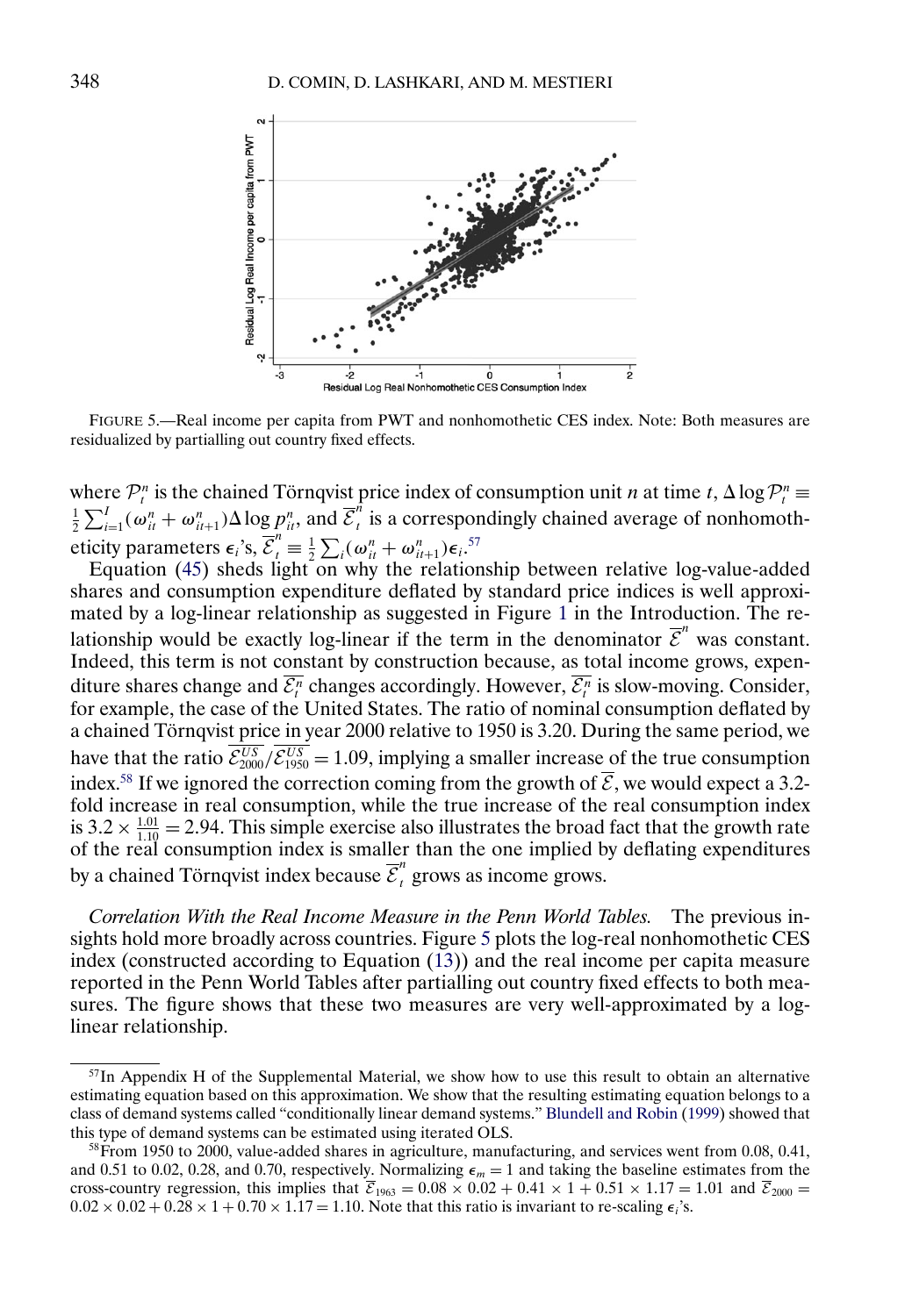FIGURE 5.—Real income per capita from PWT and nonhomothetic CES index. Note: Both measures are residualized by partialling out country fixed effects.

where $\mathcal{P}_t^n$ is the chained Törnqvist price index of consumption unit $n$ at time $t$, $\Delta \log \mathcal{P}_t^n \equiv \frac{1}{2}\sum_{i=1}^{I}(\omega_{it}^n + \omega_{it+1}^n)\Delta \log p_{it}^n$, and $\overline{\mathcal{E}}_t^n$ is a correspondingly chained average of nonhomotheticity parameters $\epsilon_i$'s, $\overline{\mathcal{E}}_t^n \equiv \frac{1}{2}\sum_i(\omega_{it}^n + \omega_{it+1}^n)\epsilon_i$.[57]

Equation (45) sheds light on why the relationship between relative log-value-added shares and consumption expenditure deflated by standard price indices is well approximated by a log-linear relationship as suggested in Figure 1 in the Introduction. The relationship would be exactly log-linear if the term in the denominator $\overline{\mathcal{E}}^n$ was constant. Indeed, this term is not constant by construction because, as total income grows, expenditure shares change and $\overline{\mathcal{E}_t^n}$ changes accordingly. However, $\overline{\mathcal{E}_t^n}$ is slow-moving. Consider, for example, the case of the United States. The ratio of nominal consumption deflated by a chained Törnqvist price in year 2000 relative to 1950 is 3.20. During the same period, we have that the ratio $\overline{\mathcal{E}_{2000}^{US}}/\overline{\mathcal{E}_{1950}^{US}} = 1.09$, implying a smaller increase of the true consumption index.[58] If we ignored the correction coming from the growth of $\overline{\mathcal{E}}$, we would expect a 3.2-fold increase in real consumption, while the true increase of the real consumption index is $3.2 \times \frac{1.01}{1.10} = 2.94$. This simple exercise also illustrates the broad fact that the growth rate of the real consumption index is smaller than the one implied by deflating expenditures by a chained Törnqvist index because $\overline{\mathcal{E}}_t^n$ grows as income grows.

*Correlation With the Real Income Measure in the Penn World Tables.* The previous insights hold more broadly across countries. Figure 5 plots the log-real nonhomothetic CES index (constructed according to Equation (13)) and the real income per capita measure reported in the Penn World Tables after partialling out country fixed effects to both measures. The figure shows that these two measures are very well-approximated by a log-linear relationship.

---

[57] In Appendix H of the Supplemental Material, we show how to use this result to obtain an alternative estimating equation based on this approximation. We show that the resulting estimating equation belongs to a class of demand systems called "conditionally linear demand systems." Blundell and Robin (1999) showed that this type of demand systems can be estimated using iterated OLS.

[58] From 1950 to 2000, value-added shares in agriculture, manufacturing, and services went from 0.08, 0.41, and 0.51 to 0.02, 0.28, and 0.70, respectively. Normalizing $\epsilon_m = 1$ and taking the baseline estimates from the cross-country regression, this implies that $\overline{\mathcal{E}}_{1963} = 0.08 \times 0.02 + 0.41 \times 1 + 0.51 \times 1.17 = 1.01$ and $\overline{\mathcal{E}}_{2000} = 0.02 \times 0.02 + 0.28 \times 1 + 0.70 \times 1.17 = 1.10$. Note that this ratio is invariant to re-scaling $\epsilon_i$'s.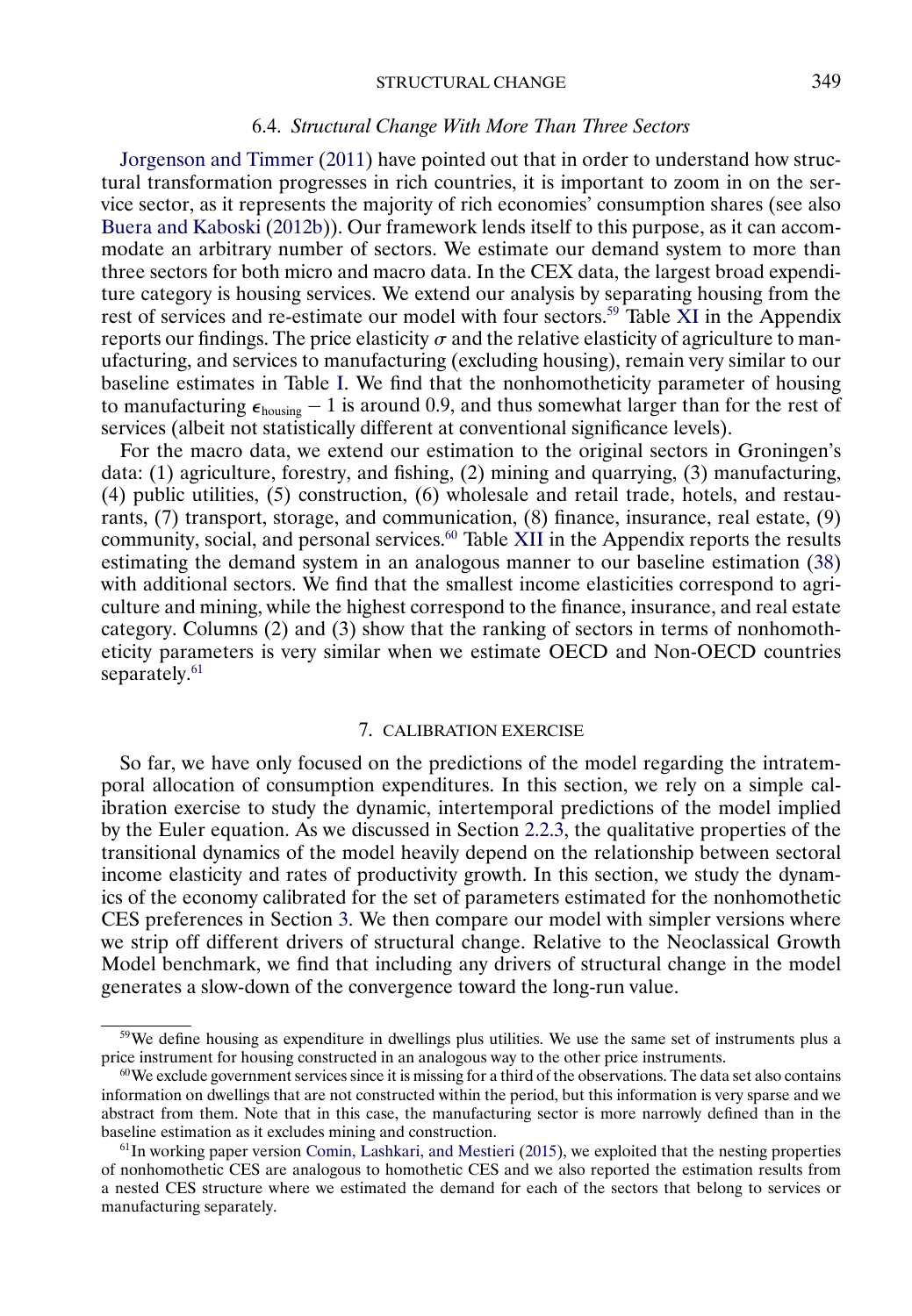### 6.4. *Structural Change With More Than Three Sectors*

Jorgenson and Timmer (2011) have pointed out that in order to understand how structural transformation progresses in rich countries, it is important to zoom in on the service sector, as it represents the majority of rich economies' consumption shares (see also Buera and Kaboski (2012b)). Our framework lends itself to this purpose, as it can accommodate an arbitrary number of sectors. We estimate our demand system to more than three sectors for both micro and macro data. In the CEX data, the largest broad expenditure category is housing services. We extend our analysis by separating housing from the rest of services and re-estimate our model with four sectors.[59] Table XI in the Appendix reports our findings. The price elasticity $\sigma$ and the relative elasticity of agriculture to manufacturing, and services to manufacturing (excluding housing), remain very similar to our baseline estimates in Table I. We find that the nonhomotheticity parameter of housing to manufacturing $\epsilon_{\text{housing}} - 1$ is around 0.9, and thus somewhat larger than for the rest of services (albeit not statistically different at conventional significance levels).

For the macro data, we extend our estimation to the original sectors in Groningen's data: (1) agriculture, forestry, and fishing, (2) mining and quarrying, (3) manufacturing, (4) public utilities, (5) construction, (6) wholesale and retail trade, hotels, and restaurants, (7) transport, storage, and communication, (8) finance, insurance, real estate, (9) community, social, and personal services.[60] Table XII in the Appendix reports the results estimating the demand system in an analogous manner to our baseline estimation (38) with additional sectors. We find that the smallest income elasticities correspond to agriculture and mining, while the highest correspond to the finance, insurance, and real estate category. Columns (2) and (3) show that the ranking of sectors in terms of nonhomotheticity parameters is very similar when we estimate OECD and Non-OECD countries separately.[61]

## 7. CALIBRATION EXERCISE

So far, we have only focused on the predictions of the model regarding the intratemporal allocation of consumption expenditures. In this section, we rely on a simple calibration exercise to study the dynamic, intertemporal predictions of the model implied by the Euler equation. As we discussed in Section 2.2.3, the qualitative properties of the transitional dynamics of the model heavily depend on the relationship between sectoral income elasticity and rates of productivity growth. In this section, we study the dynamics of the economy calibrated for the set of parameters estimated for the nonhomothetic CES preferences in Section 3. We then compare our model with simpler versions where we strip off different drivers of structural change. Relative to the Neoclassical Growth Model benchmark, we find that including any drivers of structural change in the model generates a slow-down of the convergence toward the long-run value.

---

[59] We define housing as expenditure in dwellings plus utilities. We use the same set of instruments plus a price instrument for housing constructed in an analogous way to the other price instruments.

[60] We exclude government services since it is missing for a third of the observations. The data set also contains information on dwellings that are not constructed within the period, but this information is very sparse and we abstract from them. Note that in this case, the manufacturing sector is more narrowly defined than in the baseline estimation as it excludes mining and construction.

[61] In working paper version Comin, Lashkari, and Mestieri (2015), we exploited that the nesting properties of nonhomothetic CES are analogous to homothetic CES and we also reported the estimation results from a nested CES structure where we estimated the demand for each of the sectors that belong to services or manufacturing separately.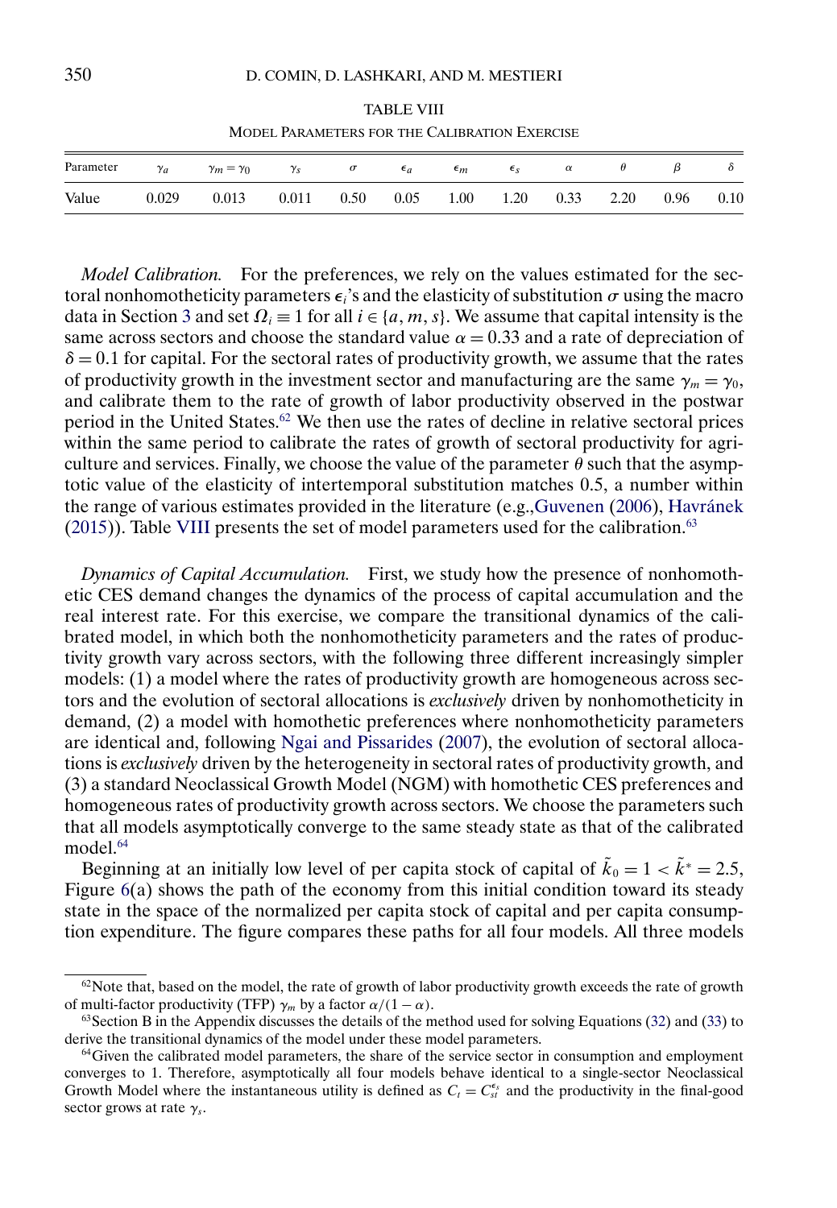TABLE VIII

MODEL PARAMETERS FOR THE CALIBRATION EXERCISE

| Parameter | $\gamma_a$ | $\gamma_m = \gamma_0$ | $\gamma_s$ | $\sigma$ | $\epsilon_a$ | $\epsilon_m$ | $\epsilon_s$ | $\alpha$ | $\theta$ | $\beta$ | $\delta$ |
|---|---|---|---|---|---|---|---|---|---|---|---|
| Value | 0.029 | 0.013 | 0.011 | 0.50 | 0.05 | 1.00 | 1.20 | 0.33 | 2.20 | 0.96 | 0.10 |

*Model Calibration.* For the preferences, we rely on the values estimated for the sectoral nonhomotheticity parameters $\epsilon_i$'s and the elasticity of substitution $\sigma$ using the macro data in Section 3 and set $\Omega_i \equiv 1$ for all $i \in \{a, m, s\}$. We assume that capital intensity is the same across sectors and choose the standard value $\alpha = 0.33$ and a rate of depreciation of $\delta = 0.1$ for capital. For the sectoral rates of productivity growth, we assume that the rates of productivity growth in the investment sector and manufacturing are the same $\gamma_m = \gamma_0$, and calibrate them to the rate of growth of labor productivity observed in the postwar period in the United States.[62] We then use the rates of decline in relative sectoral prices within the same period to calibrate the rates of growth of sectoral productivity for agriculture and services. Finally, we choose the value of the parameter $\theta$ such that the asymptotic value of the elasticity of intertemporal substitution matches 0.5, a number within the range of various estimates provided in the literature (e.g., Guvenen (2006), Havránek (2015)). Table VIII presents the set of model parameters used for the calibration.[63]

*Dynamics of Capital Accumulation.* First, we study how the presence of nonhomothetic CES demand changes the dynamics of the process of capital accumulation and the real interest rate. For this exercise, we compare the transitional dynamics of the calibrated model, in which both the nonhomotheticity parameters and the rates of productivity growth vary across sectors, with the following three different increasingly simpler models: (1) a model where the rates of productivity growth are homogeneous across sectors and the evolution of sectoral allocations is *exclusively* driven by nonhomotheticity in demand, (2) a model with homothetic preferences where nonhomotheticity parameters are identical and, following Ngai and Pissarides (2007), the evolution of sectoral allocations is *exclusively* driven by the heterogeneity in sectoral rates of productivity growth, and (3) a standard Neoclassical Growth Model (NGM) with homothetic CES preferences and homogeneous rates of productivity growth across sectors. We choose the parameters such that all models asymptotically converge to the same steady state as that of the calibrated model.[64]

Beginning at an initially low level of per capita stock of capital of $\tilde{k}_0 = 1 < \tilde{k}^* = 2.5$, Figure 6(a) shows the path of the economy from this initial condition toward its steady state in the space of the normalized per capita stock of capital and per capita consumption expenditure. The figure compares these paths for all four models. All three models

[62] Note that, based on the model, the rate of growth of labor productivity growth exceeds the rate of growth of multi-factor productivity (TFP) $\gamma_m$ by a factor $\alpha/(1-\alpha)$.

[63] Section B in the Appendix discusses the details of the method used for solving Equations (32) and (33) to derive the transitional dynamics of the model under these model parameters.

[64] Given the calibrated model parameters, the share of the service sector in consumption and employment converges to 1. Therefore, asymptotically all four models behave identical to a single-sector Neoclassical Growth Model where the instantaneous utility is defined as $C_t = C_{st}^{\epsilon_s}$ and the productivity in the final-good sector grows at rate $\gamma_s$.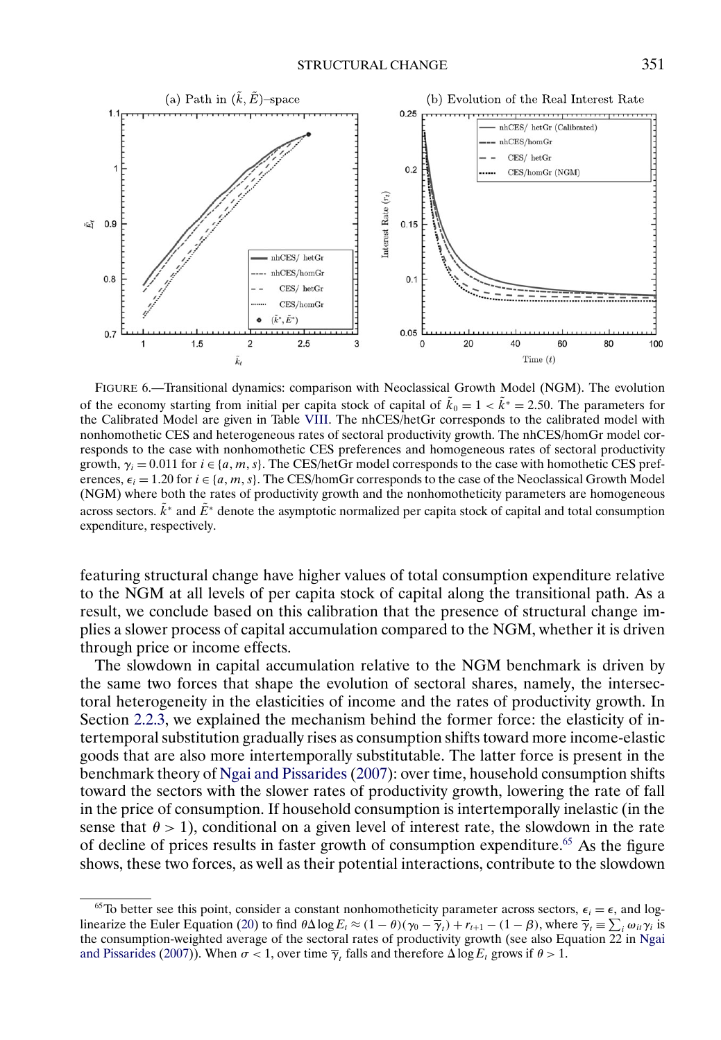FIGURE 6.—Transitional dynamics: comparison with Neoclassical Growth Model (NGM). The evolution of the economy starting from initial per capita stock of capital of $\tilde{k}_0 = 1 < \tilde{k}^* = 2.50$. The parameters for the Calibrated Model are given in Table VIII. The nhCES/hetGr corresponds to the calibrated model with nonhomothetic CES and heterogeneous rates of sectoral productivity growth. The nhCES/homGr model corresponds to the case with nonhomothetic CES preferences and homogeneous rates of sectoral productivity growth, $\gamma_i = 0.011$ for $i \in \{a, m, s\}$. The CES/hetGr model corresponds to the case with homothetic CES preferences, $\epsilon_i = 1.20$ for $i \in \{a, m, s\}$. The CES/homGr corresponds to the case of the Neoclassical Growth Model (NGM) where both the rates of productivity growth and the nonhomotheticity parameters are homogeneous across sectors. $\tilde{k}^*$ and $\tilde{E}^*$ denote the asymptotic normalized per capita stock of capital and total consumption expenditure, respectively.

featuring structural change have higher values of total consumption expenditure relative to the NGM at all levels of per capita stock of capital along the transitional path. As a result, we conclude based on this calibration that the presence of structural change implies a slower process of capital accumulation compared to the NGM, whether it is driven through price or income effects.

The slowdown in capital accumulation relative to the NGM benchmark is driven by the same two forces that shape the evolution of sectoral shares, namely, the intersectoral heterogeneity in the elasticities of income and the rates of productivity growth. In Section 2.2.3, we explained the mechanism behind the former force: the elasticity of intertemporal substitution gradually rises as consumption shifts toward more income-elastic goods that are also more intertemporally substitutable. The latter force is present in the benchmark theory of Ngai and Pissarides (2007): over time, household consumption shifts toward the sectors with the slower rates of productivity growth, lowering the rate of fall in the price of consumption. If household consumption is intertemporally inelastic (in the sense that $\theta > 1$), conditional on a given level of interest rate, the slowdown in the rate of decline of prices results in faster growth of consumption expenditure.[65] As the figure shows, these two forces, as well as their potential interactions, contribute to the slowdown

[65]To better see this point, consider a constant nonhomotheticity parameter across sectors, $\epsilon_i = \epsilon$, and log-linearize the Euler Equation (20) to find $\theta \Delta \log E_t \approx (1 - \theta)(\gamma_0 - \overline{\gamma}_t) + r_{t+1} - (1 - \beta)$, where $\overline{\gamma}_t \equiv \sum_i \omega_{it} \gamma_i$ is the consumption-weighted average of the sectoral rates of productivity growth (see also Equation 22 in Ngai and Pissarides (2007)). When $\sigma < 1$, over time $\overline{\gamma}_t$ falls and therefore $\Delta \log E_t$ grows if $\theta > 1$.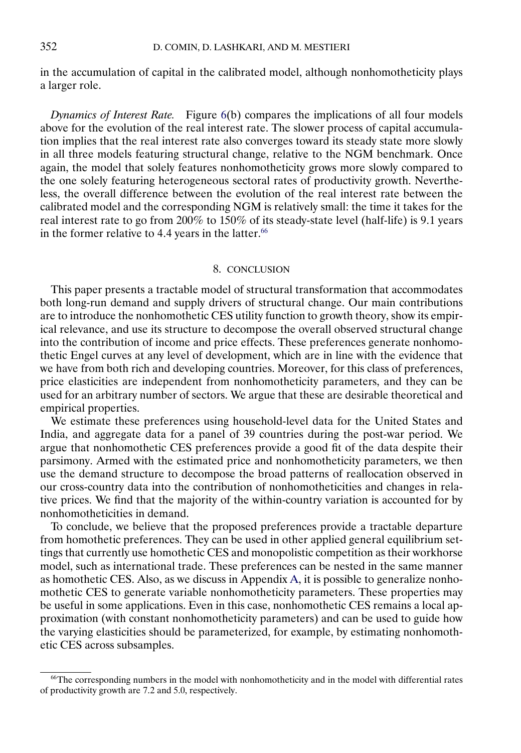in the accumulation of capital in the calibrated model, although nonhomotheticity plays a larger role.

*Dynamics of Interest Rate.* Figure 6(b) compares the implications of all four models above for the evolution of the real interest rate. The slower process of capital accumulation implies that the real interest rate also converges toward its steady state more slowly in all three models featuring structural change, relative to the NGM benchmark. Once again, the model that solely features nonhomotheticity grows more slowly compared to the one solely featuring heterogeneous sectoral rates of productivity growth. Nevertheless, the overall difference between the evolution of the real interest rate between the calibrated model and the corresponding NGM is relatively small: the time it takes for the real interest rate to go from 200% to 150% of its steady-state level (half-life) is 9.1 years in the former relative to 4.4 years in the latter.[66]

## 8. CONCLUSION

This paper presents a tractable model of structural transformation that accommodates both long-run demand and supply drivers of structural change. Our main contributions are to introduce the nonhomothetic CES utility function to growth theory, show its empirical relevance, and use its structure to decompose the overall observed structural change into the contribution of income and price effects. These preferences generate nonhomothetic Engel curves at any level of development, which are in line with the evidence that we have from both rich and developing countries. Moreover, for this class of preferences, price elasticities are independent from nonhomotheticity parameters, and they can be used for an arbitrary number of sectors. We argue that these are desirable theoretical and empirical properties.

We estimate these preferences using household-level data for the United States and India, and aggregate data for a panel of 39 countries during the post-war period. We argue that nonhomothetic CES preferences provide a good fit of the data despite their parsimony. Armed with the estimated price and nonhomotheticity parameters, we then use the demand structure to decompose the broad patterns of reallocation observed in our cross-country data into the contribution of nonhomotheticities and changes in relative prices. We find that the majority of the within-country variation is accounted for by nonhomotheticities in demand.

To conclude, we believe that the proposed preferences provide a tractable departure from homothetic preferences. They can be used in other applied general equilibrium settings that currently use homothetic CES and monopolistic competition as their workhorse model, such as international trade. These preferences can be nested in the same manner as homothetic CES. Also, as we discuss in Appendix A, it is possible to generalize nonhomothetic CES to generate variable nonhomotheticity parameters. These properties may be useful in some applications. Even in this case, nonhomothetic CES remains a local approximation (with constant nonhomotheticity parameters) and can be used to guide how the varying elasticities should be parameterized, for example, by estimating nonhomothetic CES across subsamples.

[66] The corresponding numbers in the model with nonhomotheticity and in the model with differential rates of productivity growth are 7.2 and 5.0, respectively.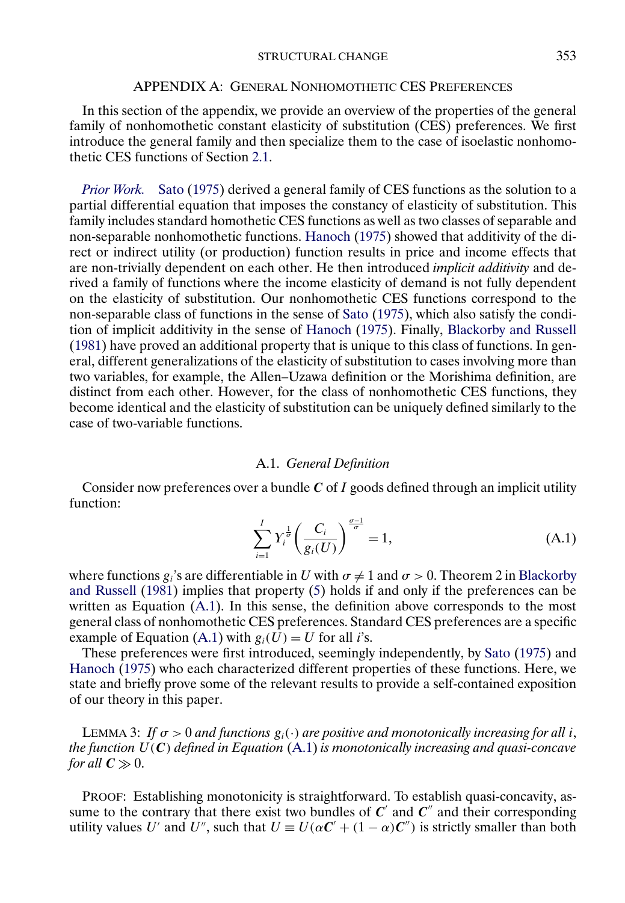## APPENDIX A: GENERAL NONHOMOTHETIC CES PREFERENCES

In this section of the appendix, we provide an overview of the properties of the general family of nonhomothetic constant elasticity of substitution (CES) preferences. We first introduce the general family and then specialize them to the case of isoelastic nonhomothetic CES functions of Section 2.1.

*Prior Work.* Sato (1975) derived a general family of CES functions as the solution to a partial differential equation that imposes the constancy of elasticity of substitution. This family includes standard homothetic CES functions as well as two classes of separable and non-separable nonhomothetic functions. Hanoch (1975) showed that additivity of the direct or indirect utility (or production) function results in price and income effects that are non-trivially dependent on each other. He then introduced *implicit additivity* and derived a family of functions where the income elasticity of demand is not fully dependent on the elasticity of substitution. Our nonhomothetic CES functions correspond to the non-separable class of functions in the sense of Sato (1975), which also satisfy the condition of implicit additivity in the sense of Hanoch (1975). Finally, Blackorby and Russell (1981) have proved an additional property that is unique to this class of functions. In general, different generalizations of the elasticity of substitution to cases involving more than two variables, for example, the Allen–Uzawa definition or the Morishima definition, are distinct from each other. However, for the class of nonhomothetic CES functions, they become identical and the elasticity of substitution can be uniquely defined similarly to the case of two-variable functions.

### A.1. *General Definition*

Consider now preferences over a bundle $\boldsymbol{C}$ of $I$ goods defined through an implicit utility function:

$$\sum_{i=1}^{I} Y_i^{\frac{1}{\sigma}} \left( \frac{C_i}{g_i(U)} \right)^{\frac{\sigma-1}{\sigma}} = 1, \tag{A.1}$$

where functions $g_i$'s are differentiable in $U$ with $\sigma \neq 1$ and $\sigma > 0$. Theorem 2 in Blackorby and Russell (1981) implies that property (5) holds if and only if the preferences can be written as Equation (A.1). In this sense, the definition above corresponds to the most general class of nonhomothetic CES preferences. Standard CES preferences are a specific example of Equation (A.1) with $g_i(U) = U$ for all $i$'s.

These preferences were first introduced, seemingly independently, by Sato (1975) and Hanoch (1975) who each characterized different properties of these functions. Here, we state and briefly prove some of the relevant results to provide a self-contained exposition of our theory in this paper.

LEMMA 3: *If $\sigma > 0$ and functions $g_i(\cdot)$ are positive and monotonically increasing for all $i$, the function $U(\boldsymbol{C})$ defined in Equation (A.1) is monotonically increasing and quasi-concave for all $\boldsymbol{C} \gg 0$.*

PROOF: Establishing monotonicity is straightforward. To establish quasi-concavity, assume to the contrary that there exist two bundles of $\boldsymbol{C}'$ and $\boldsymbol{C}''$ and their corresponding utility values $U'$ and $U''$, such that $U \equiv U(\alpha \boldsymbol{C}' + (1-\alpha)\boldsymbol{C}'')$ is strictly smaller than both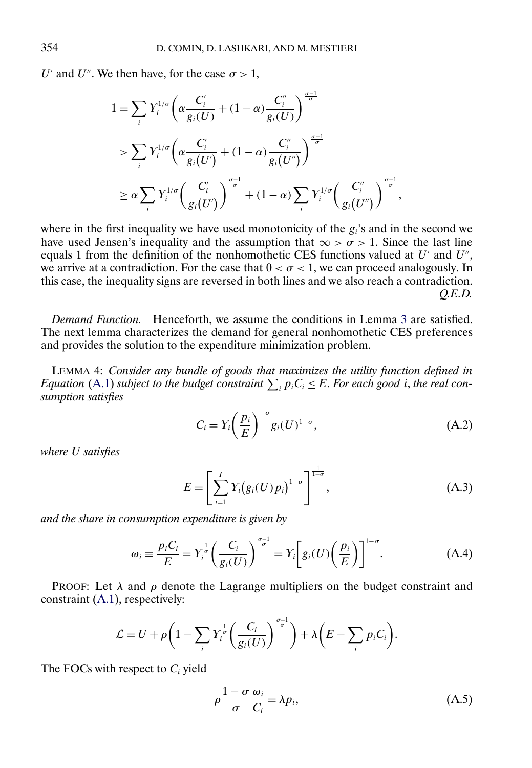$U'$ and $U''$. We then have, for the case $\sigma > 1$,

$$
\begin{aligned}
1 &= \sum_i Y_i^{1/\sigma} \left( \alpha \frac{C_i'}{g_i(U)} + (1-\alpha) \frac{C_i''}{g_i(U)} \right)^{\frac{\sigma-1}{\sigma}} \\
&> \sum_i Y_i^{1/\sigma} \left( \alpha \frac{C_i'}{g_i(U')} + (1-\alpha) \frac{C_i''}{g_i(U'')} \right)^{\frac{\sigma-1}{\sigma}} \\
&\geq \alpha \sum_i Y_i^{1/\sigma} \left( \frac{C_i'}{g_i(U')} \right)^{\frac{\sigma-1}{\sigma}} + (1-\alpha) \sum_i Y_i^{1/\sigma} \left( \frac{C_i''}{g_i(U'')} \right)^{\frac{\sigma-1}{\sigma}},
\end{aligned}
$$

where in the first inequality we have used monotonicity of the $g_i$'s and in the second we have used Jensen's inequality and the assumption that $\infty > \sigma > 1$. Since the last line equals 1 from the definition of the nonhomothetic CES functions valued at $U'$ and $U''$, we arrive at a contradiction. For the case that $0 < \sigma < 1$, we can proceed analogously. In this case, the inequality signs are reversed in both lines and we also reach a contradiction. *Q.E.D.*

*Demand Function.* Henceforth, we assume the conditions in Lemma 3 are satisfied. The next lemma characterizes the demand for general nonhomothetic CES preferences and provides the solution to the expenditure minimization problem.

LEMMA 4: *Consider any bundle of goods that maximizes the utility function defined in Equation* (A.1) *subject to the budget constraint* $\sum_i p_i C_i \leq E$. *For each good* $i$, *the real consumption satisfies*

$$
C_i = Y_i \left( \frac{p_i}{E} \right)^{-\sigma} g_i(U)^{1-\sigma}, \tag{A.2}
$$

*where* $U$ *satisfies*

$$
E = \left[ \sum_{i=1}^{I} Y_i \big( g_i(U) p_i \big)^{1-\sigma} \right]^{\frac{1}{1-\sigma}}, \tag{A.3}
$$

*and the share in consumption expenditure is given by*

$$
\omega_i \equiv \frac{p_i C_i}{E} = Y_i^{\frac{1}{\sigma}} \left( \frac{C_i}{g_i(U)} \right)^{\frac{\sigma-1}{\sigma}} = Y_i \left[ g_i(U) \left( \frac{p_i}{E} \right) \right]^{1-\sigma}. \tag{A.4}
$$

PROOF: Let $\lambda$ and $\rho$ denote the Lagrange multipliers on the budget constraint and constraint (A.1), respectively:

$$
\mathcal{L} = U + \rho \left( 1 - \sum_i Y_i^{\frac{1}{\sigma}} \left( \frac{C_i}{g_i(U)} \right)^{\frac{\sigma-1}{\sigma}} \right) + \lambda \left( E - \sum_i p_i C_i \right).
$$

The FOCs with respect to $C_i$ yield

$$
\rho \frac{1-\sigma}{\sigma} \frac{\omega_i}{C_i} = \lambda p_i, \tag{A.5}
$$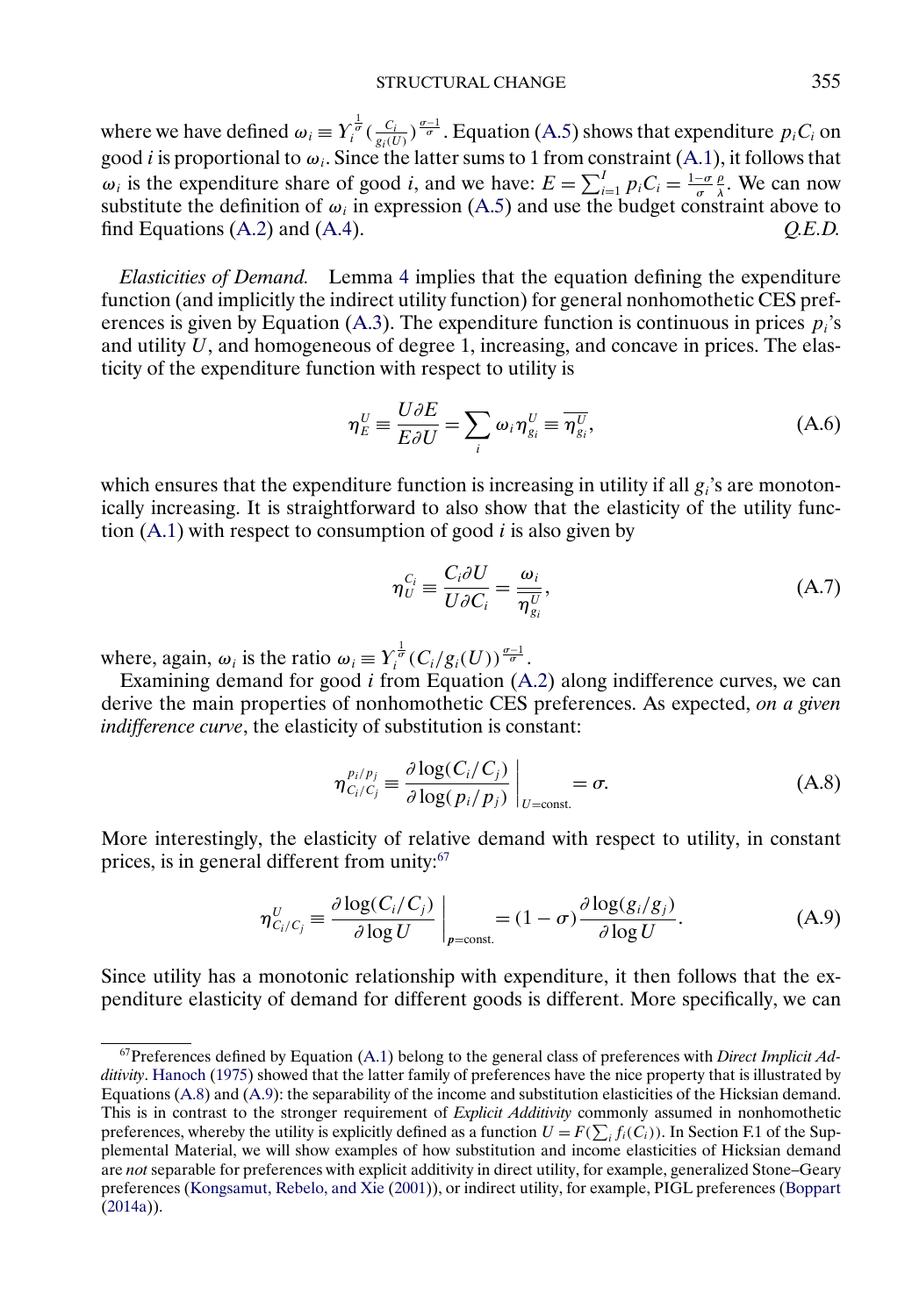where we have defined $\omega_i \equiv Y_i^{\frac{1}{\sigma}} (\frac{C_i}{g_i(U)})^{\frac{\sigma-1}{\sigma}}$. Equation (A.5) shows that expenditure $p_i C_i$ on good $i$ is proportional to $\omega_i$. Since the latter sums to 1 from constraint (A.1), it follows that $\omega_i$ is the expenditure share of good $i$, and we have: $E = \sum_{i=1}^{I} p_i C_i = \frac{1-\sigma}{\sigma}\frac{\rho}{\lambda}$. We can now substitute the definition of $\omega_i$ in expression (A.5) and use the budget constraint above to find Equations (A.2) and (A.4). *Q.E.D.*

*Elasticities of Demand.* Lemma 4 implies that the equation defining the expenditure function (and implicitly the indirect utility function) for general nonhomothetic CES preferences is given by Equation (A.3). The expenditure function is continuous in prices $p_i$'s and utility $U$, and homogeneous of degree 1, increasing, and concave in prices. The elasticity of the expenditure function with respect to utility is

$$\eta_E^U \equiv \frac{U \partial E}{E \partial U} = \sum_i \omega_i \eta_{g_i}^U \equiv \overline{\eta_{g_i}^U}, \tag{A.6}$$

which ensures that the expenditure function is increasing in utility if all $g_i$'s are monotonically increasing. It is straightforward to also show that the elasticity of the utility function (A.1) with respect to consumption of good $i$ is also given by

$$\eta_U^{C_i} \equiv \frac{C_i \partial U}{U \partial C_i} = \frac{\omega_i}{\overline{\eta_{g_i}^U}}, \tag{A.7}$$

where, again, $\omega_i$ is the ratio $\omega_i \equiv Y_i^{\frac{1}{\sigma}} (C_i / g_i(U))^{\frac{\sigma-1}{\sigma}}$.

Examining demand for good $i$ from Equation (A.2) along indifference curves, we can derive the main properties of nonhomothetic CES preferences. As expected, *on a given indifference curve*, the elasticity of substitution is constant:

$$\eta_{C_i/C_j}^{p_i/p_j} \equiv \left. \frac{\partial \log(C_i/C_j)}{\partial \log(p_i/p_j)} \right|_{U=\text{const.}} = \sigma. \tag{A.8}$$

More interestingly, the elasticity of relative demand with respect to utility, in constant prices, is in general different from unity:[67]

$$\eta_{C_i/C_j}^U \equiv \left. \frac{\partial \log(C_i/C_j)}{\partial \log U} \right|_{p=\text{const.}} = (1-\sigma) \frac{\partial \log(g_i/g_j)}{\partial \log U}. \tag{A.9}$$

Since utility has a monotonic relationship with expenditure, it then follows that the expenditure elasticity of demand for different goods is different. More specifically, we can

[67] Preferences defined by Equation (A.1) belong to the general class of preferences with *Direct Implicit Additivity*. Hanoch (1975) showed that the latter family of preferences have the nice property that is illustrated by Equations (A.8) and (A.9): the separability of the income and substitution elasticities of the Hicksian demand. This is in contrast to the stronger requirement of *Explicit Additivity* commonly assumed in nonhomothetic preferences, whereby the utility is explicitly defined as a function $U = F(\sum_i f_i(C_i))$. In Section F.1 of the Supplemental Material, we will show examples of how substitution and income elasticities of Hicksian demand are *not* separable for preferences with explicit additivity in direct utility, for example, generalized Stone–Geary preferences (Kongsamut, Rebelo, and Xie (2001)), or indirect utility, for example, PIGL preferences (Boppart (2014a)).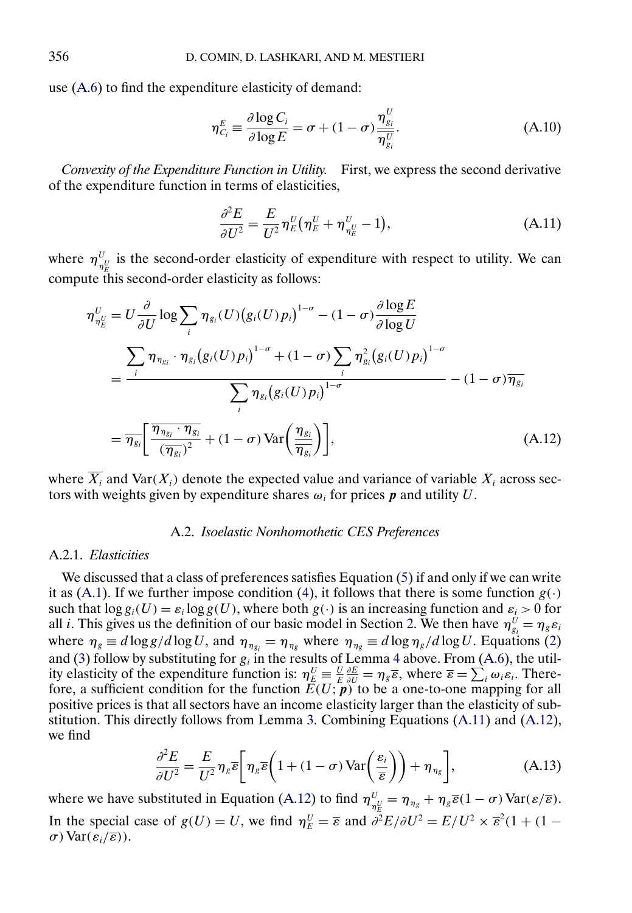use (A.6) to find the expenditure elasticity of demand:

$$\eta^E_{C_i} \equiv \frac{\partial \log C_i}{\partial \log E} = \sigma + (1-\sigma)\frac{\eta^U_{g_i}}{\overline{\eta^U_{g_i}}}. \tag{A.10}$$

*Convexity of the Expenditure Function in Utility.* First, we express the second derivative of the expenditure function in terms of elasticities,

$$\frac{\partial^2 E}{\partial U^2} = \frac{E}{U^2}\eta^U_E\big(\eta^U_E + \eta^U_{\eta^U_E} - 1\big), \tag{A.11}$$

where $\eta^U_{\eta^U_E}$ is the second-order elasticity of expenditure with respect to utility. We can compute this second-order elasticity as follows:

$$\begin{aligned}
\eta^U_{\eta^U_E} &= U\frac{\partial}{\partial U}\log\sum_i \eta_{g_i}(U)\big(g_i(U)p_i\big)^{1-\sigma} - (1-\sigma)\frac{\partial \log E}{\partial \log U} \\
&= \frac{\displaystyle\sum_i \eta_{\eta_{g_i}}\cdot \eta_{g_i}\big(g_i(U)p_i\big)^{1-\sigma} + (1-\sigma)\sum_i \eta^2_{g_i}\big(g_i(U)p_i\big)^{1-\sigma}}{\displaystyle\sum_i \eta_{g_i}\big(g_i(U)p_i\big)^{1-\sigma}} - (1-\sigma)\overline{\eta_{g_i}} \\
&= \overline{\eta_{g_i}}\left[\frac{\overline{\eta_{\eta_{g_i}}\cdot\eta_{g_i}}}{(\overline{\eta_{g_i}})^2} + (1-\sigma)\operatorname{Var}\left(\frac{\eta_{g_i}}{\overline{\eta_{g_i}}}\right)\right],
\end{aligned} \tag{A.12}$$

where $\overline{X_i}$ and $\operatorname{Var}(X_i)$ denote the expected value and variance of variable $X_i$ across sectors with weights given by expenditure shares $\omega_i$ for prices $\boldsymbol{p}$ and utility $U$.

## A.2. *Isoelastic Nonhomothetic CES Preferences*

### A.2.1. *Elasticities*

We discussed that a class of preferences satisfies Equation (5) if and only if we can write it as (A.1). If we further impose condition (4), it follows that there is some function $g(\cdot)$ such that $\log g_i(U) = \varepsilon_i \log g(U)$, where both $g(\cdot)$ is an increasing function and $\varepsilon_i > 0$ for all $i$. This gives us the definition of our basic model in Section 2. We then have $\eta^U_{g_i} = \eta_g \varepsilon_i$ where $\eta_g \equiv d\log g/d\log U$, and $\eta_{\eta_{g_i}} = \eta_{\eta_g}$ where $\eta_{\eta_g} \equiv d\log \eta_g/d\log U$. Equations (2) and (3) follow by substituting for $g_i$ in the results of Lemma 4 above. From (A.6), the utility elasticity of the expenditure function is: $\eta^U_E \equiv \frac{U}{E}\frac{\partial E}{\partial U} = \eta_g\overline{\varepsilon}$, where $\overline{\varepsilon} = \sum_i \omega_i \varepsilon_i$. Therefore, a sufficient condition for the function $E(U;\boldsymbol{p})$ to be a one-to-one mapping for all positive prices is that all sectors have an income elasticity larger than the elasticity of substitution. This directly follows from Lemma 3. Combining Equations (A.11) and (A.12), we find

$$\frac{\partial^2 E}{\partial U^2} = \frac{E}{U^2}\eta_g\overline{\varepsilon}\left[\eta_g\overline{\varepsilon}\left(1 + (1-\sigma)\operatorname{Var}\left(\frac{\varepsilon_i}{\overline{\varepsilon}}\right)\right) + \eta_{\eta_g}\right], \tag{A.13}$$

where we have substituted in Equation (A.12) to find $\eta^U_{\eta^U_E} = \eta_{\eta_g} + \eta_g\overline{\varepsilon}(1-\sigma)\operatorname{Var}(\varepsilon/\overline{\varepsilon})$. In the special case of $g(U) = U$, we find $\eta^U_E = \overline{\varepsilon}$ and $\partial^2 E/\partial U^2 = E/U^2 \times \overline{\varepsilon}^2(1 + (1-\sigma)\operatorname{Var}(\varepsilon_i/\overline{\varepsilon}))$.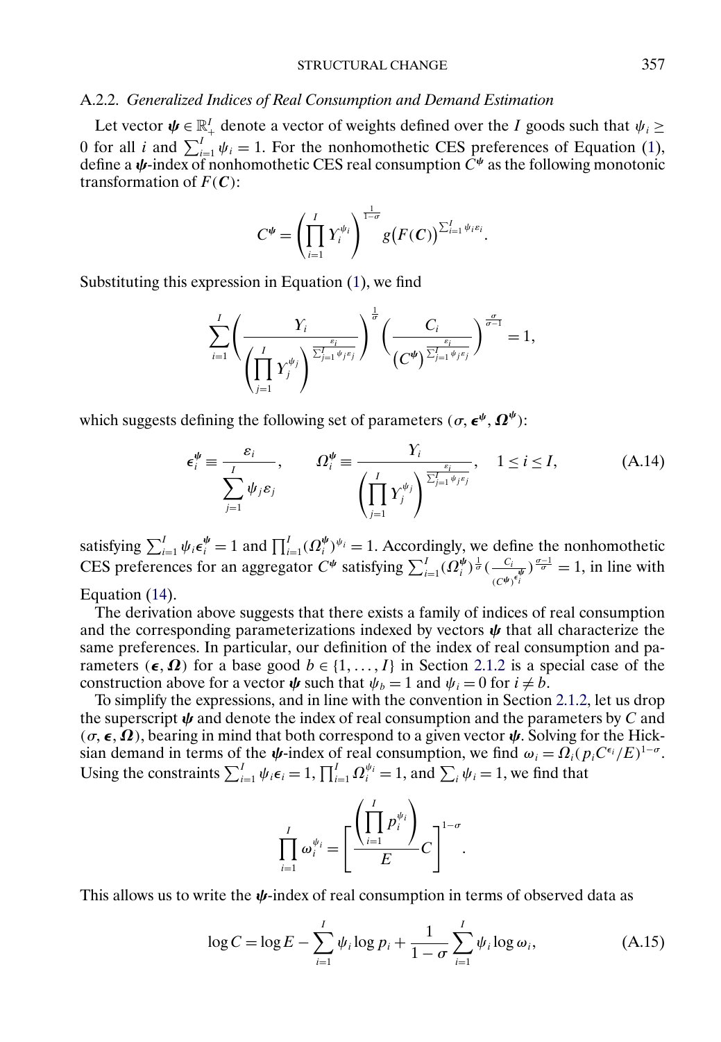### A.2.2. *Generalized Indices of Real Consumption and Demand Estimation*

Let vector $\boldsymbol{\psi} \in \mathbb{R}_+^I$ denote a vector of weights defined over the $I$ goods such that $\psi_i \geq 0$ for all $i$ and $\sum_{i=1}^I \psi_i = 1$. For the nonhomothetic CES preferences of Equation (1), define a $\boldsymbol{\psi}$-index of nonhomothetic CES real consumption $C^{\boldsymbol{\psi}}$ as the following monotonic transformation of $F(\boldsymbol{C})$:

$$C^{\boldsymbol{\psi}} = \left(\prod_{i=1}^I Y_i^{\psi_i}\right)^{\frac{1}{1-\sigma}} g\big(F(\boldsymbol{C})\big)^{\sum_{i=1}^I \psi_i \varepsilon_i}.$$

Substituting this expression in Equation (1), we find

$$\sum_{i=1}^I \left(\frac{Y_i}{\left(\prod_{j=1}^I Y_j^{\psi_j}\right)^{\frac{\varepsilon_i}{\sum_{j=1}^I \psi_j \varepsilon_j}}}\right)^{\frac{1}{\sigma}} \left(\frac{C_i}{\left(C^{\boldsymbol{\psi}}\right)^{\frac{\varepsilon_i}{\sum_{j=1}^I \psi_j \varepsilon_j}}}\right)^{\frac{\sigma}{\sigma-1}} = 1,$$

which suggests defining the following set of parameters $(\sigma, \boldsymbol{\epsilon}^{\boldsymbol{\psi}}, \boldsymbol{\Omega}^{\boldsymbol{\psi}})$:

$$\epsilon_i^{\boldsymbol{\psi}} \equiv \frac{\varepsilon_i}{\sum_{j=1}^I \psi_j \varepsilon_j}, \qquad \Omega_i^{\boldsymbol{\psi}} \equiv \frac{Y_i}{\left(\prod_{j=1}^I Y_j^{\psi_j}\right)^{\frac{\varepsilon_i}{\sum_{j=1}^I \psi_j \varepsilon_j}}}, \quad 1 \leq i \leq I, \tag{A.14}$$

satisfying $\sum_{i=1}^I \psi_i \epsilon_i^{\boldsymbol{\psi}} = 1$ and $\prod_{i=1}^I (\Omega_i^{\boldsymbol{\psi}})^{\psi_i} = 1$. Accordingly, we define the nonhomothetic CES preferences for an aggregator $C^{\boldsymbol{\psi}}$ satisfying $\sum_{i=1}^I (\Omega_i^{\boldsymbol{\psi}})^{\frac{1}{\sigma}} (\frac{C_i}{(C^{\boldsymbol{\psi}})^{\epsilon_i^{\boldsymbol{\psi}}}})^{\frac{\sigma-1}{\sigma}} = 1$, in line with Equation (14).

The derivation above suggests that there exists a family of indices of real consumption and the corresponding parameterizations indexed by vectors $\boldsymbol{\psi}$ that all characterize the same preferences. In particular, our definition of the index of real consumption and parameters $(\boldsymbol{\epsilon}, \boldsymbol{\Omega})$ for a base good $b \in \{1, \ldots, I\}$ in Section 2.1.2 is a special case of the construction above for a vector $\boldsymbol{\psi}$ such that $\psi_b = 1$ and $\psi_i = 0$ for $i \neq b$.

To simplify the expressions, and in line with the convention in Section 2.1.2, let us drop the superscript $\boldsymbol{\psi}$ and denote the index of real consumption and the parameters by $C$ and $(\sigma, \boldsymbol{\epsilon}, \boldsymbol{\Omega})$, bearing in mind that both correspond to a given vector $\boldsymbol{\psi}$. Solving for the Hicksian demand in terms of the $\boldsymbol{\psi}$-index of real consumption, we find $\omega_i = \Omega_i (p_i C^{\epsilon_i}/E)^{1-\sigma}$. Using the constraints $\sum_{i=1}^I \psi_i \epsilon_i = 1$, $\prod_{i=1}^I \Omega_i^{\psi_i} = 1$, and $\sum_i \psi_i = 1$, we find that

$$\prod_{i=1}^I \omega_i^{\psi_i} = \left[\frac{\left(\prod_{i=1}^I p_i^{\psi_i}\right)}{E} C\right]^{1-\sigma}.$$

This allows us to write the $\boldsymbol{\psi}$-index of real consumption in terms of observed data as

$$\log C = \log E - \sum_{i=1}^I \psi_i \log p_i + \frac{1}{1-\sigma} \sum_{i=1}^I \psi_i \log \omega_i, \tag{A.15}$$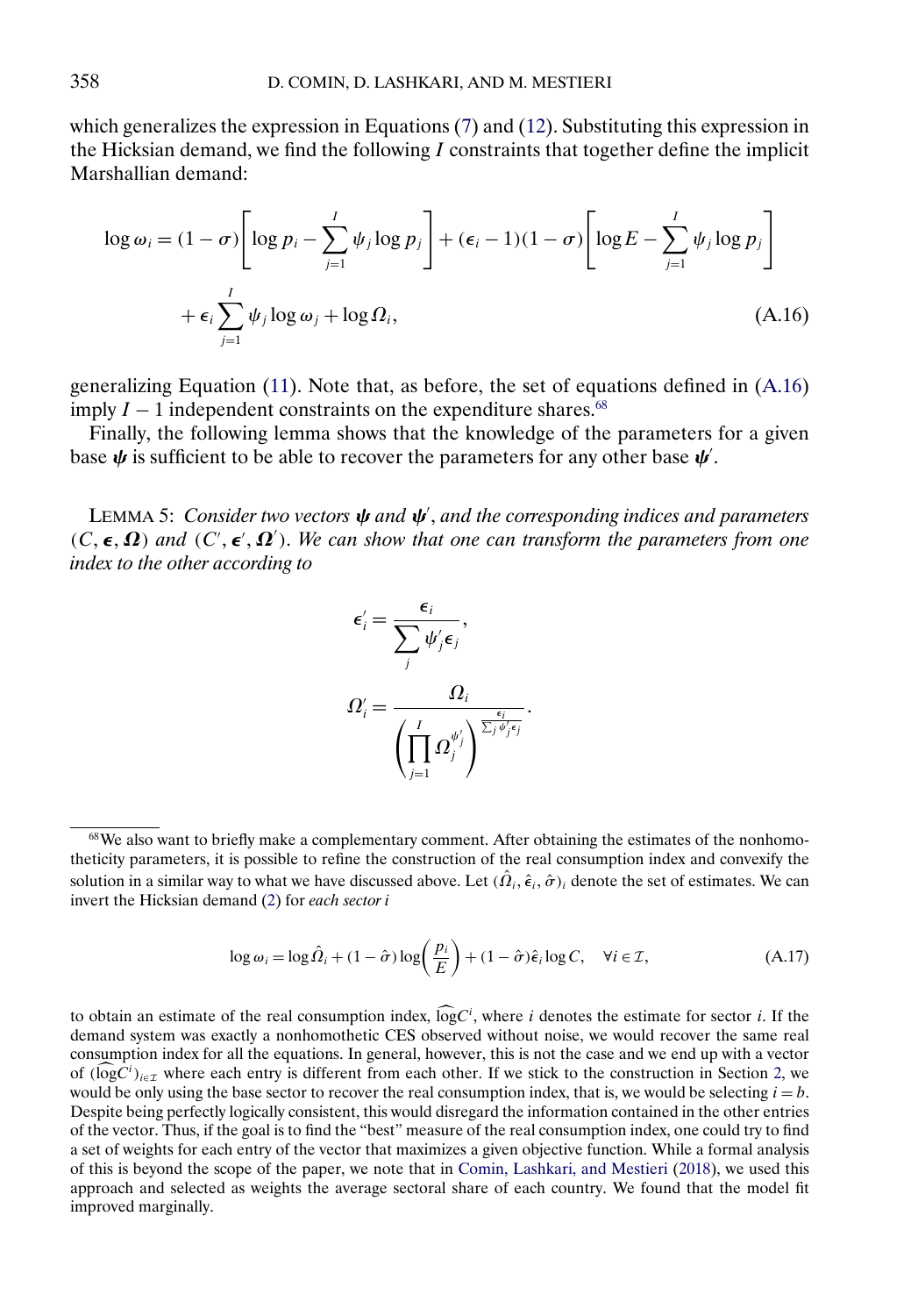which generalizes the expression in Equations (7) and (12). Substituting this expression in the Hicksian demand, we find the following $I$ constraints that together define the implicit Marshallian demand:

$$\log \omega_i = (1-\sigma)\left[\log p_i - \sum_{j=1}^{I} \psi_j \log p_j\right] + (\epsilon_i - 1)(1-\sigma)\left[\log E - \sum_{j=1}^{I} \psi_j \log p_j\right] + \epsilon_i \sum_{j=1}^{I} \psi_j \log \omega_j + \log \Omega_i, \tag{A.16}$$

generalizing Equation (11). Note that, as before, the set of equations defined in (A.16) imply $I-1$ independent constraints on the expenditure shares.[68]

Finally, the following lemma shows that the knowledge of the parameters for a given base $\boldsymbol{\psi}$ is sufficient to be able to recover the parameters for any other base $\boldsymbol{\psi}'$.

LEMMA 5: *Consider two vectors $\boldsymbol{\psi}$ and $\boldsymbol{\psi}'$, and the corresponding indices and parameters $(C, \boldsymbol{\epsilon}, \boldsymbol{\Omega})$ and $(C', \boldsymbol{\epsilon}', \boldsymbol{\Omega}')$. We can show that one can transform the parameters from one index to the other according to*

$$\epsilon_i' = \frac{\epsilon_i}{\sum_j \psi_j' \epsilon_j},$$

$$\Omega_i' = \frac{\Omega_i}{\left(\prod_{j=1}^{I} \Omega_j^{\psi_j'}\right)^{\frac{\epsilon_i}{\sum_j \psi_j' \epsilon_j}}}.$$

[68] We also want to briefly make a complementary comment. After obtaining the estimates of the nonhomotheticity parameters, it is possible to refine the construction of the real consumption index and convexify the solution in a similar way to what we have discussed above. Let $(\hat{\Omega}_i, \hat{\epsilon}_i, \hat{\sigma})_i$ denote the set of estimates. We can invert the Hicksian demand (2) for *each sector i*

$$\log \omega_i = \log \hat{\Omega}_i + (1-\hat{\sigma}) \log\left(\frac{p_i}{E}\right) + (1-\hat{\sigma})\hat{\epsilon}_i \log C, \quad \forall i \in \mathcal{I}, \tag{A.17}$$

to obtain an estimate of the real consumption index, $\widehat{\log} C^i$, where $i$ denotes the estimate for sector $i$. If the demand system was exactly a nonhomothetic CES observed without noise, we would recover the same real consumption index for all the equations. In general, however, this is not the case and we end up with a vector of $(\widehat{\log} C^i)_{i \in \mathcal{I}}$ where each entry is different from each other. If we stick to the construction in Section 2, we would be only using the base sector to recover the real consumption index, that is, we would be selecting $i = b$. Despite being perfectly logically consistent, this would disregard the information contained in the other entries of the vector. Thus, if the goal is to find the "best" measure of the real consumption index, one could try to find a set of weights for each entry of the vector that maximizes a given objective function. While a formal analysis of this is beyond the scope of the paper, we note that in Comin, Lashkari, and Mestieri (2018), we used this approach and selected as weights the average sectoral share of each country. We found that the model fit improved marginally.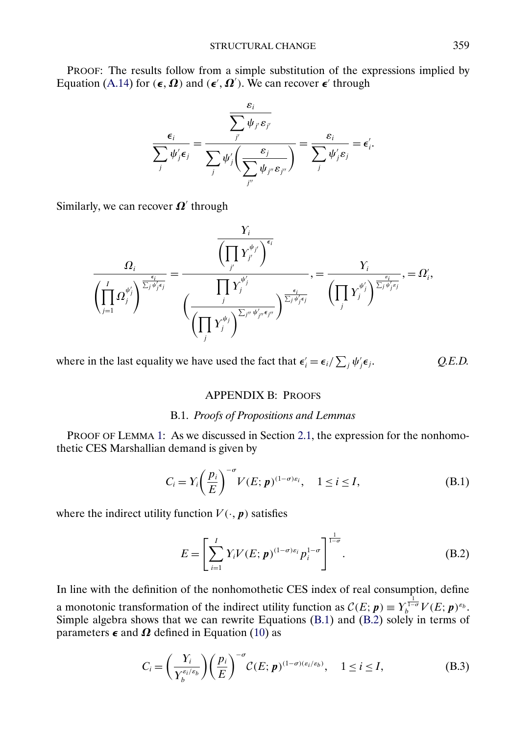PROOF: The results follow from a simple substitution of the expressions implied by Equation (A.14) for $(\boldsymbol{\epsilon}, \boldsymbol{\Omega})$ and $(\boldsymbol{\epsilon}', \boldsymbol{\Omega}')$. We can recover $\boldsymbol{\epsilon}'$ through

$$\frac{\epsilon_i}{\sum_j \psi_j' \epsilon_j} = \frac{\dfrac{\varepsilon_i}{\sum_{j'} \psi_{j'} \varepsilon_{j'}}}{\sum_j \psi_j' \left( \dfrac{\varepsilon_j}{\sum_{j''} \psi_{j''} \varepsilon_{j''}} \right)} = \frac{\varepsilon_i}{\sum_j \psi_j' \varepsilon_j} = \epsilon_i'.$$

Similarly, we can recover $\boldsymbol{\Omega}'$ through

$$\frac{\Omega_i}{\left( \prod_{j=1}^{I} \Omega_j^{\psi_j'} \right)^{\frac{\epsilon_i}{\sum_j \psi_j' \epsilon_j}}} = \frac{\dfrac{Y_i}{\left( \prod_{j'} Y_{j'}^{\psi_{j'}} \right)^{\epsilon_i}}}{\left( \dfrac{\prod_j Y_j^{\psi_j'}}{\left( \prod_j Y_j^{\psi_j} \right)^{\sum_{j''} \psi_{j''}' \epsilon_{j''}}} \right)^{\frac{\epsilon_i}{\sum_j \psi_j' \epsilon_j}}}, = \frac{Y_i}{\left( \prod_j Y_j^{\psi_j'} \right)^{\frac{\varepsilon_i}{\sum_j \psi_j' \varepsilon_j}}}, = \Omega_i',$$

where in the last equality we have used the fact that $\epsilon_i' = \epsilon_i / \sum_j \psi_j' \epsilon_j$. *Q.E.D.*

## APPENDIX B: PROOFS

### B.1. *Proofs of Propositions and Lemmas*

PROOF OF LEMMA 1: As we discussed in Section 2.1, the expression for the nonhomothetic CES Marshallian demand is given by

$$C_i = Y_i \left( \frac{p_i}{E} \right)^{-\sigma} V(E; \boldsymbol{p})^{(1-\sigma)\varepsilon_i}, \quad 1 \leq i \leq I, \tag{B.1}$$

where the indirect utility function $V(\cdot, \boldsymbol{p})$ satisfies

$$E = \left[ \sum_{i=1}^{I} Y_i V(E; \boldsymbol{p})^{(1-\sigma)\varepsilon_i} p_i^{1-\sigma} \right]^{\frac{1}{1-\sigma}}. \tag{B.2}$$

In line with the definition of the nonhomothetic CES index of real consumption, define a monotonic transformation of the indirect utility function as $\mathcal{C}(E; \boldsymbol{p}) \equiv Y_b^{\frac{1}{1-\sigma}} V(E; \boldsymbol{p})^{\varepsilon_b}$. Simple algebra shows that we can rewrite Equations (B.1) and (B.2) solely in terms of parameters $\boldsymbol{\epsilon}$ and $\boldsymbol{\Omega}$ defined in Equation (10) as

$$C_i = \left( \frac{Y_i}{Y_b^{\varepsilon_i/\varepsilon_b}} \right) \left( \frac{p_i}{E} \right)^{-\sigma} \mathcal{C}(E; \boldsymbol{p})^{(1-\sigma)(\varepsilon_i/\varepsilon_b)}, \quad 1 \leq i \leq I, \tag{B.3}$$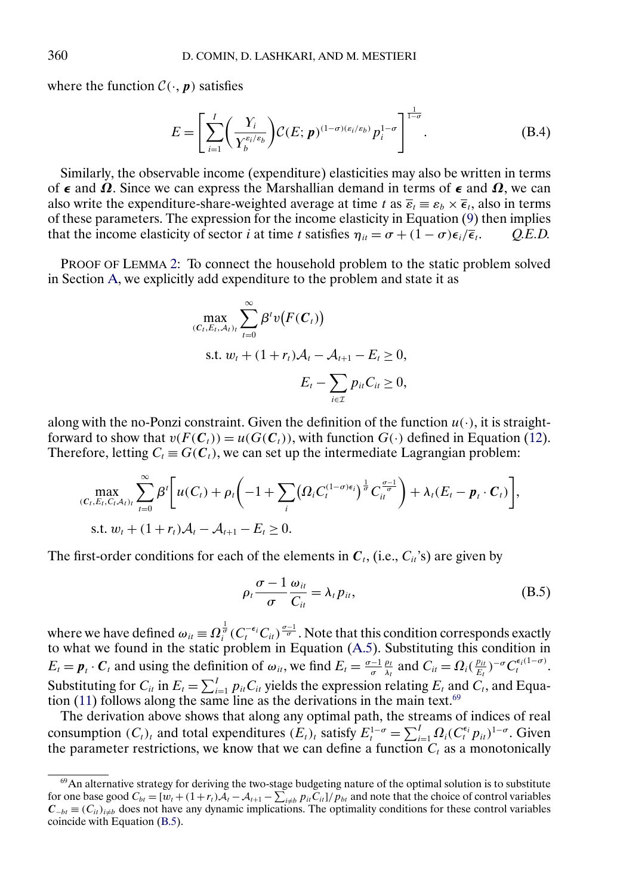where the function $\mathcal{C}(\cdot, \boldsymbol{p})$ satisfies

$$E = \left[\sum_{i=1}^{I}\left(\frac{Y_i}{Y_b^{\varepsilon_i/\varepsilon_b}}\right)\mathcal{C}(E;\boldsymbol{p})^{(1-\sigma)(\varepsilon_i/\varepsilon_b)} p_i^{1-\sigma}\right]^{\frac{1}{1-\sigma}}. \tag{B.4}$$

Similarly, the observable income (expenditure) elasticities may also be written in terms of $\boldsymbol{\epsilon}$ and $\boldsymbol{\Omega}$. Since we can express the Marshallian demand in terms of $\boldsymbol{\epsilon}$ and $\boldsymbol{\Omega}$, we can also write the expenditure-share-weighted average at time $t$ as $\overline{\varepsilon}_t \equiv \varepsilon_b \times \overline{\epsilon}_t$, also in terms of these parameters. The expression for the income elasticity in Equation (9) then implies that the income elasticity of sector $i$ at time $t$ satisfies $\eta_{it} = \sigma + (1-\sigma)\epsilon_i/\overline{\epsilon}_t$. *Q.E.D.*

PROOF OF LEMMA 2: To connect the household problem to the static problem solved in Section A, we explicitly add expenditure to the problem and state it as

$$\max_{(\boldsymbol{C}_t, E_t, \mathcal{A}_t)_t} \sum_{t=0}^{\infty} \beta^t v\big(F(\boldsymbol{C}_t)\big)$$

$$\text{s.t. } w_t + (1+r_t)\mathcal{A}_t - \mathcal{A}_{t+1} - E_t \geq 0,$$

$$E_t - \sum_{i\in\mathcal{I}} p_{it} C_{it} \geq 0,$$

along with the no-Ponzi constraint. Given the definition of the function $u(\cdot)$, it is straightforward to show that $v(F(\boldsymbol{C}_t)) = u(G(\boldsymbol{C}_t))$, with function $G(\cdot)$ defined in Equation (12). Therefore, letting $C_t \equiv G(\boldsymbol{C}_t)$, we can set up the intermediate Lagrangian problem:

$$\max_{(\boldsymbol{C}_t, E_t, C_t \mathcal{A}_t)_t} \sum_{t=0}^{\infty} \beta^t \left[u(C_t) + \rho_t\left(-1 + \sum_i \big(\Omega_i C_t^{(1-\sigma)\epsilon_i}\big)^{\frac{1}{\sigma}} C_{it}^{\frac{\sigma-1}{\sigma}}\right) + \lambda_t(E_t - \boldsymbol{p}_t \cdot \boldsymbol{C}_t)\right],$$

$$\text{s.t. } w_t + (1+r_t)\mathcal{A}_t - \mathcal{A}_{t+1} - E_t \geq 0.$$

The first-order conditions for each of the elements in $\boldsymbol{C}_t$, (i.e., $C_{it}$'s) are given by

$$\rho_t \frac{\sigma-1}{\sigma}\frac{\omega_{it}}{C_{it}} = \lambda_t p_{it}, \tag{B.5}$$

where we have defined $\omega_{it} \equiv \Omega_i^{\frac{1}{\sigma}}(C_t^{-\epsilon_i} C_{it})^{\frac{\sigma-1}{\sigma}}$. Note that this condition corresponds exactly to what we found in the static problem in Equation (A.5). Substituting this condition in $E_t = \boldsymbol{p}_t \cdot \boldsymbol{C}_t$ and using the definition of $\omega_{it}$, we find $E_t = \frac{\sigma-1}{\sigma}\frac{\rho_t}{\lambda_t}$ and $C_{it} = \Omega_i(\frac{p_{it}}{E_t})^{-\sigma} C_t^{\epsilon_i(1-\sigma)}$. Substituting for $C_{it}$ in $E_t = \sum_{i=1}^{I} p_{it} C_{it}$ yields the expression relating $E_t$ and $C_t$, and Equation (11) follows along the same line as the derivations in the main text.[69]

The derivation above shows that along any optimal path, the streams of indices of real consumption $(C_t)_t$ and total expenditures $(E_t)_t$ satisfy $E_t^{1-\sigma} = \sum_{i=1}^{I} \Omega_i (C_t^{\epsilon_i} p_{it})^{1-\sigma}$. Given the parameter restrictions, we know that we can define a function $C_t$ as a monotonically

[69]An alternative strategy for deriving the two-stage budgeting nature of the optimal solution is to substitute for one base good $C_{bt} = [w_t + (1+r_t)\mathcal{A}_t - \mathcal{A}_{t+1} - \sum_{i\neq b} p_{it} C_{it}]/p_{bt}$ and note that the choice of control variables $\boldsymbol{C}_{-bt} \equiv (C_{it})_{i\neq b}$ does not have any dynamic implications. The optimality conditions for these control variables coincide with Equation (B.5).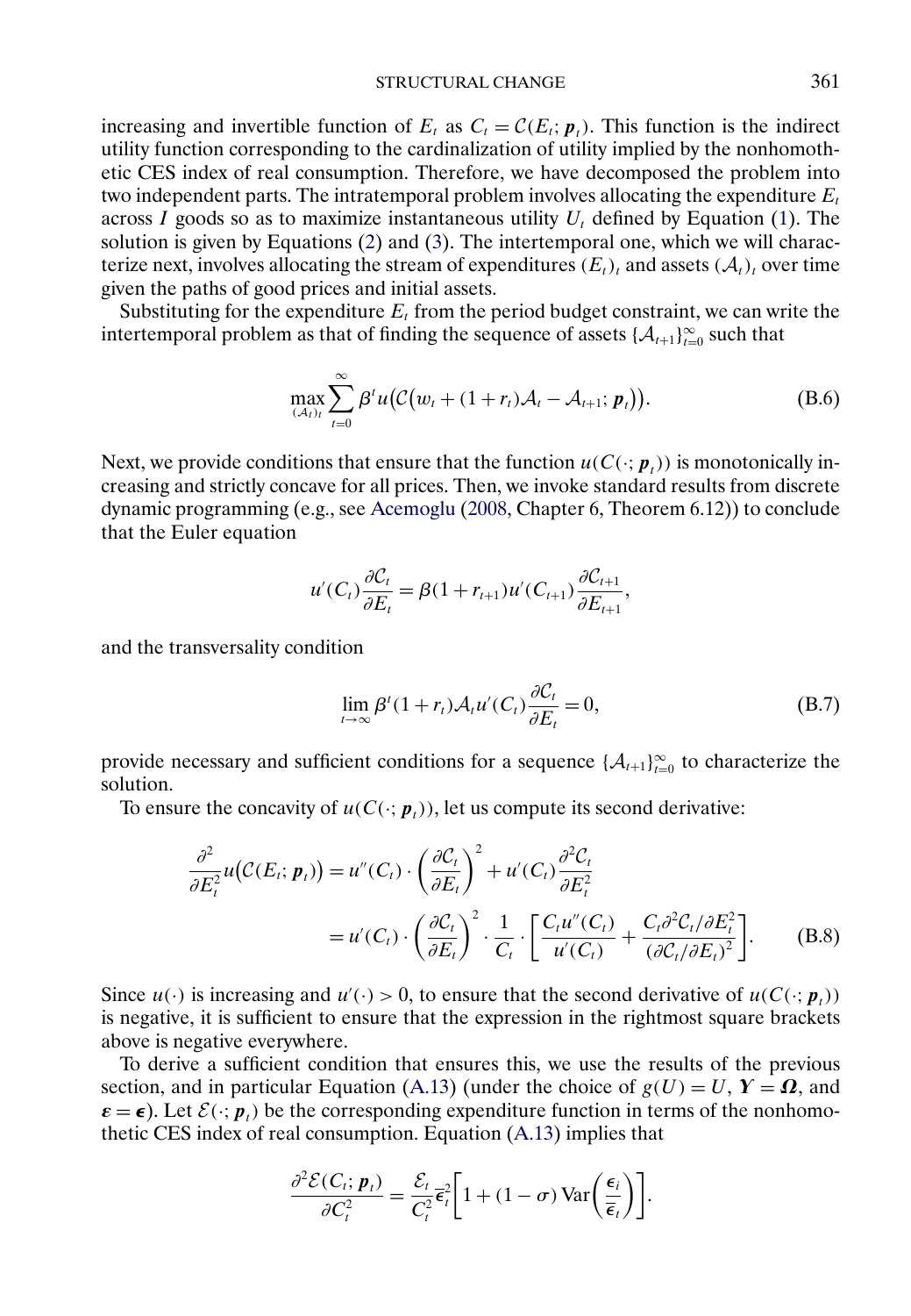increasing and invertible function of $E_t$ as $C_t = \mathcal{C}(E_t; \boldsymbol{p}_t)$. This function is the indirect utility function corresponding to the cardinalization of utility implied by the nonhomothetic CES index of real consumption. Therefore, we have decomposed the problem into two independent parts. The intratemporal problem involves allocating the expenditure $E_t$ across $I$ goods so as to maximize instantaneous utility $U_t$ defined by Equation (1). The solution is given by Equations (2) and (3). The intertemporal one, which we will characterize next, involves allocating the stream of expenditures $(E_t)_t$ and assets $(\mathcal{A}_t)_t$ over time given the paths of good prices and initial assets.

Substituting for the expenditure $E_t$ from the period budget constraint, we can write the intertemporal problem as that of finding the sequence of assets $\{\mathcal{A}_{t+1}\}_{t=0}^{\infty}$ such that

$$\max_{(\mathcal{A}_t)_t} \sum_{t=0}^{\infty} \beta^t u\big(\mathcal{C}\big(w_t + (1+r_t)\mathcal{A}_t - \mathcal{A}_{t+1}; \boldsymbol{p}_t\big)\big). \tag{B.6}$$

Next, we provide conditions that ensure that the function $u(C(\cdot; \boldsymbol{p}_t))$ is monotonically increasing and strictly concave for all prices. Then, we invoke standard results from discrete dynamic programming (e.g., see Acemoglu (2008, Chapter 6, Theorem 6.12)) to conclude that the Euler equation

$$u'(C_t)\frac{\partial \mathcal{C}_t}{\partial E_t} = \beta(1+r_{t+1})u'(C_{t+1})\frac{\partial \mathcal{C}_{t+1}}{\partial E_{t+1}},$$

and the transversality condition

$$\lim_{t\to\infty} \beta^t (1+r_t)\mathcal{A}_t u'(C_t)\frac{\partial \mathcal{C}_t}{\partial E_t} = 0, \tag{B.7}$$

provide necessary and sufficient conditions for a sequence $\{\mathcal{A}_{t+1}\}_{t=0}^{\infty}$ to characterize the solution.

To ensure the concavity of $u(C(\cdot; \boldsymbol{p}_t))$, let us compute its second derivative:

$$\begin{aligned}\frac{\partial^2}{\partial E_t^2} u\big(\mathcal{C}(E_t; \boldsymbol{p}_t)\big) &= u''(C_t)\cdot\left(\frac{\partial \mathcal{C}_t}{\partial E_t}\right)^2 + u'(C_t)\frac{\partial^2 \mathcal{C}_t}{\partial E_t^2} \\ &= u'(C_t)\cdot\left(\frac{\partial \mathcal{C}_t}{\partial E_t}\right)^2\cdot\frac{1}{C_t}\cdot\left[\frac{C_t u''(C_t)}{u'(C_t)} + \frac{C_t \partial^2 \mathcal{C}_t/\partial E_t^2}{(\partial \mathcal{C}_t/\partial E_t)^2}\right]. \end{aligned} \tag{B.8}$$

Since $u(\cdot)$ is increasing and $u'(\cdot) > 0$, to ensure that the second derivative of $u(C(\cdot; \boldsymbol{p}_t))$ is negative, it is sufficient to ensure that the expression in the rightmost square brackets above is negative everywhere.

To derive a sufficient condition that ensures this, we use the results of the previous section, and in particular Equation (A.13) (under the choice of $g(U) = U$, $\boldsymbol{Y} = \boldsymbol{\Omega}$, and $\boldsymbol{\varepsilon} = \boldsymbol{\epsilon}$). Let $\mathcal{E}(\cdot; \boldsymbol{p}_t)$ be the corresponding expenditure function in terms of the nonhomothetic CES index of real consumption. Equation (A.13) implies that

$$\frac{\partial^2 \mathcal{E}(C_t; \boldsymbol{p}_t)}{\partial C_t^2} = \frac{\mathcal{E}_t}{C_t^2}\bar{\epsilon}_t^2\left[1 + (1-\sigma)\operatorname{Var}\left(\frac{\epsilon_i}{\bar{\epsilon}_t}\right)\right].$$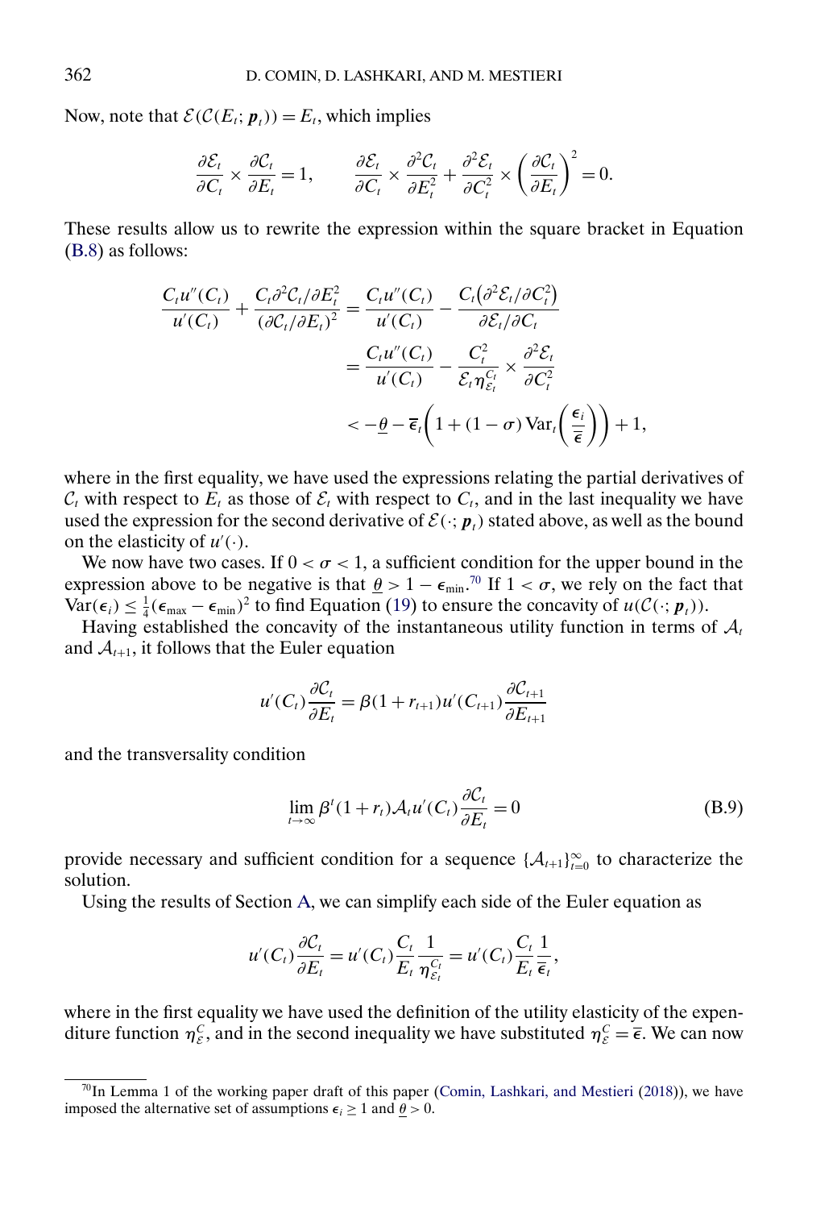Now, note that $\mathcal{E}(\mathcal{C}(E_t; \boldsymbol{p}_t)) = E_t$, which implies

$$\frac{\partial \mathcal{E}_t}{\partial C_t} \times \frac{\partial \mathcal{C}_t}{\partial E_t} = 1, \qquad \frac{\partial \mathcal{E}_t}{\partial C_t} \times \frac{\partial^2 \mathcal{C}_t}{\partial E_t^2} + \frac{\partial^2 \mathcal{E}_t}{\partial C_t^2} \times \left(\frac{\partial \mathcal{C}_t}{\partial E_t}\right)^2 = 0.$$

These results allow us to rewrite the expression within the square bracket in Equation (B.8) as follows:

$$\begin{aligned}
\frac{C_t u''(C_t)}{u'(C_t)} + \frac{C_t \partial^2 \mathcal{C}_t / \partial E_t^2}{(\partial \mathcal{C}_t / \partial E_t)^2} &= \frac{C_t u''(C_t)}{u'(C_t)} - \frac{C_t \left(\partial^2 \mathcal{E}_t / \partial C_t^2\right)}{\partial \mathcal{E}_t / \partial C_t} \\
&= \frac{C_t u''(C_t)}{u'(C_t)} - \frac{C_t^2}{\mathcal{E}_t \eta_{\mathcal{E}_t}^{C_t}} \times \frac{\partial^2 \mathcal{E}_t}{\partial C_t^2} \\
&< -\underline{\theta} - \overline{\epsilon}_t \left(1 + (1 - \sigma) \operatorname{Var}_t\left(\frac{\epsilon_i}{\overline{\epsilon}}\right)\right) + 1,
\end{aligned}$$

where in the first equality, we have used the expressions relating the partial derivatives of $\mathcal{C}_t$ with respect to $E_t$ as those of $\mathcal{E}_t$ with respect to $C_t$, and in the last inequality we have used the expression for the second derivative of $\mathcal{E}(\cdot; \boldsymbol{p}_t)$ stated above, as well as the bound on the elasticity of $u'(\cdot)$.

We now have two cases. If $0 < \sigma < 1$, a sufficient condition for the upper bound in the expression above to be negative is that $\underline{\theta} > 1 - \epsilon_{\min}$.[70] If $1 < \sigma$, we rely on the fact that $\operatorname{Var}(\epsilon_i) \leq \frac{1}{4}(\epsilon_{\max} - \epsilon_{\min})^2$ to find Equation (19) to ensure the concavity of $u(\mathcal{C}(\cdot; \boldsymbol{p}_t))$.

Having established the concavity of the instantaneous utility function in terms of $\mathcal{A}_t$ and $\mathcal{A}_{t+1}$, it follows that the Euler equation

$$u'(C_t) \frac{\partial \mathcal{C}_t}{\partial E_t} = \beta(1 + r_{t+1}) u'(C_{t+1}) \frac{\partial \mathcal{C}_{t+1}}{\partial E_{t+1}}$$

and the transversality condition

$$\lim_{t \to \infty} \beta^t (1 + r_t) \mathcal{A}_t u'(C_t) \frac{\partial \mathcal{C}_t}{\partial E_t} = 0 \tag{B.9}$$

provide necessary and sufficient condition for a sequence $\{\mathcal{A}_{t+1}\}_{t=0}^{\infty}$ to characterize the solution.

Using the results of Section A, we can simplify each side of the Euler equation as

$$u'(C_t) \frac{\partial \mathcal{C}_t}{\partial E_t} = u'(C_t) \frac{C_t}{E_t} \frac{1}{\eta_{\mathcal{E}_t}^{C_t}} = u'(C_t) \frac{C_t}{E_t} \frac{1}{\overline{\epsilon}_t},$$

where in the first equality we have used the definition of the utility elasticity of the expenditure function $\eta_{\mathcal{E}}^C$, and in the second inequality we have substituted $\eta_{\mathcal{E}}^C = \overline{\epsilon}$. We can now

[70] In Lemma 1 of the working paper draft of this paper (Comin, Lashkari, and Mestieri (2018)), we have imposed the alternative set of assumptions $\epsilon_i \geq 1$ and $\underline{\theta} > 0$.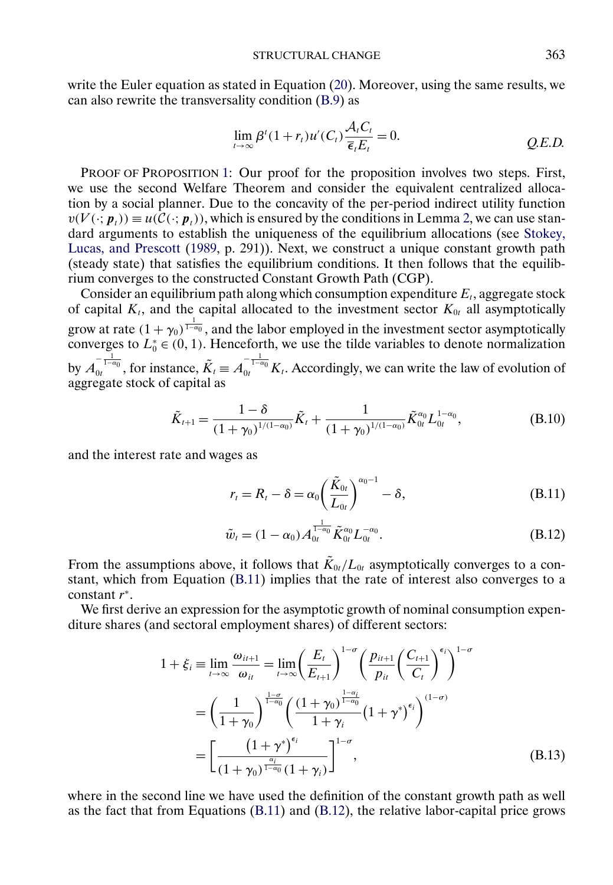write the Euler equation as stated in Equation (20). Moreover, using the same results, we can also rewrite the transversality condition (B.9) as

$$\lim_{t\to\infty} \beta^t (1+r_t) u'(C_t) \frac{\mathcal{A}_t C_t}{\bar{\epsilon}_t E_t} = 0. \qquad \textit{Q.E.D.}$$

PROOF OF PROPOSITION 1: Our proof for the proposition involves two steps. First, we use the second Welfare Theorem and consider the equivalent centralized allocation by a social planner. Due to the concavity of the per-period indirect utility function $v(V(\cdot; \boldsymbol{p}_t)) \equiv u(\mathcal{C}(\cdot; \boldsymbol{p}_t))$, which is ensured by the conditions in Lemma 2, we can use standard arguments to establish the uniqueness of the equilibrium allocations (see Stokey, Lucas, and Prescott (1989, p. 291)). Next, we construct a unique constant growth path (steady state) that satisfies the equilibrium conditions. It then follows that the equilibrium converges to the constructed Constant Growth Path (CGP).

Consider an equilibrium path along which consumption expenditure $E_t$, aggregate stock of capital $K_t$, and the capital allocated to the investment sector $K_{0t}$ all asymptotically grow at rate $(1+\gamma_0)^{\frac{1}{1-\alpha_0}}$, and the labor employed in the investment sector asymptotically converges to $L_0^* \in (0,1)$. Henceforth, we use the tilde variables to denote normalization by $A_{0t}^{-\frac{1}{1-\alpha_0}}$, for instance, $\tilde{K}_t \equiv A_{0t}^{-\frac{1}{1-\alpha_0}} K_t$. Accordingly, we can write the law of evolution of aggregate stock of capital as

$$\tilde{K}_{t+1} = \frac{1-\delta}{(1+\gamma_0)^{1/(1-\alpha_0)}} \tilde{K}_t + \frac{1}{(1+\gamma_0)^{1/(1-\alpha_0)}} \tilde{K}_{0t}^{\alpha_0} L_{0t}^{1-\alpha_0}, \tag{B.10}$$

and the interest rate and wages as

$$r_t = R_t - \delta = \alpha_0 \left( \frac{\tilde{K}_{0t}}{L_{0t}} \right)^{\alpha_0 - 1} - \delta, \tag{B.11}$$

$$\tilde{w}_t = (1-\alpha_0) A_{0t}^{\frac{1}{1-\alpha_0}} \tilde{K}_{0t}^{\alpha_0} L_{0t}^{-\alpha_0}. \tag{B.12}$$

From the assumptions above, it follows that $\tilde{K}_{0t}/L_{0t}$ asymptotically converges to a constant, which from Equation (B.11) implies that the rate of interest also converges to a constant $r^*$.

We first derive an expression for the asymptotic growth of nominal consumption expenditure shares (and sectoral employment shares) of different sectors:

$$\begin{aligned}
1+\xi_i \equiv \lim_{t\to\infty} \frac{\omega_{it+1}}{\omega_{it}} &= \lim_{t\to\infty} \left( \frac{E_t}{E_{t+1}} \right)^{1-\sigma} \left( \frac{p_{it+1}}{p_{it}} \left( \frac{C_{t+1}}{C_t} \right)^{\epsilon_i} \right)^{1-\sigma} \\
&= \left( \frac{1}{1+\gamma_0} \right)^{\frac{1-\sigma}{1-\alpha_0}} \left( \frac{(1+\gamma_0)^{\frac{1-\alpha_i}{1-\alpha_0}}}{1+\gamma_i} \left(1+\gamma^*\right)^{\epsilon_i} \right)^{(1-\sigma)} \\
&= \left[ \frac{\left(1+\gamma^*\right)^{\epsilon_i}}{(1+\gamma_0)^{\frac{\alpha_i}{1-\alpha_0}} (1+\gamma_i)} \right]^{1-\sigma},
\end{aligned} \tag{B.13}$$

where in the second line we have used the definition of the constant growth path as well as the fact that from Equations (B.11) and (B.12), the relative labor-capital price grows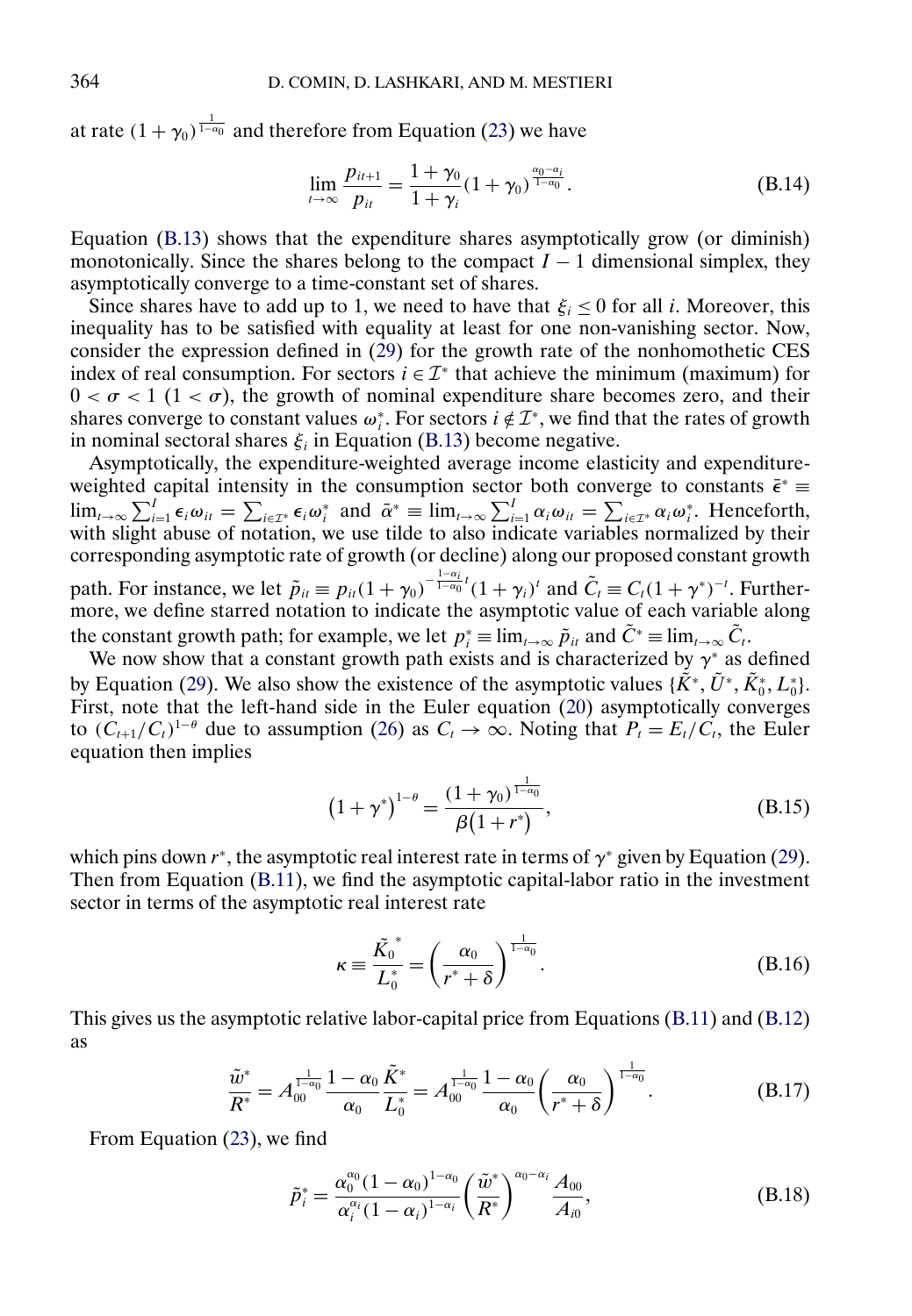at rate $(1+\gamma_0)^{\frac{1}{1-\alpha_0}}$ and therefore from Equation (23) we have

$$\lim_{t\to\infty} \frac{p_{it+1}}{p_{it}} = \frac{1+\gamma_0}{1+\gamma_i}(1+\gamma_0)^{\frac{\alpha_0-\alpha_i}{1-\alpha_0}}. \tag{B.14}$$

Equation (B.13) shows that the expenditure shares asymptotically grow (or diminish) monotonically. Since the shares belong to the compact $I-1$ dimensional simplex, they asymptotically converge to a time-constant set of shares.

Since shares have to add up to 1, we need to have that $\xi_i \leq 0$ for all $i$. Moreover, this inequality has to be satisfied with equality at least for one non-vanishing sector. Now, consider the expression defined in (29) for the growth rate of the nonhomothetic CES index of real consumption. For sectors $i \in \mathcal{I}^*$ that achieve the minimum (maximum) for $0 < \sigma < 1$ $(1 < \sigma)$, the growth of nominal expenditure share becomes zero, and their shares converge to constant values $\omega_i^*$. For sectors $i \notin \mathcal{I}^*$, we find that the rates of growth in nominal sectoral shares $\xi_i$ in Equation (B.13) become negative.

Asymptotically, the expenditure-weighted average income elasticity and expenditure-weighted capital intensity in the consumption sector both converge to constants $\bar{\epsilon}^* \equiv \lim_{t\to\infty} \sum_{i=1}^{I} \epsilon_i \omega_{it} = \sum_{i\in\mathcal{I}^*} \epsilon_i \omega_i^*$ and $\bar{\alpha}^* \equiv \lim_{t\to\infty} \sum_{i=1}^{I} \alpha_i \omega_{it} = \sum_{i\in\mathcal{I}^*} \alpha_i \omega_i^*$. Henceforth, with slight abuse of notation, we use tilde to also indicate variables normalized by their corresponding asymptotic rate of growth (or decline) along our proposed constant growth path. For instance, we let $\tilde{p}_{it} \equiv p_{it}(1+\gamma_0)^{-\frac{1-\alpha_i}{1-\alpha_0}t}(1+\gamma_i)^t$ and $\tilde{C}_t \equiv C_t(1+\gamma^*)^{-t}$. Furthermore, we define starred notation to indicate the asymptotic value of each variable along the constant growth path; for example, we let $p_i^* \equiv \lim_{t\to\infty} \tilde{p}_{it}$ and $\tilde{C}^* \equiv \lim_{t\to\infty} \tilde{C}_t$.

We now show that a constant growth path exists and is characterized by $\gamma^*$ as defined by Equation (29). We also show the existence of the asymptotic values $\{\tilde{K}^*, \tilde{U}^*, \tilde{K}_0^*, L_0^*\}$. First, note that the left-hand side in the Euler equation (20) asymptotically converges to $(C_{t+1}/C_t)^{1-\theta}$ due to assumption (26) as $C_t \to \infty$. Noting that $P_t = E_t/C_t$, the Euler equation then implies

$$\left(1+\gamma^*\right)^{1-\theta} = \frac{(1+\gamma_0)^{\frac{1}{1-\alpha_0}}}{\beta(1+r^*)}, \tag{B.15}$$

which pins down $r^*$, the asymptotic real interest rate in terms of $\gamma^*$ given by Equation (29). Then from Equation (B.11), we find the asymptotic capital-labor ratio in the investment sector in terms of the asymptotic real interest rate

$$\kappa \equiv \frac{\tilde{K}_0^{\;*}}{L_0^*} = \left(\frac{\alpha_0}{r^*+\delta}\right)^{\frac{1}{1-\alpha_0}}. \tag{B.16}$$

This gives us the asymptotic relative labor-capital price from Equations (B.11) and (B.12) as

$$\frac{\tilde{w}^*}{R^*} = A_{00}^{\frac{1}{1-\alpha_0}} \frac{1-\alpha_0}{\alpha_0} \frac{\tilde{K}^*}{L_0^*} = A_{00}^{\frac{1}{1-\alpha_0}} \frac{1-\alpha_0}{\alpha_0} \left(\frac{\alpha_0}{r^*+\delta}\right)^{\frac{1}{1-\alpha_0}}. \tag{B.17}$$

From Equation (23), we find

$$\tilde{p}_i^* = \frac{\alpha_0^{\alpha_0}(1-\alpha_0)^{1-\alpha_0}}{\alpha_i^{\alpha_i}(1-\alpha_i)^{1-\alpha_i}} \left(\frac{\tilde{w}^*}{R^*}\right)^{\alpha_0-\alpha_i} \frac{A_{00}}{A_{i0}}, \tag{B.18}$$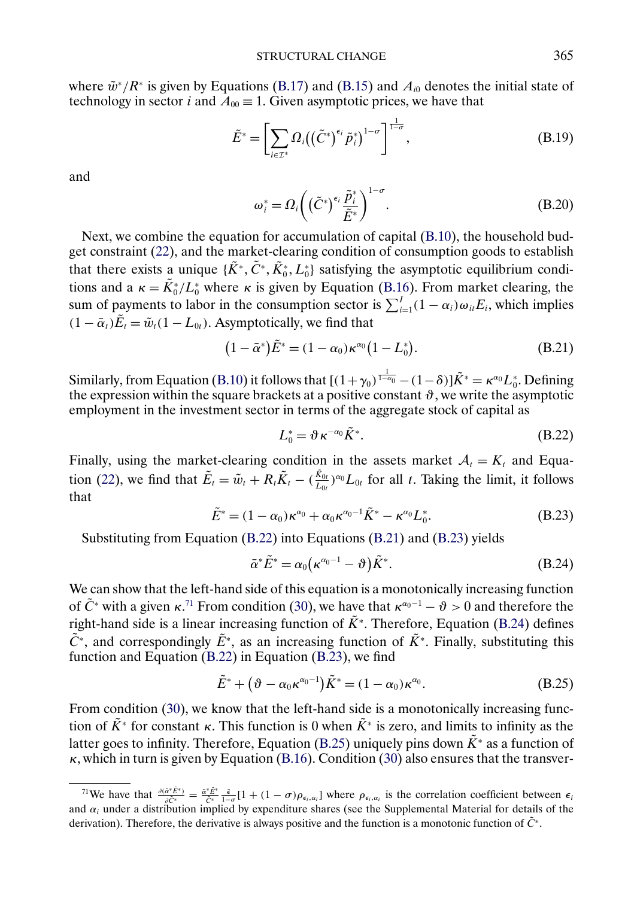where $\tilde{w}^*/R^*$ is given by Equations (B.17) and (B.15) and $A_{i0}$ denotes the initial state of technology in sector $i$ and $A_{00} \equiv 1$. Given asymptotic prices, we have that

$$\tilde{E}^* = \left[\sum_{i \in \mathcal{I}^*} \Omega_i \left( \left(\tilde{C}^*\right)^{\epsilon_i} \tilde{p}_i^* \right)^{1-\sigma}\right]^{\frac{1}{1-\sigma}}, \tag{B.19}$$

and

$$\omega_i^* = \Omega_i \left( \left(\tilde{C}^*\right)^{\epsilon_i} \frac{\tilde{p}_i^*}{\tilde{E}^*}\right)^{1-\sigma}. \tag{B.20}$$

Next, we combine the equation for accumulation of capital (B.10), the household budget constraint (22), and the market-clearing condition of consumption goods to establish that there exists a unique $\{\tilde{K}^*, \tilde{C}^*, \tilde{K}_0^*, L_0^*\}$ satisfying the asymptotic equilibrium conditions and a $\kappa = \tilde{K}_0^*/L_0^*$ where $\kappa$ is given by Equation (B.16). From market clearing, the sum of payments to labor in the consumption sector is $\sum_{i=1}^{I}(1-\alpha_i)\omega_{it}E_i$, which implies $(1-\bar{\alpha}_t)\tilde{E}_t = \tilde{w}_t(1-L_{0t})$. Asymptotically, we find that

$$\left(1-\bar{\alpha}^*\right)\tilde{E}^* = (1-\alpha_0)\kappa^{\alpha_0}\left(1-L_0^*\right). \tag{B.21}$$

Similarly, from Equation (B.10) it follows that $[(1+\gamma_0)^{\frac{1}{1-\alpha_0}} - (1-\delta)]\tilde{K}^* = \kappa^{\alpha_0} L_0^*$. Defining the expression within the square brackets at a positive constant $\vartheta$, we write the asymptotic employment in the investment sector in terms of the aggregate stock of capital as

$$L_0^* = \vartheta \kappa^{-\alpha_0} \tilde{K}^*. \tag{B.22}$$

Finally, using the market-clearing condition in the assets market $\mathcal{A}_t = K_t$ and Equation (22), we find that $\tilde{E}_t = \tilde{w}_t + R_t \tilde{K}_t - (\frac{\tilde{K}_{0t}}{L_{0t}})^{\alpha_0} L_{0t}$ for all $t$. Taking the limit, it follows that

$$\tilde{E}^* = (1-\alpha_0)\kappa^{\alpha_0} + \alpha_0 \kappa^{\alpha_0 - 1}\tilde{K}^* - \kappa^{\alpha_0} L_0^*. \tag{B.23}$$

Substituting from Equation (B.22) into Equations (B.21) and (B.23) yields

$$\bar{\alpha}^* \tilde{E}^* = \alpha_0\left(\kappa^{\alpha_0 - 1} - \vartheta\right)\tilde{K}^*. \tag{B.24}$$

We can show that the left-hand side of this equation is a monotonically increasing function of $\tilde{C}^*$ with a given $\kappa$.[71] From condition (30), we have that $\kappa^{\alpha_0-1} - \vartheta > 0$ and therefore the right-hand side is a linear increasing function of $\tilde{K}^*$. Therefore, Equation (B.24) defines $\tilde{C}^*$, and correspondingly $\tilde{E}^*$, as an increasing function of $\tilde{K}^*$. Finally, substituting this function and Equation (B.22) in Equation (B.23), we find

$$\tilde{E}^* + \left(\vartheta - \alpha_0 \kappa^{\alpha_0 - 1}\right)\tilde{K}^* = (1-\alpha_0)\kappa^{\alpha_0}. \tag{B.25}$$

From condition (30), we know that the left-hand side is a monotonically increasing function of $\tilde{K}^*$ for constant $\kappa$. This function is 0 when $\tilde{K}^*$ is zero, and limits to infinity as the latter goes to infinity. Therefore, Equation (B.25) uniquely pins down $\tilde{K}^*$ as a function of $\kappa$, which in turn is given by Equation (B.16). Condition (30) also ensures that the transver-

---

[71] We have that $\frac{\partial(\bar{\alpha}^*\tilde{E}^*)}{\partial \tilde{C}^*} = \frac{\bar{\alpha}^*\tilde{E}^*}{\tilde{C}^*}\frac{\bar{\epsilon}}{1-\sigma}[1+(1-\sigma)\rho_{\epsilon_i,\alpha_i}]$ where $\rho_{\epsilon_i,\alpha_i}$ is the correlation coefficient between $\epsilon_i$ and $\alpha_i$ under a distribution implied by expenditure shares (see the Supplemental Material for details of the derivation). Therefore, the derivative is always positive and the function is a monotonic function of $\tilde{C}^*$.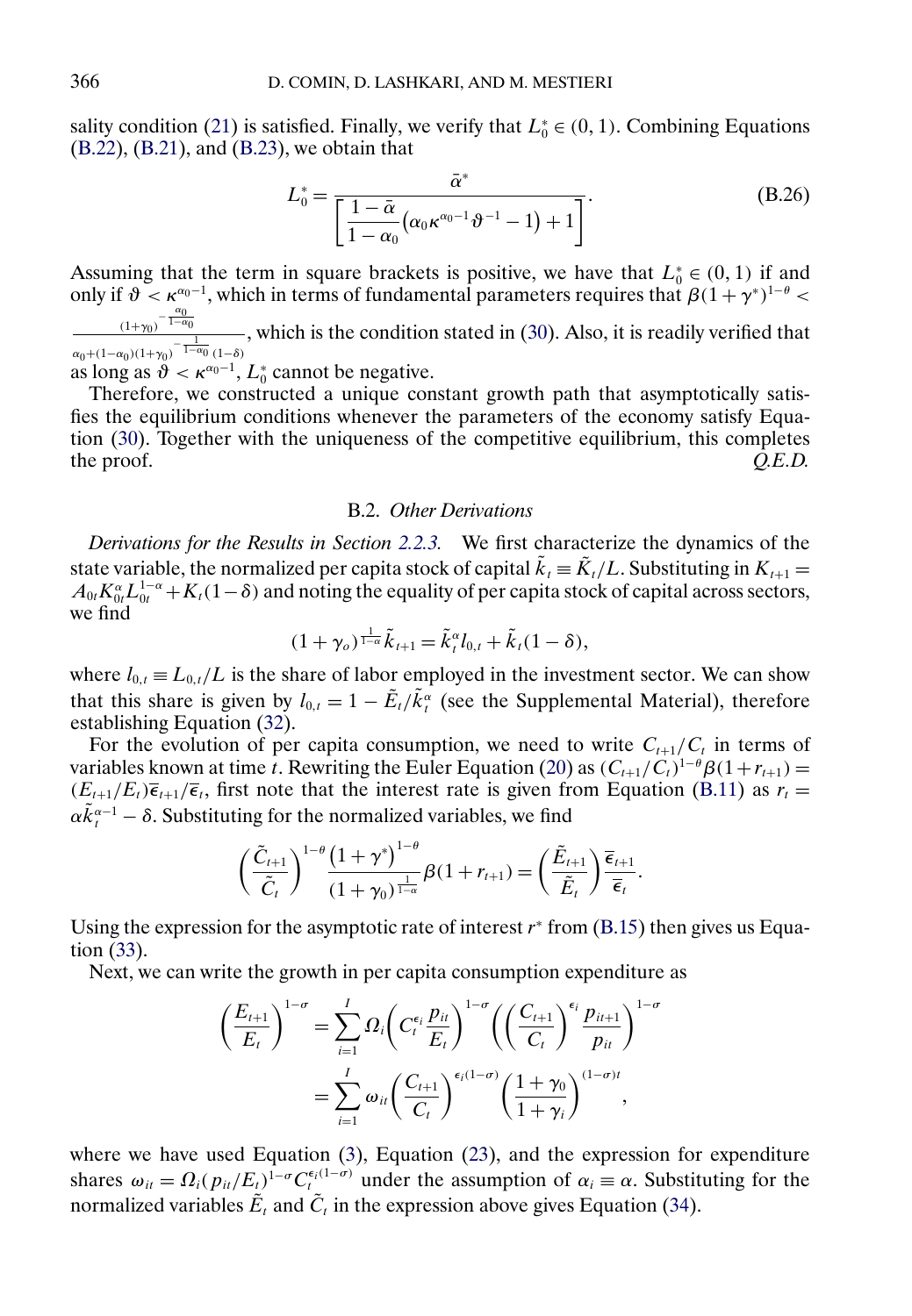sality condition (21) is satisfied. Finally, we verify that $L_0^* \in (0,1)$. Combining Equations (B.22), (B.21), and (B.23), we obtain that

$$L_0^* = \frac{\bar{\alpha}^*}{\left[\dfrac{1-\bar{\alpha}}{1-\alpha_0}\left(\alpha_0 \kappa^{\alpha_0 - 1}\vartheta^{-1} - 1\right) + 1\right]}. \tag{B.26}$$

Assuming that the term in square brackets is positive, we have that $L_0^* \in (0,1)$ if and only if $\vartheta < \kappa^{\alpha_0 - 1}$, which in terms of fundamental parameters requires that $\beta(1+\gamma^*)^{1-\theta} < \frac{(1+\gamma_0)^{-\frac{\alpha_0}{1-\alpha_0}}}{\alpha_0 + (1-\alpha_0)(1+\gamma_0)^{-\frac{1}{1-\alpha_0}}(1-\delta)}$, which is the condition stated in (30). Also, it is readily verified that as long as $\vartheta < \kappa^{\alpha_0 - 1}$, $L_0^*$ cannot be negative.

Therefore, we constructed a unique constant growth path that asymptotically satisfies the equilibrium conditions whenever the parameters of the economy satisfy Equation (30). Together with the uniqueness of the competitive equilibrium, this completes the proof. *Q.E.D.*

### B.2. *Other Derivations*

*Derivations for the Results in Section 2.2.3.* We first characterize the dynamics of the state variable, the normalized per capita stock of capital $\tilde{k}_t \equiv \tilde{K}_t/L$. Substituting in $K_{t+1} = A_{0t}K_{0t}^{\alpha}L_{0t}^{1-\alpha} + K_t(1-\delta)$ and noting the equality of per capita stock of capital across sectors, we find

$$(1+\gamma_o)^{\frac{1}{1-\alpha}}\tilde{k}_{t+1} = \tilde{k}_t^{\alpha} l_{0,t} + \tilde{k}_t(1-\delta),$$

where $l_{0,t} \equiv L_{0,t}/L$ is the share of labor employed in the investment sector. We can show that this share is given by $l_{0,t} = 1 - \tilde{E}_t/\tilde{k}_t^{\alpha}$ (see the Supplemental Material), therefore establishing Equation (32).

For the evolution of per capita consumption, we need to write $C_{t+1}/C_t$ in terms of variables known at time $t$. Rewriting the Euler Equation (20) as $(C_{t+1}/C_t)^{1-\theta}\beta(1+r_{t+1}) = (E_{t+1}/E_t)\overline{\epsilon}_{t+1}/\overline{\epsilon}_t$, first note that the interest rate is given from Equation (B.11) as $r_t = \alpha\tilde{k}_t^{\alpha-1} - \delta$. Substituting for the normalized variables, we find

$$\left(\frac{\tilde{C}_{t+1}}{\tilde{C}_t}\right)^{1-\theta}\frac{\left(1+\gamma^*\right)^{1-\theta}}{(1+\gamma_0)^{\frac{1}{1-\alpha}}}\beta(1+r_{t+1}) = \left(\frac{\tilde{E}_{t+1}}{\tilde{E}_t}\right)\frac{\overline{\epsilon}_{t+1}}{\overline{\epsilon}_t}.$$

Using the expression for the asymptotic rate of interest $r^*$ from (B.15) then gives us Equation (33).

Next, we can write the growth in per capita consumption expenditure as

$$\begin{aligned}
\left(\frac{E_{t+1}}{E_t}\right)^{1-\sigma} &= \sum_{i=1}^{I}\Omega_i\left(C_t^{\epsilon_i}\frac{p_{it}}{E_t}\right)^{1-\sigma}\left(\left(\frac{C_{t+1}}{C_t}\right)^{\epsilon_i}\frac{p_{it+1}}{p_{it}}\right)^{1-\sigma} \\
&= \sum_{i=1}^{I}\omega_{it}\left(\frac{C_{t+1}}{C_t}\right)^{\epsilon_i(1-\sigma)}\left(\frac{1+\gamma_0}{1+\gamma_i}\right)^{(1-\sigma)t},
\end{aligned}$$

where we have used Equation (3), Equation (23), and the expression for expenditure shares $\omega_{it} = \Omega_i(p_{it}/E_t)^{1-\sigma}C_t^{\epsilon_i(1-\sigma)}$ under the assumption of $\alpha_i \equiv \alpha$. Substituting for the normalized variables $\tilde{E}_t$ and $\tilde{C}_t$ in the expression above gives Equation (34).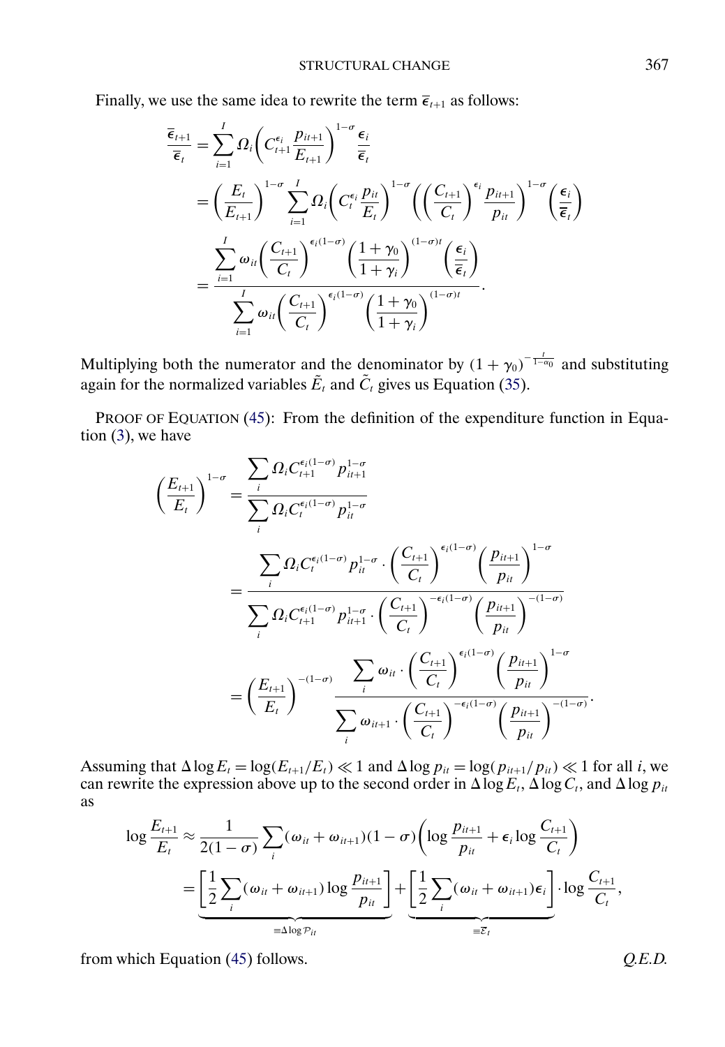Finally, we use the same idea to rewrite the term $\overline{\epsilon}_{t+1}$ as follows:

$$
\begin{aligned}
\frac{\overline{\epsilon}_{t+1}}{\overline{\epsilon}_t} &= \sum_{i=1}^{I} \Omega_i \left( C_{t+1}^{\epsilon_i} \frac{p_{it+1}}{E_{t+1}} \right)^{1-\sigma} \frac{\epsilon_i}{\overline{\epsilon}_t} \\
&= \left( \frac{E_t}{E_{t+1}} \right)^{1-\sigma} \sum_{i=1}^{I} \Omega_i \left( C_t^{\epsilon_i} \frac{p_{it}}{E_t} \right)^{1-\sigma} \left( \left( \frac{C_{t+1}}{C_t} \right)^{\epsilon_i} \frac{p_{it+1}}{p_{it}} \right)^{1-\sigma} \left( \frac{\epsilon_i}{\overline{\epsilon}_t} \right) \\
&= \frac{\displaystyle\sum_{i=1}^{I} \omega_{it} \left( \frac{C_{t+1}}{C_t} \right)^{\epsilon_i(1-\sigma)} \left( \frac{1+\gamma_0}{1+\gamma_i} \right)^{(1-\sigma)t} \left( \frac{\epsilon_i}{\overline{\epsilon}_t} \right)}{\displaystyle\sum_{i=1}^{I} \omega_{it} \left( \frac{C_{t+1}}{C_t} \right)^{\epsilon_i(1-\sigma)} \left( \frac{1+\gamma_0}{1+\gamma_i} \right)^{(1-\sigma)t}}.
\end{aligned}
$$

Multiplying both the numerator and the denominator by $(1+\gamma_0)^{-\frac{t}{1-\alpha_0}}$ and substituting again for the normalized variables $\tilde{E}_t$ and $\tilde{C}_t$ gives us Equation (35).

PROOF OF EQUATION (45): From the definition of the expenditure function in Equation (3), we have

$$
\begin{aligned}
\left( \frac{E_{t+1}}{E_t} \right)^{1-\sigma} &= \frac{\displaystyle\sum_i \Omega_i C_{t+1}^{\epsilon_i(1-\sigma)} p_{it+1}^{1-\sigma}}{\displaystyle\sum_i \Omega_i C_t^{\epsilon_i(1-\sigma)} p_{it}^{1-\sigma}} \\
&= \frac{\displaystyle\sum_i \Omega_i C_t^{\epsilon_i(1-\sigma)} p_{it}^{1-\sigma} \cdot \left( \frac{C_{t+1}}{C_t} \right)^{\epsilon_i(1-\sigma)} \left( \frac{p_{it+1}}{p_{it}} \right)^{1-\sigma}}{\displaystyle\sum_i \Omega_i C_{t+1}^{\epsilon_i(1-\sigma)} p_{it+1}^{1-\sigma} \cdot \left( \frac{C_{t+1}}{C_t} \right)^{-\epsilon_i(1-\sigma)} \left( \frac{p_{it+1}}{p_{it}} \right)^{-(1-\sigma)}} \\
&= \left( \frac{E_{t+1}}{E_t} \right)^{-(1-\sigma)} \frac{\displaystyle\sum_i \omega_{it} \cdot \left( \frac{C_{t+1}}{C_t} \right)^{\epsilon_i(1-\sigma)} \left( \frac{p_{it+1}}{p_{it}} \right)^{1-\sigma}}{\displaystyle\sum_i \omega_{it+1} \cdot \left( \frac{C_{t+1}}{C_t} \right)^{-\epsilon_i(1-\sigma)} \left( \frac{p_{it+1}}{p_{it}} \right)^{-(1-\sigma)}}.
\end{aligned}
$$

Assuming that $\Delta \log E_t = \log(E_{t+1}/E_t) \ll 1$ and $\Delta \log p_{it} = \log(p_{it+1}/p_{it}) \ll 1$ for all $i$, we can rewrite the expression above up to the second order in $\Delta \log E_t$, $\Delta \log C_t$, and $\Delta \log p_{it}$ as

$$
\begin{aligned}
\log \frac{E_{t+1}}{E_t} &\approx \frac{1}{2(1-\sigma)} \sum_i (\omega_{it} + \omega_{it+1})(1-\sigma) \left( \log \frac{p_{it+1}}{p_{it}} + \epsilon_i \log \frac{C_{t+1}}{C_t} \right) \\
&= \underbrace{\left[ \frac{1}{2} \sum_i (\omega_{it} + \omega_{it+1}) \log \frac{p_{it+1}}{p_{it}} \right]}_{\equiv \Delta \log \mathcal{P}_{it}} + \underbrace{\left[ \frac{1}{2} \sum_i (\omega_{it} + \omega_{it+1}) \epsilon_i \right]}_{\equiv \overline{\epsilon}_t} \cdot \log \frac{C_{t+1}}{C_t},
\end{aligned}
$$

from which Equation (45) follows. *Q.E.D.*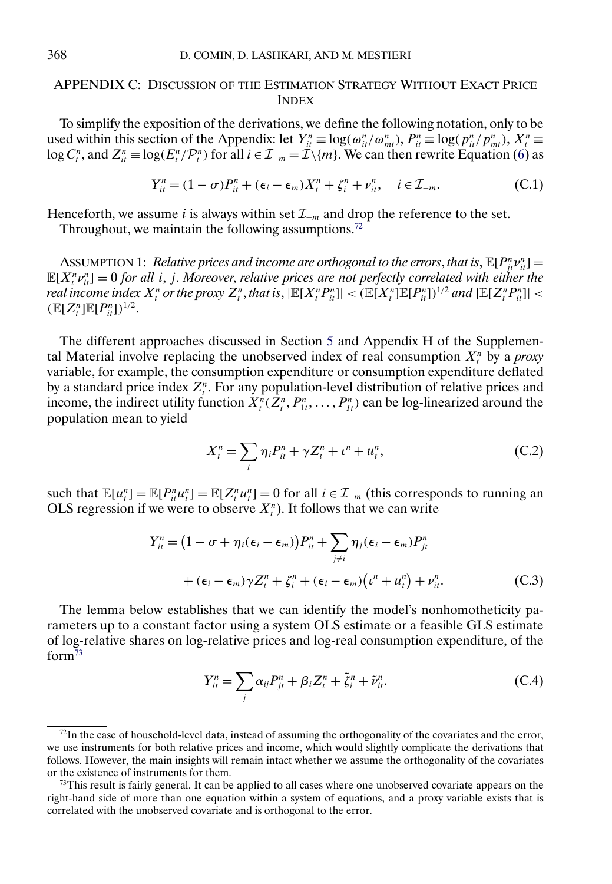## APPENDIX C: DISCUSSION OF THE ESTIMATION STRATEGY WITHOUT EXACT PRICE INDEX

To simplify the exposition of the derivations, we define the following notation, only to be used within this section of the Appendix: let $Y_{it}^n \equiv \log(\omega_{it}^n/\omega_{mt}^n)$, $P_{it}^n \equiv \log(p_{it}^n/p_{mt}^n)$, $X_t^n \equiv \log C_t^n$, and $Z_{it}^n \equiv \log(E_t^n/\mathcal{P}_t^n)$ for all $i \in \mathcal{I}_{-m} = \mathcal{I}\backslash\{m\}$. We can then rewrite Equation (6) as

$$Y_{it}^n = (1-\sigma)P_{it}^n + (\epsilon_i - \epsilon_m)X_t^n + \zeta_i^n + \nu_{it}^n, \quad i \in \mathcal{I}_{-m}. \tag{C.1}$$

Henceforth, we assume $i$ is always within set $\mathcal{I}_{-m}$ and drop the reference to the set.

Throughout, we maintain the following assumptions.[72]

ASSUMPTION 1: *Relative prices and income are orthogonal to the errors, that is,* $\mathbb{E}[P_{jt}^n \nu_{it}^n] = \mathbb{E}[X_t^n \nu_{it}^n] = 0$ *for all* $i$, $j$. *Moreover, relative prices are not perfectly correlated with either the real income index* $X_t^n$ *or the proxy* $Z_t^n$, *that is,* $|\mathbb{E}[X_t^n P_{it}^n]| < (\mathbb{E}[X_t^n]\mathbb{E}[P_{it}^n])^{1/2}$ *and* $|\mathbb{E}[Z_t^n P_{it}^n]| < (\mathbb{E}[Z_t^n]\mathbb{E}[P_{it}^n])^{1/2}$.

The different approaches discussed in Section 5 and Appendix H of the Supplemental Material involve replacing the unobserved index of real consumption $X_t^n$ by a *proxy* variable, for example, the consumption expenditure or consumption expenditure deflated by a standard price index $Z_t^n$. For any population-level distribution of relative prices and income, the indirect utility function $X_t^n(Z_t^n, P_{1t}^n, \ldots, P_{It}^n)$ can be log-linearized around the population mean to yield

$$X_t^n = \sum_i \eta_i P_{it}^n + \gamma Z_t^n + \iota^n + u_t^n, \tag{C.2}$$

such that $\mathbb{E}[u_t^n] = \mathbb{E}[P_{it}^n u_t^n] = \mathbb{E}[Z_t^n u_t^n] = 0$ for all $i \in \mathcal{I}_{-m}$ (this corresponds to running an OLS regression if we were to observe $X_t^n$). It follows that we can write

$$\begin{aligned} Y_{it}^n = {} & \big(1 - \sigma + \eta_i(\epsilon_i - \epsilon_m)\big)P_{it}^n + \sum_{j \neq i} \eta_j(\epsilon_i - \epsilon_m)P_{jt}^n \\ & + (\epsilon_i - \epsilon_m)\gamma Z_t^n + \zeta_i^n + (\epsilon_i - \epsilon_m)\big(\iota^n + u_t^n\big) + \nu_{it}^n. \end{aligned} \tag{C.3}$$

The lemma below establishes that we can identify the model's nonhomotheticity parameters up to a constant factor using a system OLS estimate or a feasible GLS estimate of log-relative shares on log-relative prices and log-real consumption expenditure, of the form[73]

$$Y_{it}^n = \sum_j \alpha_{ij} P_{jt}^n + \beta_i Z_t^n + \tilde{\zeta}_i^n + \tilde{\nu}_{it}^n. \tag{C.4}$$

---

[72] In the case of household-level data, instead of assuming the orthogonality of the covariates and the error, we use instruments for both relative prices and income, which would slightly complicate the derivations that follows. However, the main insights will remain intact whether we assume the orthogonality of the covariates or the existence of instruments for them.

[73] This result is fairly general. It can be applied to all cases where one unobserved covariate appears on the right-hand side of more than one equation within a system of equations, and a proxy variable exists that is correlated with the unobserved covariate and is orthogonal to the error.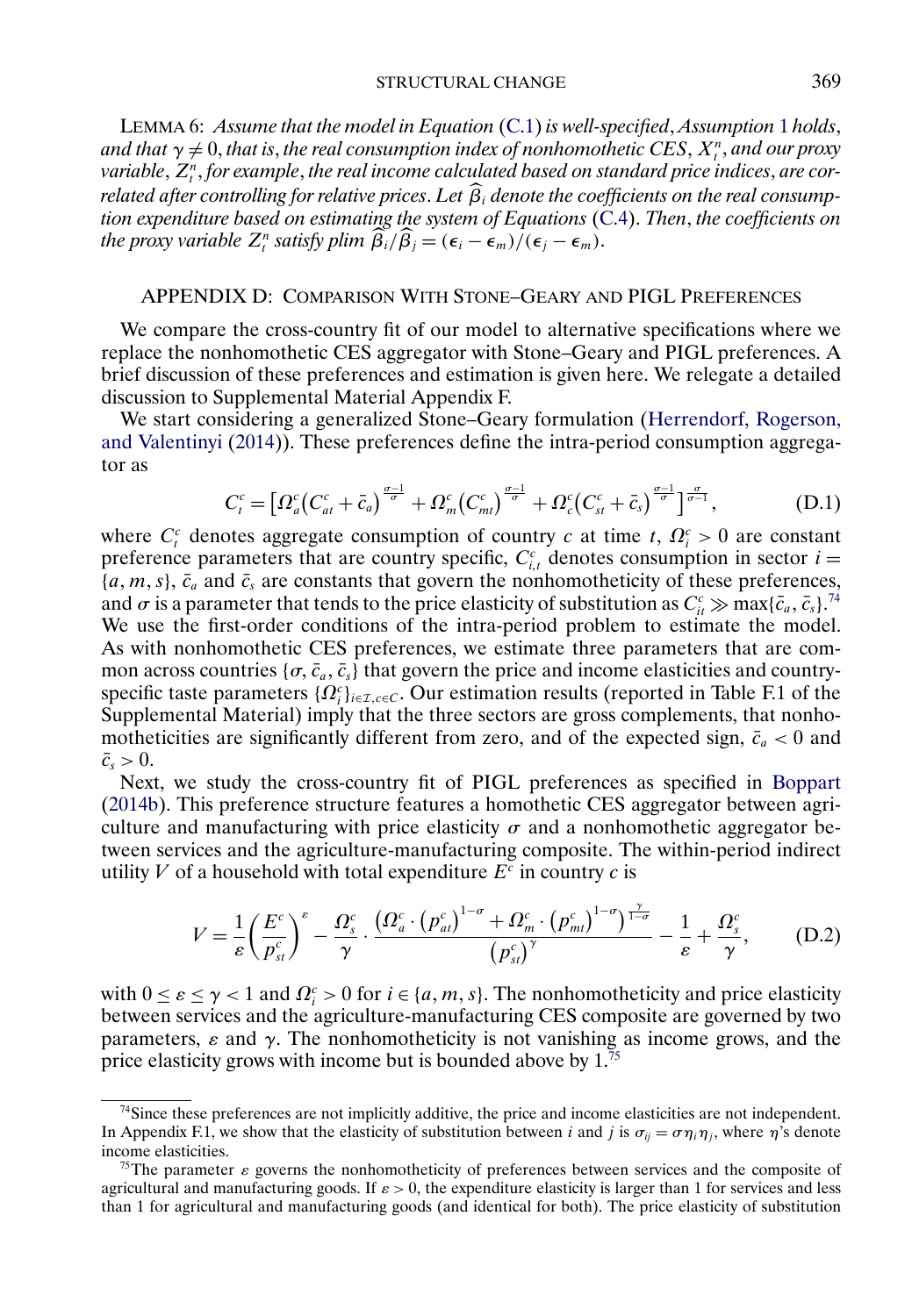LEMMA 6: *Assume that the model in Equation* (C.1) *is well-specified*, *Assumption* 1 *holds*, *and that* $\gamma \neq 0$, *that is*, *the real consumption index of nonhomothetic CES*, $X_t^n$, *and our proxy variable*, $Z_t^n$, *for example*, *the real income calculated based on standard price indices*, *are correlated after controlling for relative prices*. *Let* $\widehat{\beta}_i$ *denote the coefficients on the real consumption expenditure based on estimating the system of Equations* (C.4). *Then*, *the coefficients on the proxy variable* $Z_t^n$ *satisfy plim* $\widehat{\beta}_i/\widehat{\beta}_j = (\epsilon_i - \epsilon_m)/(\epsilon_j - \epsilon_m)$.

## APPENDIX D: COMPARISON WITH STONE–GEARY AND PIGL PREFERENCES

We compare the cross-country fit of our model to alternative specifications where we replace the nonhomothetic CES aggregator with Stone–Geary and PIGL preferences. A brief discussion of these preferences and estimation is given here. We relegate a detailed discussion to Supplemental Material Appendix F.

We start considering a generalized Stone–Geary formulation (Herrendorf, Rogerson, and Valentinyi (2014)). These preferences define the intra-period consumption aggregator as

$$C_t^c = \left[\Omega_a^c\left(C_{at}^c + \bar{c}_a\right)^{\frac{\sigma-1}{\sigma}} + \Omega_m^c\left(C_{mt}^c\right)^{\frac{\sigma-1}{\sigma}} + \Omega_c^c\left(C_{st}^c + \bar{c}_s\right)^{\frac{\sigma-1}{\sigma}}\right]^{\frac{\sigma}{\sigma-1}}, \tag{D.1}$$

where $C_t^c$ denotes aggregate consumption of country $c$ at time $t$, $\Omega_i^c > 0$ are constant preference parameters that are country specific, $C_{i,t}^c$ denotes consumption in sector $i = \{a, m, s\}$, $\bar{c}_a$ and $\bar{c}_s$ are constants that govern the nonhomotheticity of these preferences, and $\sigma$ is a parameter that tends to the price elasticity of substitution as $C_{it}^c \gg \max\{\bar{c}_a, \bar{c}_s\}$.[74] We use the first-order conditions of the intra-period problem to estimate the model. As with nonhomothetic CES preferences, we estimate three parameters that are common across countries $\{\sigma, \bar{c}_a, \bar{c}_s\}$ that govern the price and income elasticities and country-specific taste parameters $\{\Omega_i^c\}_{i\in\mathcal{I},c\in C}$. Our estimation results (reported in Table F.1 of the Supplemental Material) imply that the three sectors are gross complements, that nonhomotheticities are significantly different from zero, and of the expected sign, $\bar{c}_a < 0$ and $\bar{c}_s > 0$.

Next, we study the cross-country fit of PIGL preferences as specified in Boppart (2014b). This preference structure features a homothetic CES aggregator between agriculture and manufacturing with price elasticity $\sigma$ and a nonhomothetic aggregator between services and the agriculture-manufacturing composite. The within-period indirect utility $V$ of a household with total expenditure $E^c$ in country $c$ is

$$V = \frac{1}{\varepsilon}\left(\frac{E^c}{p_{st}^c}\right)^{\varepsilon} - \frac{\Omega_s^c}{\gamma} \cdot \frac{\left(\Omega_a^c \cdot \left(p_{at}^c\right)^{1-\sigma} + \Omega_m^c \cdot \left(p_{mt}^c\right)^{1-\sigma}\right)^{\frac{\gamma}{1-\sigma}}}{\left(p_{st}^c\right)^{\gamma}} - \frac{1}{\varepsilon} + \frac{\Omega_s^c}{\gamma}, \tag{D.2}$$

with $0 \leq \varepsilon \leq \gamma < 1$ and $\Omega_i^c > 0$ for $i \in \{a, m, s\}$. The nonhomotheticity and price elasticity between services and the agriculture-manufacturing composite are governed by two parameters, $\varepsilon$ and $\gamma$. The nonhomotheticity is not vanishing as income grows, and the price elasticity grows with income but is bounded above by 1.[75]

---

[74] Since these preferences are not implicitly additive, the price and income elasticities are not independent. In Appendix F.1, we show that the elasticity of substitution between $i$ and $j$ is $\sigma_{ij} = \sigma\eta_i\eta_j$, where $\eta$'s denote income elasticities.

[75] The parameter $\varepsilon$ governs the nonhomotheticity of preferences between services and the composite of agricultural and manufacturing goods. If $\varepsilon > 0$, the expenditure elasticity is larger than 1 for services and less than 1 for agricultural and manufacturing goods (and identical for both). The price elasticity of substitution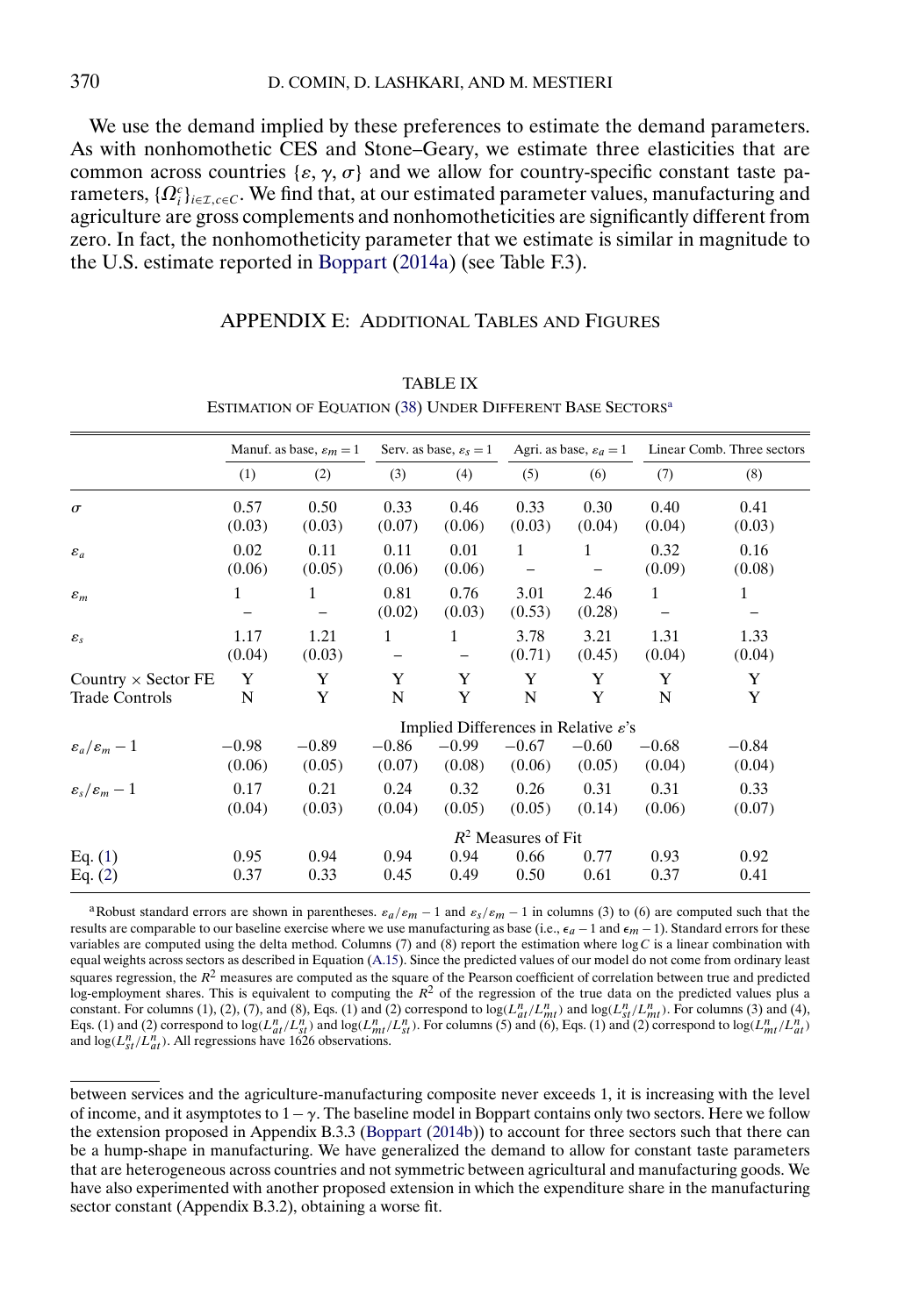We use the demand implied by these preferences to estimate the demand parameters. As with nonhomothetic CES and Stone–Geary, we estimate three elasticities that are common across countries $\{\varepsilon, \gamma, \sigma\}$ and we allow for country-specific constant taste parameters, $\{\Omega_i^c\}_{i\in\mathcal{I},c\in C}$. We find that, at our estimated parameter values, manufacturing and agriculture are gross complements and nonhomotheticities are significantly different from zero. In fact, the nonhomotheticity parameter that we estimate is similar in magnitude to the U.S. estimate reported in Boppart (2014a) (see Table F.3).

## APPENDIX E: ADDITIONAL TABLES AND FIGURES

TABLE IX

ESTIMATION OF EQUATION (38) UNDER DIFFERENT BASE SECTORS[a]

| | Manuf. as base, $\varepsilon_m = 1$ | | Serv. as base, $\varepsilon_s = 1$ | | Agri. as base, $\varepsilon_a = 1$ | | Linear Comb. Three sectors | |
|---|---|---|---|---|---|---|---|---|
| | (1) | (2) | (3) | (4) | (5) | (6) | (7) | (8) |
| $\sigma$ | 0.57 | 0.50 | 0.33 | 0.46 | 0.33 | 0.30 | 0.40 | 0.41 |
| | (0.03) | (0.03) | (0.07) | (0.06) | (0.03) | (0.04) | (0.04) | (0.03) |
| $\varepsilon_a$ | 0.02 | 0.11 | 0.11 | 0.01 | 1 | 1 | 0.32 | 0.16 |
| | (0.06) | (0.05) | (0.06) | (0.06) | – | – | (0.09) | (0.08) |
| $\varepsilon_m$ | 1 | 1 | 0.81 | 0.76 | 3.01 | 2.46 | 1 | 1 |
| | – | – | (0.02) | (0.03) | (0.53) | (0.28) | – | – |
| $\varepsilon_s$ | 1.17 | 1.21 | 1 | 1 | 3.78 | 3.21 | 1.31 | 1.33 |
| | (0.04) | (0.03) | – | – | (0.71) | (0.45) | (0.04) | (0.04) |
| Country × Sector FE | Y | Y | Y | Y | Y | Y | Y | Y |
| Trade Controls | N | Y | N | Y | N | Y | N | Y |
| | Implied Differences in Relative $\varepsilon$'s | | | | | | | |
| $\varepsilon_a/\varepsilon_m - 1$ | −0.98 | −0.89 | −0.86 | −0.99 | −0.67 | −0.60 | −0.68 | −0.84 |
| | (0.06) | (0.05) | (0.07) | (0.08) | (0.06) | (0.05) | (0.04) | (0.04) |
| $\varepsilon_s/\varepsilon_m - 1$ | 0.17 | 0.21 | 0.24 | 0.32 | 0.26 | 0.31 | 0.31 | 0.33 |
| | (0.04) | (0.03) | (0.04) | (0.05) | (0.05) | (0.14) | (0.06) | (0.07) |
| | $R^2$ Measures of Fit | | | | | | | |
| Eq. (1) | 0.95 | 0.94 | 0.94 | 0.94 | 0.66 | 0.77 | 0.93 | 0.92 |
| Eq. (2) | 0.37 | 0.33 | 0.45 | 0.49 | 0.50 | 0.61 | 0.37 | 0.41 |

[a]Robust standard errors are shown in parentheses. $\varepsilon_a/\varepsilon_m - 1$ and $\varepsilon_s/\varepsilon_m - 1$ in columns (3) to (6) are computed such that the results are comparable to our baseline exercise where we use manufacturing as base (i.e., $\epsilon_a - 1$ and $\epsilon_m - 1$). Standard errors for these variables are computed using the delta method. Columns (7) and (8) report the estimation where $\log C$ is a linear combination with equal weights across sectors as described in Equation (A.15). Since the predicted values of our model do not come from ordinary least squares regression, the $R^2$ measures are computed as the square of the Pearson coefficient of correlation between true and predicted log-employment shares. This is equivalent to computing the $R^2$ of the regression of the true data on the predicted values plus a constant. For columns (1), (2), (7), and (8), Eqs. (1) and (2) correspond to $\log(L^n_{at}/L^n_{mt})$ and $\log(L^n_{st}/L^n_{mt})$. For columns (3) and (4), Eqs. (1) and (2) correspond to $\log(L^n_{at}/L^n_{st})$ and $\log(L^n_{mt}/L^n_{st})$. For columns (5) and (6), Eqs. (1) and (2) correspond to $\log(L^n_{mt}/L^n_{at})$ and $\log(L^n_{st}/L^n_{at})$. All regressions have 1626 observations.

between services and the agriculture-manufacturing composite never exceeds 1, it is increasing with the level of income, and it asymptotes to $1-\gamma$. The baseline model in Boppart contains only two sectors. Here we follow the extension proposed in Appendix B.3.3 (Boppart (2014b)) to account for three sectors such that there can be a hump-shape in manufacturing. We have generalized the demand to allow for constant taste parameters that are heterogeneous across countries and not symmetric between agricultural and manufacturing goods. We have also experimented with another proposed extension in which the expenditure share in the manufacturing sector constant (Appendix B.3.2), obtaining a worse fit.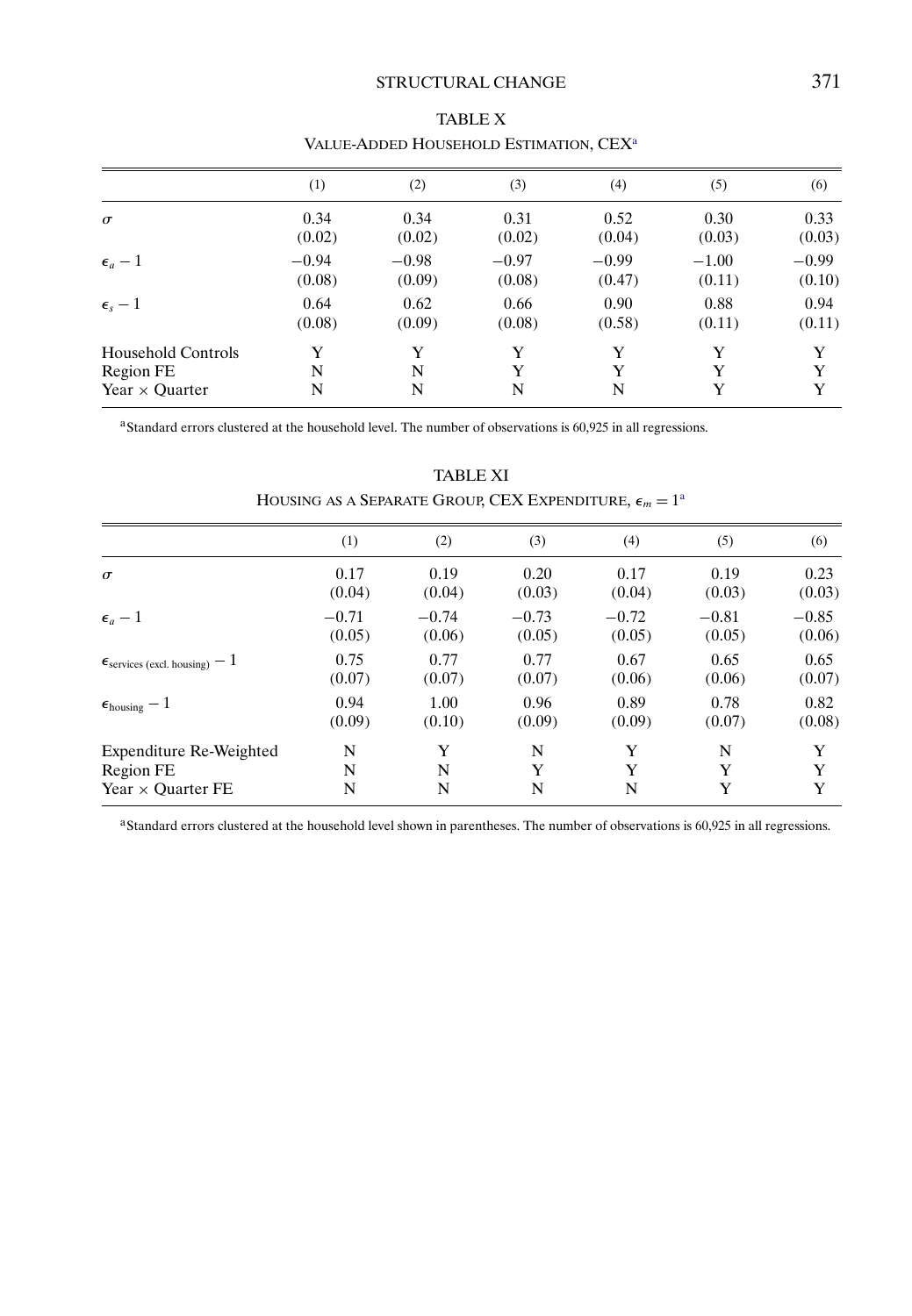TABLE X

VALUE-ADDED HOUSEHOLD ESTIMATION, CEX[a]

| | (1) | (2) | (3) | (4) | (5) | (6) |
|---|---|---|---|---|---|---|
| $\sigma$ | 0.34 | 0.34 | 0.31 | 0.52 | 0.30 | 0.33 |
| | (0.02) | (0.02) | (0.02) | (0.04) | (0.03) | (0.03) |
| $\epsilon_a - 1$ | $-0.94$ | $-0.98$ | $-0.97$ | $-0.99$ | $-1.00$ | $-0.99$ |
| | (0.08) | (0.09) | (0.08) | (0.47) | (0.11) | (0.10) |
| $\epsilon_s - 1$ | 0.64 | 0.62 | 0.66 | 0.90 | 0.88 | 0.94 |
| | (0.08) | (0.09) | (0.08) | (0.58) | (0.11) | (0.11) |
| Household Controls | Y | Y | Y | Y | Y | Y |
| Region FE | N | N | Y | Y | Y | Y |
| Year $\times$ Quarter | N | N | N | N | Y | Y |

[a]Standard errors clustered at the household level. The number of observations is 60,925 in all regressions.

TABLE XI

HOUSING AS A SEPARATE GROUP, CEX EXPENDITURE, $\epsilon_m = 1$[a]

| | (1) | (2) | (3) | (4) | (5) | (6) |
|---|---|---|---|---|---|---|
| $\sigma$ | 0.17 | 0.19 | 0.20 | 0.17 | 0.19 | 0.23 |
| | (0.04) | (0.04) | (0.03) | (0.04) | (0.03) | (0.03) |
| $\epsilon_a - 1$ | $-0.71$ | $-0.74$ | $-0.73$ | $-0.72$ | $-0.81$ | $-0.85$ |
| | (0.05) | (0.06) | (0.05) | (0.05) | (0.05) | (0.06) |
| $\epsilon_{\text{services (excl. housing)}} - 1$ | 0.75 | 0.77 | 0.77 | 0.67 | 0.65 | 0.65 |
| | (0.07) | (0.07) | (0.07) | (0.06) | (0.06) | (0.07) |
| $\epsilon_{\text{housing}} - 1$ | 0.94 | 1.00 | 0.96 | 0.89 | 0.78 | 0.82 |
| | (0.09) | (0.10) | (0.09) | (0.09) | (0.07) | (0.08) |
| Expenditure Re-Weighted | N | Y | N | Y | N | Y |
| Region FE | N | N | Y | Y | Y | Y |
| Year $\times$ Quarter FE | N | N | N | N | Y | Y |

[a]Standard errors clustered at the household level shown in parentheses. The number of observations is 60,925 in all regressions.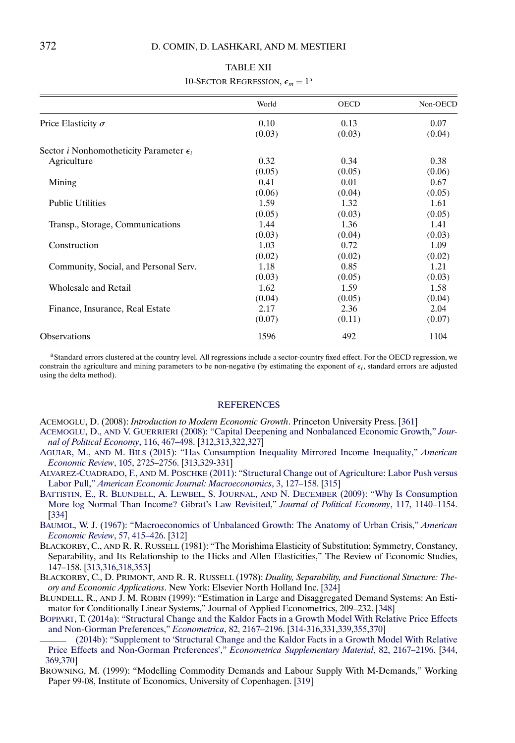TABLE XII

10-SECTOR REGRESSION, $\epsilon_m = 1$[a]

| | World | OECD | Non-OECD |
|---|---|---|---|
| Price Elasticity $\sigma$ | 0.10 | 0.13 | 0.07 |
| | (0.03) | (0.03) | (0.04) |
| Sector $i$ Nonhomotheticity Parameter $\epsilon_i$ | | | |
| Agriculture | 0.32 | 0.34 | 0.38 |
| | (0.05) | (0.05) | (0.06) |
| Mining | 0.41 | 0.01 | 0.67 |
| | (0.06) | (0.04) | (0.05) |
| Public Utilities | 1.59 | 1.32 | 1.61 |
| | (0.05) | (0.03) | (0.05) |
| Transp., Storage, Communications | 1.44 | 1.36 | 1.41 |
| | (0.03) | (0.04) | (0.03) |
| Construction | 1.03 | 0.72 | 1.09 |
| | (0.02) | (0.02) | (0.02) |
| Community, Social, and Personal Serv. | 1.18 | 0.85 | 1.21 |
| | (0.03) | (0.05) | (0.03) |
| Wholesale and Retail | 1.62 | 1.59 | 1.58 |
| | (0.04) | (0.05) | (0.04) |
| Finance, Insurance, Real Estate | 2.17 | 2.36 | 2.04 |
| | (0.07) | (0.11) | (0.07) |
| Observations | 1596 | 492 | 1104 |

[a]Standard errors clustered at the country level. All regressions include a sector-country fixed effect. For the OECD regression, we constrain the agriculture and mining parameters to be non-negative (by estimating the exponent of $\epsilon_i$, standard errors are adjusted using the delta method).

## REFERENCES

ACEMOGLU, D. (2008): *Introduction to Modern Economic Growth*. Princeton University Press. [361]

ACEMOGLU, D., AND V. GUERRIERI (2008): "Capital Deepening and Nonbalanced Economic Growth," *Journal of Political Economy*, 116, 467–498. [312,313,322,327]

AGUIAR, M., AND M. BILS (2015): "Has Consumption Inequality Mirrored Income Inequality," *American Economic Review*, 105, 2725–2756. [313,329-331]

ALVAREZ-CUADRADO, F., AND M. POSCHKE (2011): "Structural Change out of Agriculture: Labor Push versus Labor Pull," *American Economic Journal: Macroeconomics*, 3, 127–158. [315]

BATTISTIN, E., R. BLUNDELL, A. LEWBEL, S. JOURNAL, AND N. DECEMBER (2009): "Why Is Consumption More log Normal Than Income? Gibrat's Law Revisited," *Journal of Political Economy*, 117, 1140–1154. [334]

BAUMOL, W. J. (1967): "Macroeconomics of Unbalanced Growth: The Anatomy of Urban Crisis," *American Economic Review*, 57, 415–426. [312]

BLACKORBY, C., AND R. R. RUSSELL (1981): "The Morishima Elasticity of Substitution; Symmetry, Constancy, Separability, and Its Relationship to the Hicks and Allen Elasticities," The Review of Economic Studies, 147–158. [313,316,318,353]

BLACKORBY, C., D. PRIMONT, AND R. R. RUSSELL (1978): *Duality, Separability, and Functional Structure: Theory and Economic Applications*. New York: Elsevier North Holland Inc. [324]

BLUNDELL, R., AND J. M. ROBIN (1999): "Estimation in Large and Disaggregated Demand Systems: An Estimator for Conditionally Linear Systems," Journal of Applied Econometrics, 209–232. [348]

BOPPART, T. (2014a): "Structural Change and the Kaldor Facts in a Growth Model With Relative Price Effects and Non-Gorman Preferences," *Econometrica*, 82, 2167–2196. [314-316,331,339,355,370]

——— (2014b): "Supplement to 'Structural Change and the Kaldor Facts in a Growth Model With Relative Price Effects and Non-Gorman Preferences'," *Econometrica Supplementary Material*, 82, 2167–2196. [344, 369,370]

BROWNING, M. (1999): "Modelling Commodity Demands and Labour Supply With M-Demands," Working Paper 99-08, Institute of Economics, University of Copenhagen. [319]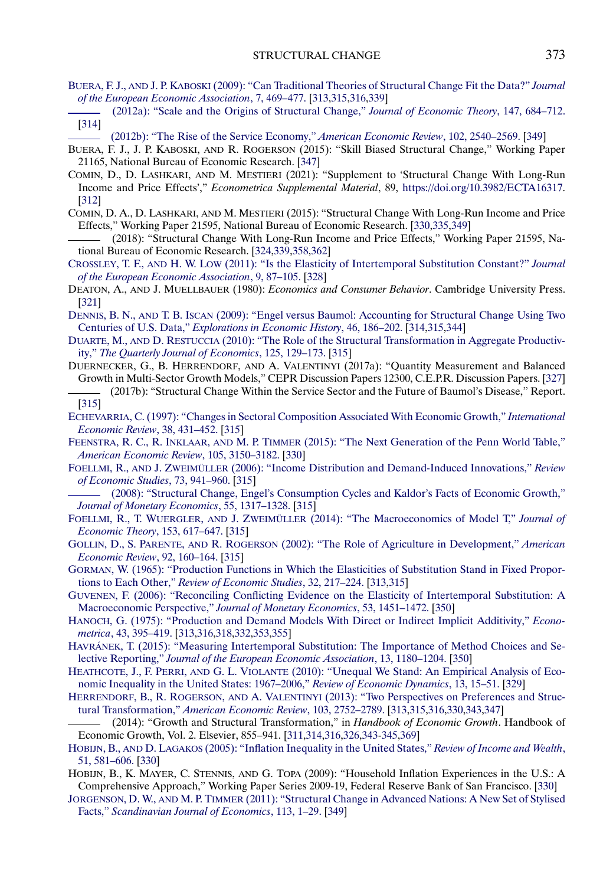BUERA, F. J., AND J. P. KABOSKI (2009): "Can Traditional Theories of Structural Change Fit the Data?" *Journal of the European Economic Association*, 7, 469–477. [313,315,316,339]

——— (2012a): "Scale and the Origins of Structural Change," *Journal of Economic Theory*, 147, 684–712. [314]

——— (2012b): "The Rise of the Service Economy," *American Economic Review*, 102, 2540–2569. [349]

BUERA, F. J., J. P. KABOSKI, AND R. ROGERSON (2015): "Skill Biased Structural Change," Working Paper 21165, National Bureau of Economic Research. [347]

COMIN, D., D. LASHKARI, AND M. MESTIERI (2021): "Supplement to 'Structural Change With Long-Run Income and Price Effects'," *Econometrica Supplemental Material*, 89, https://doi.org/10.3982/ECTA16317. [312]

COMIN, D. A., D. LASHKARI, AND M. MESTIERI (2015): "Structural Change With Long-Run Income and Price Effects," Working Paper 21595, National Bureau of Economic Research. [330,335,349]

——— (2018): "Structural Change With Long-Run Income and Price Effects," Working Paper 21595, National Bureau of Economic Research. [324,339,358,362]

CROSSLEY, T. F., AND H. W. LOW (2011): "Is the Elasticity of Intertemporal Substitution Constant?" *Journal of the European Economic Association*, 9, 87–105. [328]

DEATON, A., AND J. MUELLBAUER (1980): *Economics and Consumer Behavior*. Cambridge University Press. [321]

DENNIS, B. N., AND T. B. ISCAN (2009): "Engel versus Baumol: Accounting for Structural Change Using Two Centuries of U.S. Data," *Explorations in Economic History*, 46, 186–202. [314,315,344]

DUARTE, M., AND D. RESTUCCIA (2010): "The Role of the Structural Transformation in Aggregate Productivity," *The Quarterly Journal of Economics*, 125, 129–173. [315]

DUERNECKER, G., B. HERRENDORF, AND A. VALENTINYI (2017a): "Quantity Measurement and Balanced Growth in Multi-Sector Growth Models," CEPR Discussion Papers 12300, C.E.P.R. Discussion Papers. [327]

——— (2017b): "Structural Change Within the Service Sector and the Future of Baumol's Disease," Report. [315]

ECHEVARRIA, C. (1997): "Changes in Sectoral Composition Associated With Economic Growth," *International Economic Review*, 38, 431–452. [315]

FEENSTRA, R. C., R. INKLAAR, AND M. P. TIMMER (2015): "The Next Generation of the Penn World Table," *American Economic Review*, 105, 3150–3182. [330]

FOELLMI, R., AND J. ZWEIMÜLLER (2006): "Income Distribution and Demand-Induced Innovations," *Review of Economic Studies*, 73, 941–960. [315]

——— (2008): "Structural Change, Engel's Consumption Cycles and Kaldor's Facts of Economic Growth," *Journal of Monetary Economics*, 55, 1317–1328. [315]

FOELLMI, R., T. WUERGLER, AND J. ZWEIMÜLLER (2014): "The Macroeconomics of Model T," *Journal of Economic Theory*, 153, 617–647. [315]

GOLLIN, D., S. PARENTE, AND R. ROGERSON (2002): "The Role of Agriculture in Development," *American Economic Review*, 92, 160–164. [315]

GORMAN, W. (1965): "Production Functions in Which the Elasticities of Substitution Stand in Fixed Proportions to Each Other," *Review of Economic Studies*, 32, 217–224. [313,315]

GUVENEN, F. (2006): "Reconciling Conflicting Evidence on the Elasticity of Intertemporal Substitution: A Macroeconomic Perspective," *Journal of Monetary Economics*, 53, 1451–1472. [350]

HANOCH, G. (1975): "Production and Demand Models With Direct or Indirect Implicit Additivity," *Econometrica*, 43, 395–419. [313,316,318,332,353,355]

HAVRÁNEK, T. (2015): "Measuring Intertemporal Substitution: The Importance of Method Choices and Selective Reporting," *Journal of the European Economic Association*, 13, 1180–1204. [350]

HEATHCOTE, J., F. PERRI, AND G. L. VIOLANTE (2010): "Unequal We Stand: An Empirical Analysis of Economic Inequality in the United States: 1967–2006," *Review of Economic Dynamics*, 13, 15–51. [329]

HERRENDORF, B., R. ROGERSON, AND A. VALENTINYI (2013): "Two Perspectives on Preferences and Structural Transformation," *American Economic Review*, 103, 2752–2789. [313,315,316,330,343,347]

——— (2014): "Growth and Structural Transformation," in *Handbook of Economic Growth*. Handbook of Economic Growth, Vol. 2. Elsevier, 855–941. [311,314,316,326,343-345,369]

HOBIJN, B., AND D. LAGAKOS (2005): "Inflation Inequality in the United States," *Review of Income and Wealth*, 51, 581–606. [330]

HOBIJN, B., K. MAYER, C. STENNIS, AND G. TOPA (2009): "Household Inflation Experiences in the U.S.: A Comprehensive Approach," Working Paper Series 2009-19, Federal Reserve Bank of San Francisco. [330]

JORGENSON, D. W., AND M. P. TIMMER (2011): "Structural Change in Advanced Nations: A New Set of Stylised Facts," *Scandinavian Journal of Economics*, 113, 1–29. [349]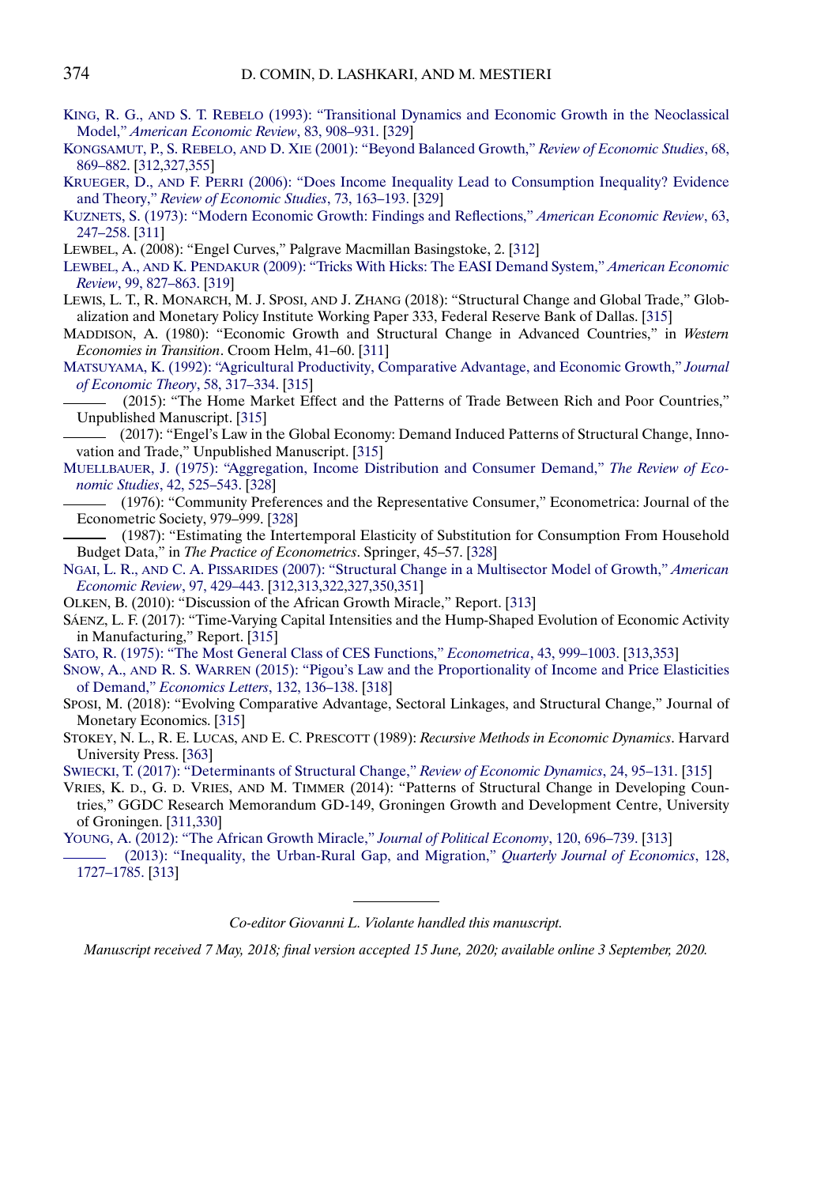KING, R. G., AND S. T. REBELO (1993): "Transitional Dynamics and Economic Growth in the Neoclassical Model," *American Economic Review*, 83, 908–931. [329]

KONGSAMUT, P., S. REBELO, AND D. XIE (2001): "Beyond Balanced Growth," *Review of Economic Studies*, 68, 869–882. [312,327,355]

KRUEGER, D., AND F. PERRI (2006): "Does Income Inequality Lead to Consumption Inequality? Evidence and Theory," *Review of Economic Studies*, 73, 163–193. [329]

KUZNETS, S. (1973): "Modern Economic Growth: Findings and Reflections," *American Economic Review*, 63, 247–258. [311]

LEWBEL, A. (2008): "Engel Curves," Palgrave Macmillan Basingstoke, 2. [312]

LEWBEL, A., AND K. PENDAKUR (2009): "Tricks With Hicks: The EASI Demand System," *American Economic Review*, 99, 827–863. [319]

LEWIS, L. T., R. MONARCH, M. J. SPOSI, AND J. ZHANG (2018): "Structural Change and Global Trade," Globalization and Monetary Policy Institute Working Paper 333, Federal Reserve Bank of Dallas. [315]

MADDISON, A. (1980): "Economic Growth and Structural Change in Advanced Countries," in *Western Economies in Transition*. Croom Helm, 41–60. [311]

MATSUYAMA, K. (1992): "Agricultural Productivity, Comparative Advantage, and Economic Growth," *Journal of Economic Theory*, 58, 317–334. [315]

——— (2015): "The Home Market Effect and the Patterns of Trade Between Rich and Poor Countries," Unpublished Manuscript. [315]

——— (2017): "Engel's Law in the Global Economy: Demand Induced Patterns of Structural Change, Innovation and Trade," Unpublished Manuscript. [315]

MUELLBAUER, J. (1975): "Aggregation, Income Distribution and Consumer Demand," *The Review of Economic Studies*, 42, 525–543. [328]

——— (1976): "Community Preferences and the Representative Consumer," Econometrica: Journal of the Econometric Society, 979–999. [328]

——— (1987): "Estimating the Intertemporal Elasticity of Substitution for Consumption From Household Budget Data," in *The Practice of Econometrics*. Springer, 45–57. [328]

NGAI, L. R., AND C. A. PISSARIDES (2007): "Structural Change in a Multisector Model of Growth," *American Economic Review*, 97, 429–443. [312,313,322,327,350,351]

OLKEN, B. (2010): "Discussion of the African Growth Miracle," Report. [313]

SÁENZ, L. F. (2017): "Time-Varying Capital Intensities and the Hump-Shaped Evolution of Economic Activity in Manufacturing," Report. [315]

SATO, R. (1975): "The Most General Class of CES Functions," *Econometrica*, 43, 999–1003. [313,353]

SNOW, A., AND R. S. WARREN (2015): "Pigou's Law and the Proportionality of Income and Price Elasticities of Demand," *Economics Letters*, 132, 136–138. [318]

SPOSI, M. (2018): "Evolving Comparative Advantage, Sectoral Linkages, and Structural Change," Journal of Monetary Economics. [315]

STOKEY, N. L., R. E. LUCAS, AND E. C. PRESCOTT (1989): *Recursive Methods in Economic Dynamics*. Harvard University Press. [363]

SWIECKI, T. (2017): "Determinants of Structural Change," *Review of Economic Dynamics*, 24, 95–131. [315]

VRIES, K. D., G. D. VRIES, AND M. TIMMER (2014): "Patterns of Structural Change in Developing Countries," GGDC Research Memorandum GD-149, Groningen Growth and Development Centre, University of Groningen. [311,330]

YOUNG, A. (2012): "The African Growth Miracle," *Journal of Political Economy*, 120, 696–739. [313]

——— (2013): "Inequality, the Urban-Rural Gap, and Migration," *Quarterly Journal of Economics*, 128, 1727–1785. [313]

---

*Co-editor Giovanni L. Violante handled this manuscript.*

*Manuscript received 7 May, 2018; final version accepted 15 June, 2020; available online 3 September, 2020.*